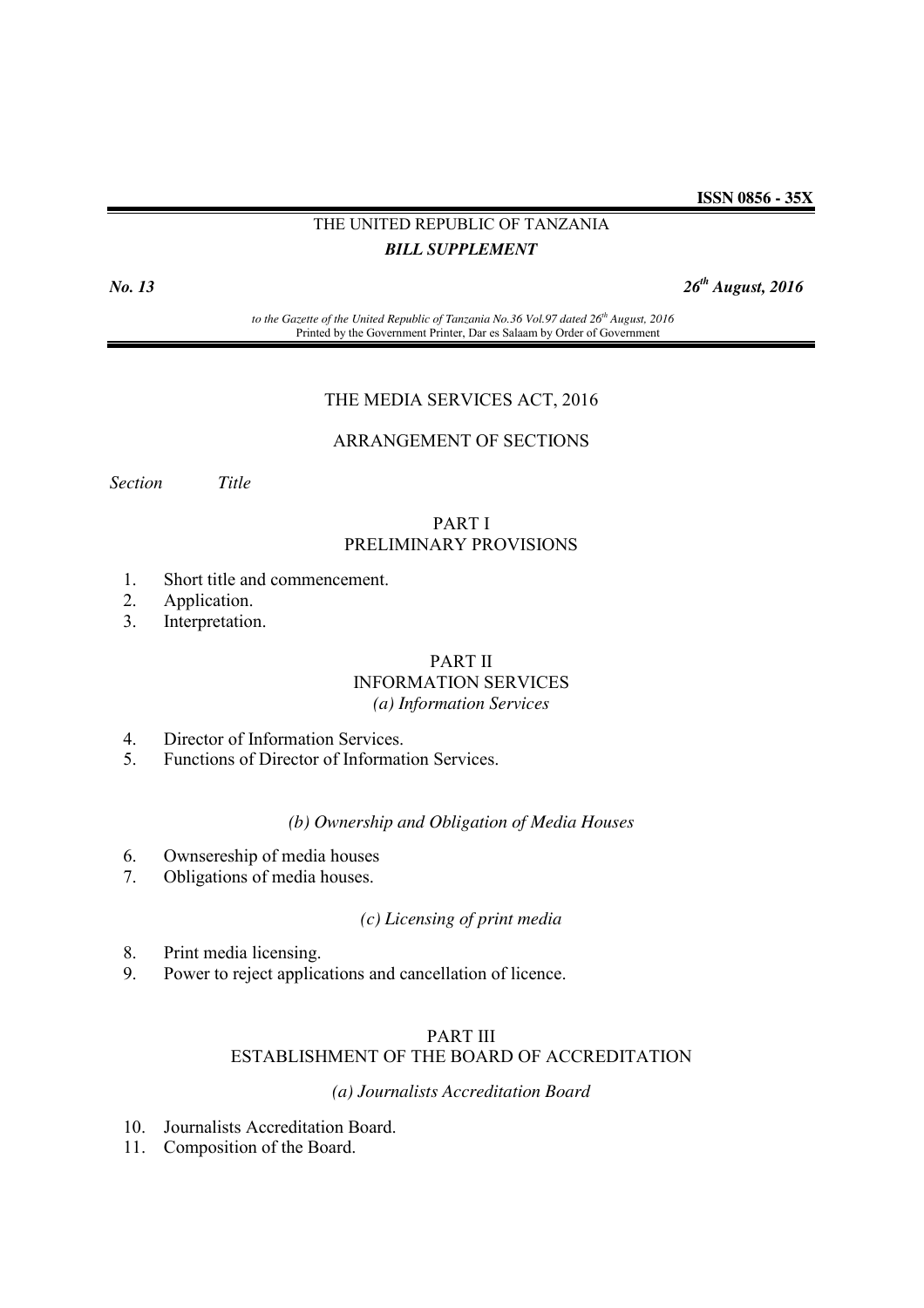**ISSN 0856 - 35X**

THE UNITED REPUBLIC OF TANZANIA

***BILL SUPPLEMENT***

***No. 13*** ***26th August, 2016***

*to the Gazette of the United Republic of Tanzania No.36 Vol.97 dated 26th August, 2016*
Printed by the Government Printer, Dar es Salaam by Order of Government

# THE MEDIA SERVICES ACT, 2016

## ARRANGEMENT OF SECTIONS

*Section* *Title*

### PART I
### PRELIMINARY PROVISIONS

1. Short title and commencement.
2. Application.
3. Interpretation.

### PART II
### INFORMATION SERVICES

*(a) Information Services*

4. Director of Information Services.
5. Functions of Director of Information Services.

*(b) Ownership and Obligation of Media Houses*

6. Ownsereship of media houses
7. Obligations of media houses.

*(c) Licensing of print media*

8. Print media licensing.
9. Power to reject applications and cancellation of licence.

### PART III
### ESTABLISHMENT OF THE BOARD OF ACCREDITATION

*(a) Journalists Accreditation Board*

10. Journalists Accreditation Board.
11. Composition of the Board.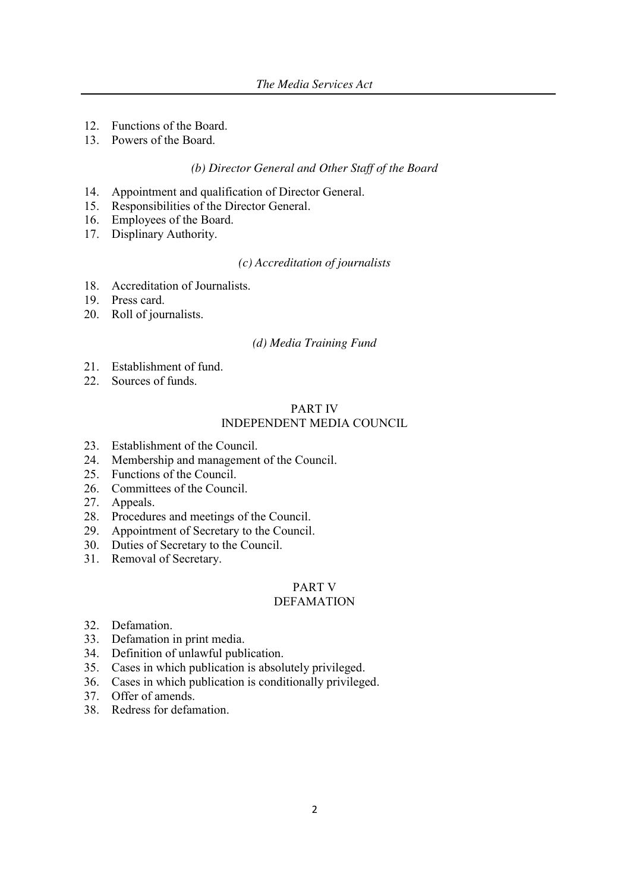12. Functions of the Board.
13. Powers of the Board.

*(b) Director General and Other Staff of the Board*

14. Appointment and qualification of Director General.
15. Responsibilities of the Director General.
16. Employees of the Board.
17. Displinary Authority.

*(c) Accreditation of journalists*

18. Accreditation of Journalists.
19. Press card.
20. Roll of journalists.

*(d) Media Training Fund*

21. Establishment of fund.
22. Sources of funds.

PART IV
INDEPENDENT MEDIA COUNCIL

23. Establishment of the Council.
24. Membership and management of the Council.
25. Functions of the Council.
26. Committees of the Council.
27. Appeals.
28. Procedures and meetings of the Council.
29. Appointment of Secretary to the Council.
30. Duties of Secretary to the Council.
31. Removal of Secretary.

PART V
DEFAMATION

32. Defamation.
33. Defamation in print media.
34. Definition of unlawful publication.
35. Cases in which publication is absolutely privileged.
36. Cases in which publication is conditionally privileged.
37. Offer of amends.
38. Redress for defamation.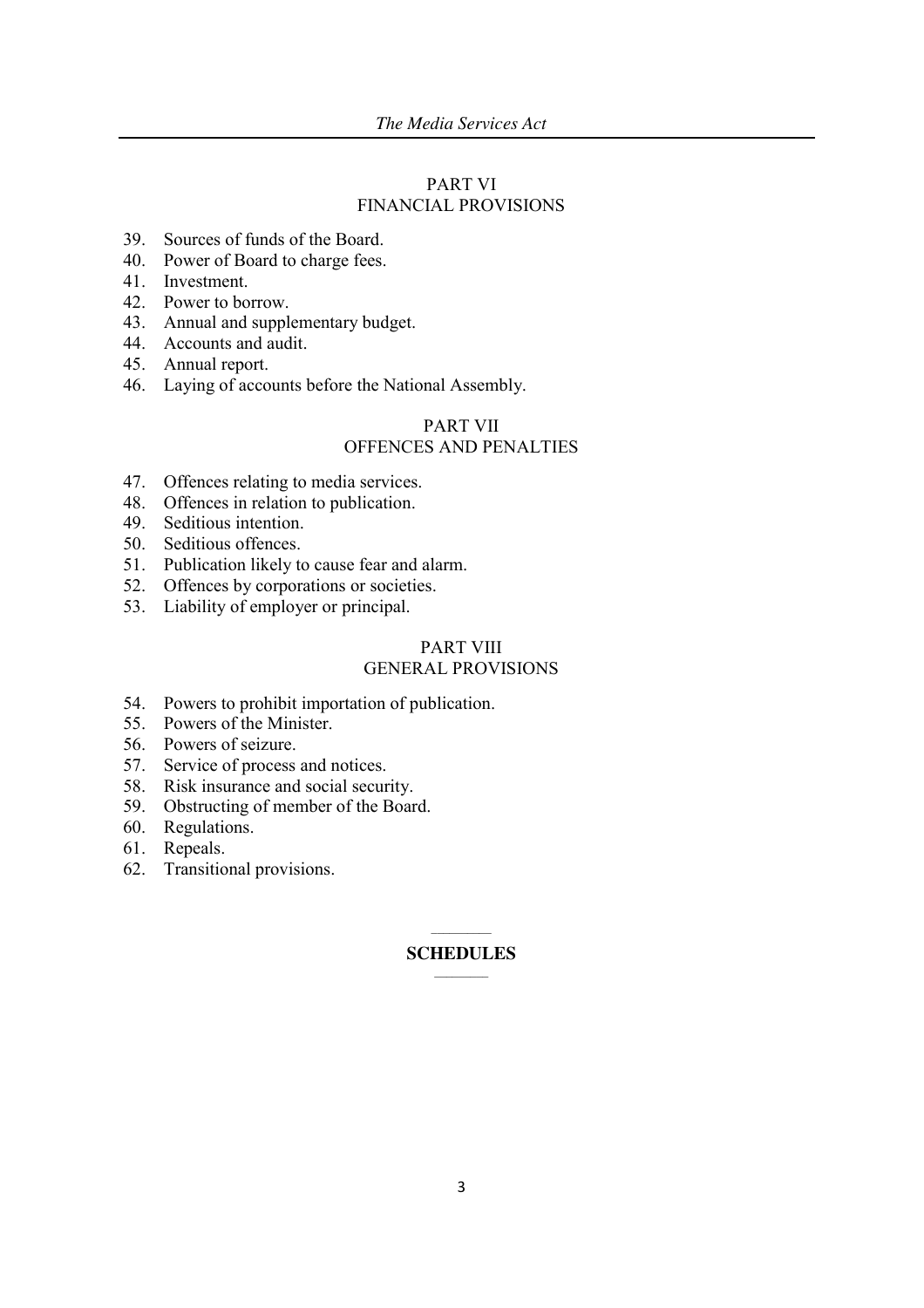PART VI
FINANCIAL PROVISIONS

39. Sources of funds of the Board.
40. Power of Board to charge fees.
41. Investment.
42. Power to borrow.
43. Annual and supplementary budget.
44. Accounts and audit.
45. Annual report.
46. Laying of accounts before the National Assembly.

PART VII
OFFENCES AND PENALTIES

47. Offences relating to media services.
48. Offences in relation to publication.
49. Seditious intention.
50. Seditious offences.
51. Publication likely to cause fear and alarm.
52. Offences by corporations or societies.
53. Liability of employer or principal.

PART VIII
GENERAL PROVISIONS

54. Powers to prohibit importation of publication.
55. Powers of the Minister.
56. Powers of seizure.
57. Service of process and notices.
58. Risk insurance and social security.
59. Obstructing of member of the Board.
60. Regulations.
61. Repeals.
62. Transitional provisions.

---

**SCHEDULES**

---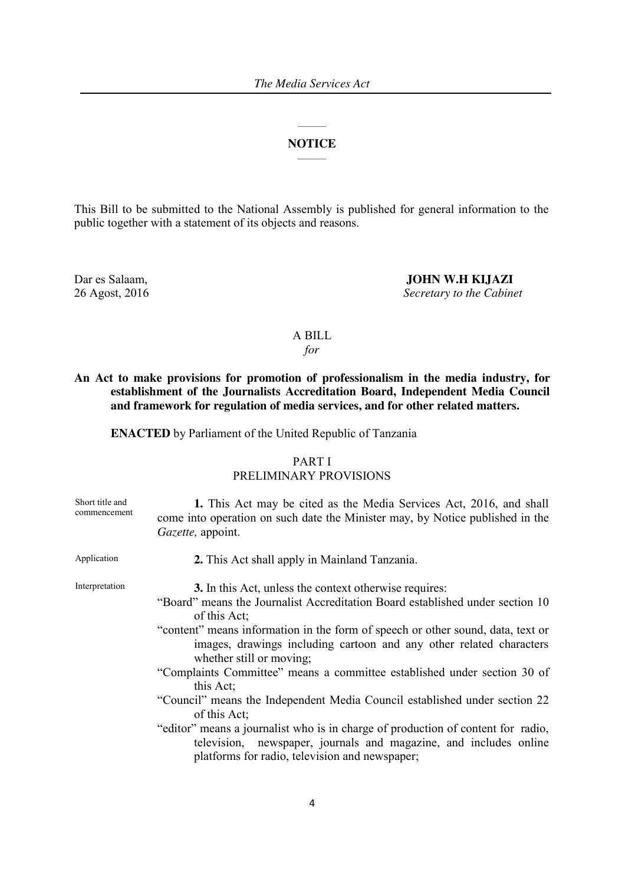## NOTICE

This Bill to be submitted to the National Assembly is published for general information to the public together with a statement of its objects and reasons.

Dar es Salaam,
26 Agost, 2016

**JOHN W.H KIJAZI**
*Secretary to the Cabinet*

A BILL

*for*

**An Act to make provisions for promotion of professionalism in the media industry, for establishment of the Journalists Accreditation Board, Independent Media Council and framework for regulation of media services, and for other related matters.**

**ENACTED** by Parliament of the United Republic of Tanzania

## PART I
## PRELIMINARY PROVISIONS

Short title and commencement

**1.** This Act may be cited as the Media Services Act, 2016, and shall come into operation on such date the Minister may, by Notice published in the *Gazette,* appoint.

Application

**2.** This Act shall apply in Mainland Tanzania.

Interpretation

**3.** In this Act, unless the context otherwise requires:

"Board" means the Journalist Accreditation Board established under section 10 of this Act;

"content" means information in the form of speech or other sound, data, text or images, drawings including cartoon and any other related characters whether still or moving;

"Complaints Committee" means a committee established under section 30 of this Act;

"Council" means the Independent Media Council established under section 22 of this Act;

"editor" means a journalist who is in charge of production of content for radio, television, newspaper, journals and magazine, and includes online platforms for radio, television and newspaper;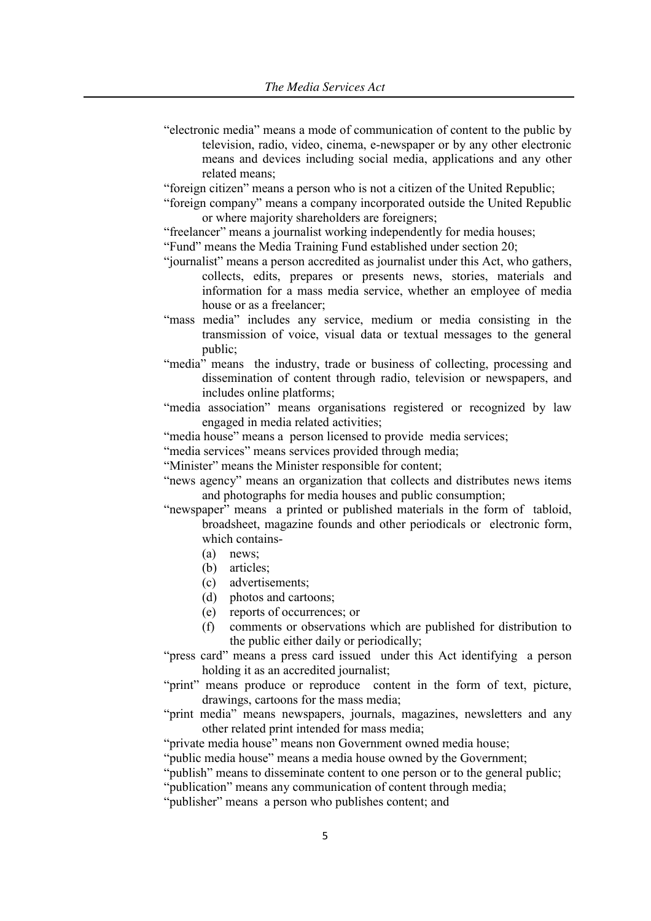"electronic media" means a mode of communication of content to the public by television, radio, video, cinema, e-newspaper or by any other electronic means and devices including social media, applications and any other related means;

"foreign citizen" means a person who is not a citizen of the United Republic;

"foreign company" means a company incorporated outside the United Republic or where majority shareholders are foreigners;

"freelancer" means a journalist working independently for media houses;

"Fund" means the Media Training Fund established under section 20;

"journalist" means a person accredited as journalist under this Act, who gathers, collects, edits, prepares or presents news, stories, materials and information for a mass media service, whether an employee of media house or as a freelancer;

"mass media" includes any service, medium or media consisting in the transmission of voice, visual data or textual messages to the general public;

"media" means the industry, trade or business of collecting, processing and dissemination of content through radio, television or newspapers, and includes online platforms;

"media association" means organisations registered or recognized by law engaged in media related activities;

"media house" means a person licensed to provide media services;

"media services" means services provided through media;

"Minister" means the Minister responsible for content;

"news agency" means an organization that collects and distributes news items and photographs for media houses and public consumption;

"newspaper" means a printed or published materials in the form of tabloid, broadsheet, magazine founds and other periodicals or electronic form, which contains-

(a) news;
(b) articles;
(c) advertisements;
(d) photos and cartoons;
(e) reports of occurrences; or
(f) comments or observations which are published for distribution to the public either daily or periodically;

"press card" means a press card issued under this Act identifying a person holding it as an accredited journalist;

"print" means produce or reproduce content in the form of text, picture, drawings, cartoons for the mass media;

"print media" means newspapers, journals, magazines, newsletters and any other related print intended for mass media;

"private media house" means non Government owned media house;

"public media house" means a media house owned by the Government;

"publish" means to disseminate content to one person or to the general public;

"publication" means any communication of content through media;

"publisher" means a person who publishes content; and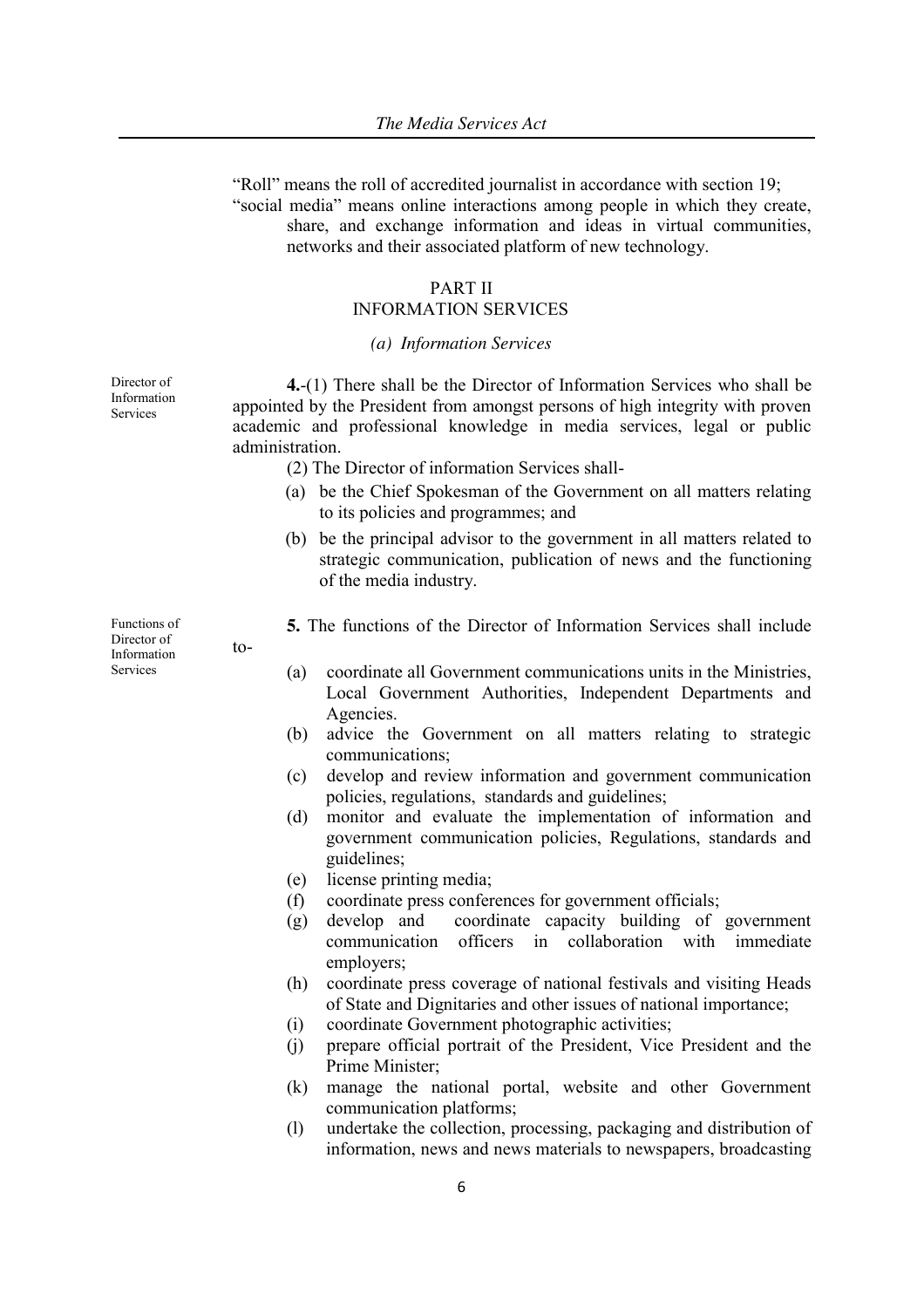"Roll" means the roll of accredited journalist in accordance with section 19;

"social media" means online interactions among people in which they create, share, and exchange information and ideas in virtual communities, networks and their associated platform of new technology.

## PART II
## INFORMATION SERVICES

### *(a) Information Services*

Director of Information Services

**4.**-(1) There shall be the Director of Information Services who shall be appointed by the President from amongst persons of high integrity with proven academic and professional knowledge in media services, legal or public administration.

(2) The Director of information Services shall-

(a) be the Chief Spokesman of the Government on all matters relating to its policies and programmes; and

(b) be the principal advisor to the government in all matters related to strategic communication, publication of news and the functioning of the media industry.

Functions of Director of Information Services

**5.** The functions of the Director of Information Services shall include to-

(a) coordinate all Government communications units in the Ministries, Local Government Authorities, Independent Departments and Agencies.

(b) advice the Government on all matters relating to strategic communications;

(c) develop and review information and government communication policies, regulations, standards and guidelines;

(d) monitor and evaluate the implementation of information and government communication policies, Regulations, standards and guidelines;

(e) license printing media;

(f) coordinate press conferences for government officials;

(g) develop and coordinate capacity building of government communication officers in collaboration with immediate employers;

(h) coordinate press coverage of national festivals and visiting Heads of State and Dignitaries and other issues of national importance;

(i) coordinate Government photographic activities;

(j) prepare official portrait of the President, Vice President and the Prime Minister;

(k) manage the national portal, website and other Government communication platforms;

(l) undertake the collection, processing, packaging and distribution of information, news and news materials to newspapers, broadcasting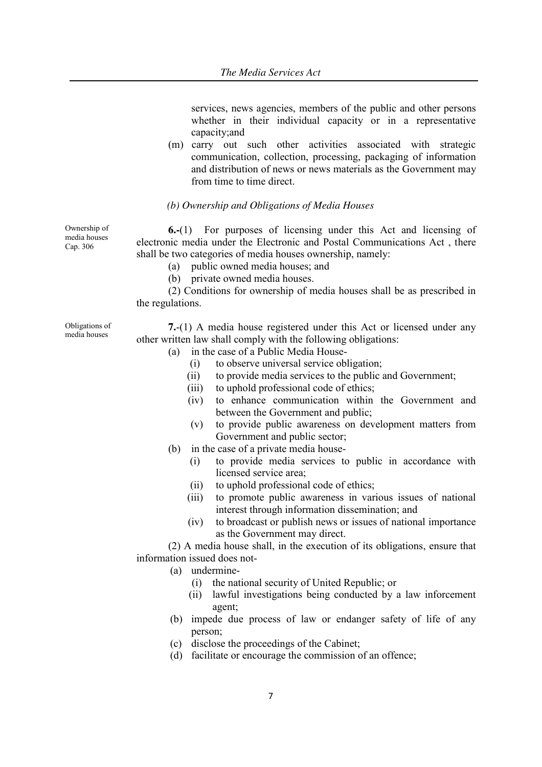services, news agencies, members of the public and other persons whether in their individual capacity or in a representative capacity;and

(m) carry out such other activities associated with strategic communication, collection, processing, packaging of information and distribution of news or news materials as the Government may from time to time direct.

*(b) Ownership and Obligations of Media Houses*

Ownership of media houses Cap. 306

**6.-**(1) For purposes of licensing under this Act and licensing of electronic media under the Electronic and Postal Communications Act , there shall be two categories of media houses ownership, namely:

(a) public owned media houses; and
(b) private owned media houses.

(2) Conditions for ownership of media houses shall be as prescribed in the regulations.

Obligations of media houses

**7.-**(1) A media house registered under this Act or licensed under any other written law shall comply with the following obligations:

(a) in the case of a Public Media House-
  (i) to observe universal service obligation;
  (ii) to provide media services to the public and Government;
  (iii) to uphold professional code of ethics;
  (iv) to enhance communication within the Government and between the Government and public;
  (v) to provide public awareness on development matters from Government and public sector;
(b) in the case of a private media house-
  (i) to provide media services to public in accordance with licensed service area;
  (ii) to uphold professional code of ethics;
  (iii) to promote public awareness in various issues of national interest through information dissemination; and
  (iv) to broadcast or publish news or issues of national importance as the Government may direct.

(2) A media house shall, in the execution of its obligations, ensure that information issued does not-

(a) undermine-
  (i) the national security of United Republic; or
  (ii) lawful investigations being conducted by a law inforcement agent;
(b) impede due process of law or endanger safety of life of any person;
(c) disclose the proceedings of the Cabinet;
(d) facilitate or encourage the commission of an offence;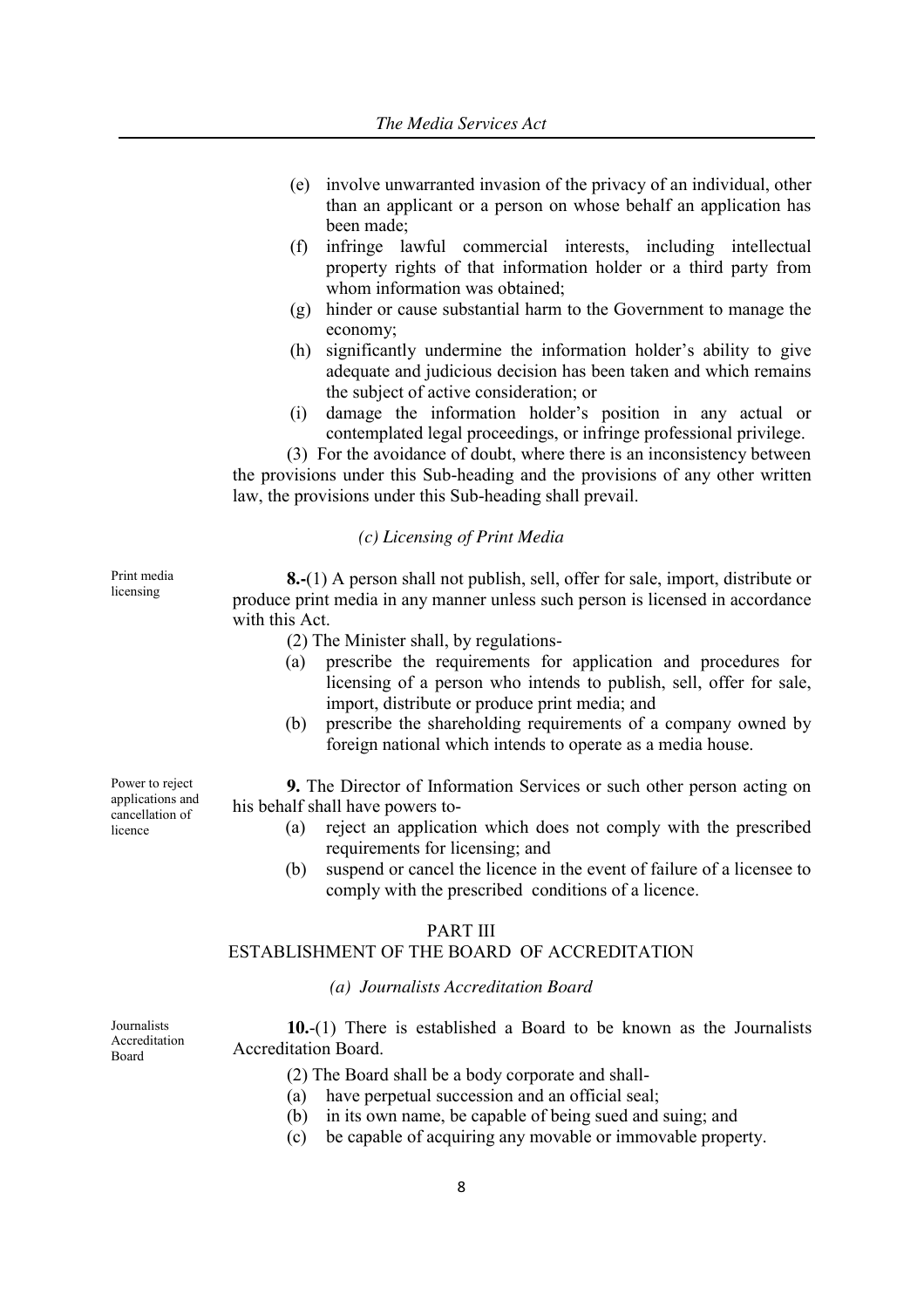(e) involve unwarranted invasion of the privacy of an individual, other than an applicant or a person on whose behalf an application has been made;

(f) infringe lawful commercial interests, including intellectual property rights of that information holder or a third party from whom information was obtained;

(g) hinder or cause substantial harm to the Government to manage the economy;

(h) significantly undermine the information holder's ability to give adequate and judicious decision has been taken and which remains the subject of active consideration; or

(i) damage the information holder's position in any actual or contemplated legal proceedings, or infringe professional privilege.

(3) For the avoidance of doubt, where there is an inconsistency between the provisions under this Sub-heading and the provisions of any other written law, the provisions under this Sub-heading shall prevail.

*(c) Licensing of Print Media*

Print media licensing

**8.-**(1) A person shall not publish, sell, offer for sale, import, distribute or produce print media in any manner unless such person is licensed in accordance with this Act.

(2) The Minister shall, by regulations-

(a) prescribe the requirements for application and procedures for licensing of a person who intends to publish, sell, offer for sale, import, distribute or produce print media; and

(b) prescribe the shareholding requirements of a company owned by foreign national which intends to operate as a media house.

Power to reject applications and cancellation of licence

**9.** The Director of Information Services or such other person acting on his behalf shall have powers to-

(a) reject an application which does not comply with the prescribed requirements for licensing; and

(b) suspend or cancel the licence in the event of failure of a licensee to comply with the prescribed conditions of a licence.

## PART III
## ESTABLISHMENT OF THE BOARD OF ACCREDITATION

*(a) Journalists Accreditation Board*

Journalists Accreditation Board

**10.**-(1) There is established a Board to be known as the Journalists Accreditation Board.

(2) The Board shall be a body corporate and shall-

(a) have perpetual succession and an official seal;

(b) in its own name, be capable of being sued and suing; and

(c) be capable of acquiring any movable or immovable property.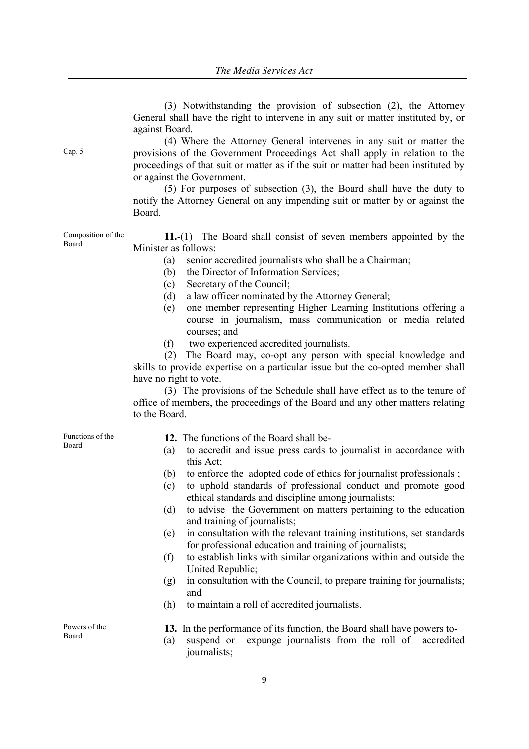(3) Notwithstanding the provision of subsection (2), the Attorney General shall have the right to intervene in any suit or matter instituted by, or against Board.

Cap. 5

(4) Where the Attorney General intervenes in any suit or matter the provisions of the Government Proceedings Act shall apply in relation to the proceedings of that suit or matter as if the suit or matter had been instituted by or against the Government.

(5) For purposes of subsection (3), the Board shall have the duty to notify the Attorney General on any impending suit or matter by or against the Board.

Composition of the Board

**11.**-(1) The Board shall consist of seven members appointed by the Minister as follows:

- (a) senior accredited journalists who shall be a Chairman;
- (b) the Director of Information Services;
- (c) Secretary of the Council;
- (d) a law officer nominated by the Attorney General;
- (e) one member representing Higher Learning Institutions offering a course in journalism, mass communication or media related courses; and
- (f) two experienced accredited journalists.

(2) The Board may, co-opt any person with special knowledge and skills to provide expertise on a particular issue but the co-opted member shall have no right to vote.

(3) The provisions of the Schedule shall have effect as to the tenure of office of members, the proceedings of the Board and any other matters relating to the Board.

Functions of the Board

**12.** The functions of the Board shall be-

- (a) to accredit and issue press cards to journalist in accordance with this Act;
- (b) to enforce the adopted code of ethics for journalist professionals ;
- (c) to uphold standards of professional conduct and promote good ethical standards and discipline among journalists;
- (d) to advise the Government on matters pertaining to the education and training of journalists;
- (e) in consultation with the relevant training institutions, set standards for professional education and training of journalists;
- (f) to establish links with similar organizations within and outside the United Republic;
- (g) in consultation with the Council, to prepare training for journalists; and
- (h) to maintain a roll of accredited journalists.

Powers of the Board

**13.** In the performance of its function, the Board shall have powers to-

- (a) suspend or expunge journalists from the roll of accredited journalists;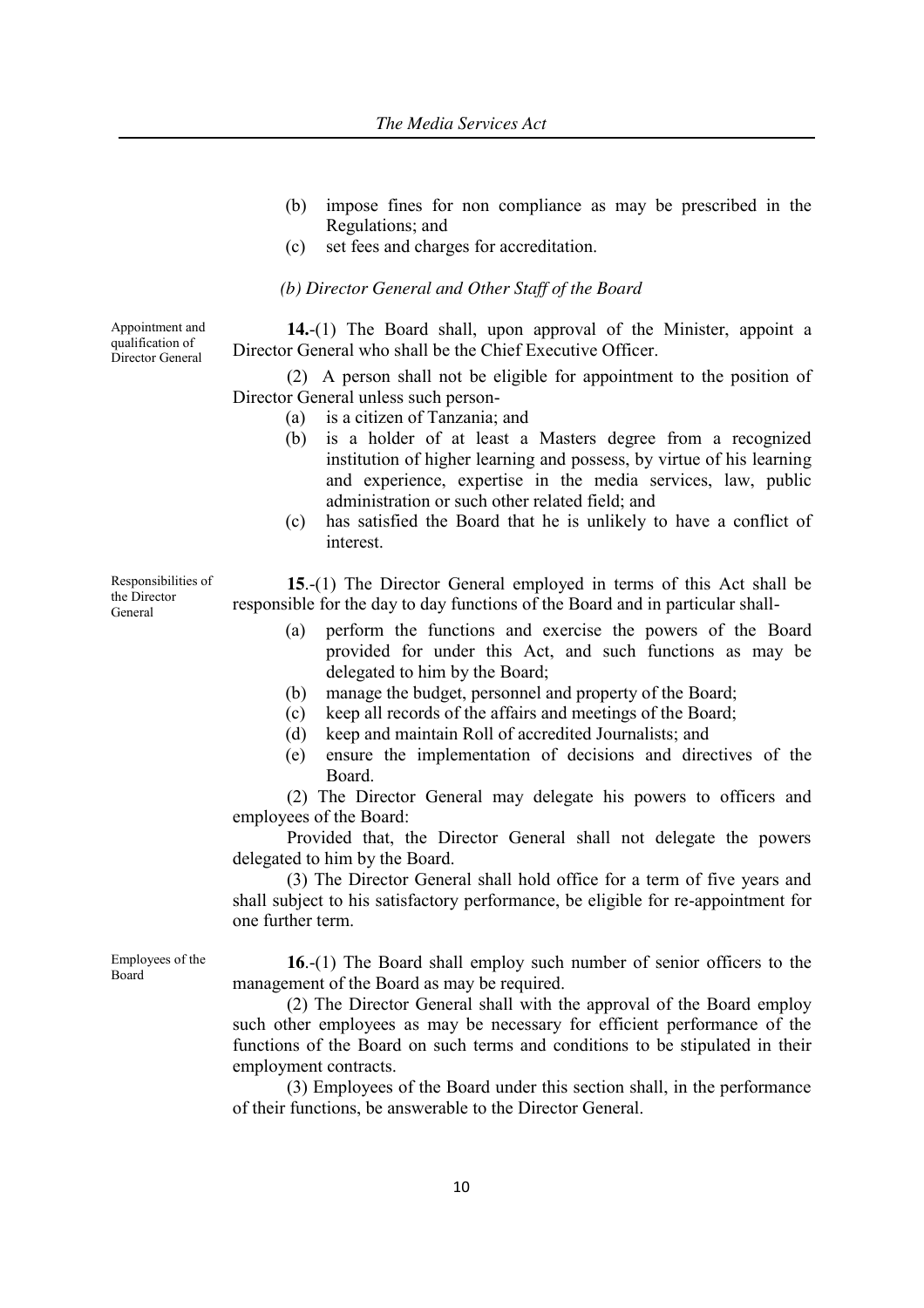(b) impose fines for non compliance as may be prescribed in the Regulations; and

(c) set fees and charges for accreditation.

*(b) Director General and Other Staff of the Board*

Appointment and qualification of Director General

**14.**-(1) The Board shall, upon approval of the Minister, appoint a Director General who shall be the Chief Executive Officer.

(2) A person shall not be eligible for appointment to the position of Director General unless such person-

(a) is a citizen of Tanzania; and

(b) is a holder of at least a Masters degree from a recognized institution of higher learning and possess, by virtue of his learning and experience, expertise in the media services, law, public administration or such other related field; and

(c) has satisfied the Board that he is unlikely to have a conflict of interest.

Responsibilities of the Director General

**15**.-(1) The Director General employed in terms of this Act shall be responsible for the day to day functions of the Board and in particular shall-

(a) perform the functions and exercise the powers of the Board provided for under this Act, and such functions as may be delegated to him by the Board;

(b) manage the budget, personnel and property of the Board;

(c) keep all records of the affairs and meetings of the Board;

(d) keep and maintain Roll of accredited Journalists; and

(e) ensure the implementation of decisions and directives of the Board.

(2) The Director General may delegate his powers to officers and employees of the Board:

Provided that, the Director General shall not delegate the powers delegated to him by the Board.

(3) The Director General shall hold office for a term of five years and shall subject to his satisfactory performance, be eligible for re-appointment for one further term.

Employees of the Board

**16**.-(1) The Board shall employ such number of senior officers to the management of the Board as may be required.

(2) The Director General shall with the approval of the Board employ such other employees as may be necessary for efficient performance of the functions of the Board on such terms and conditions to be stipulated in their employment contracts.

(3) Employees of the Board under this section shall, in the performance of their functions, be answerable to the Director General.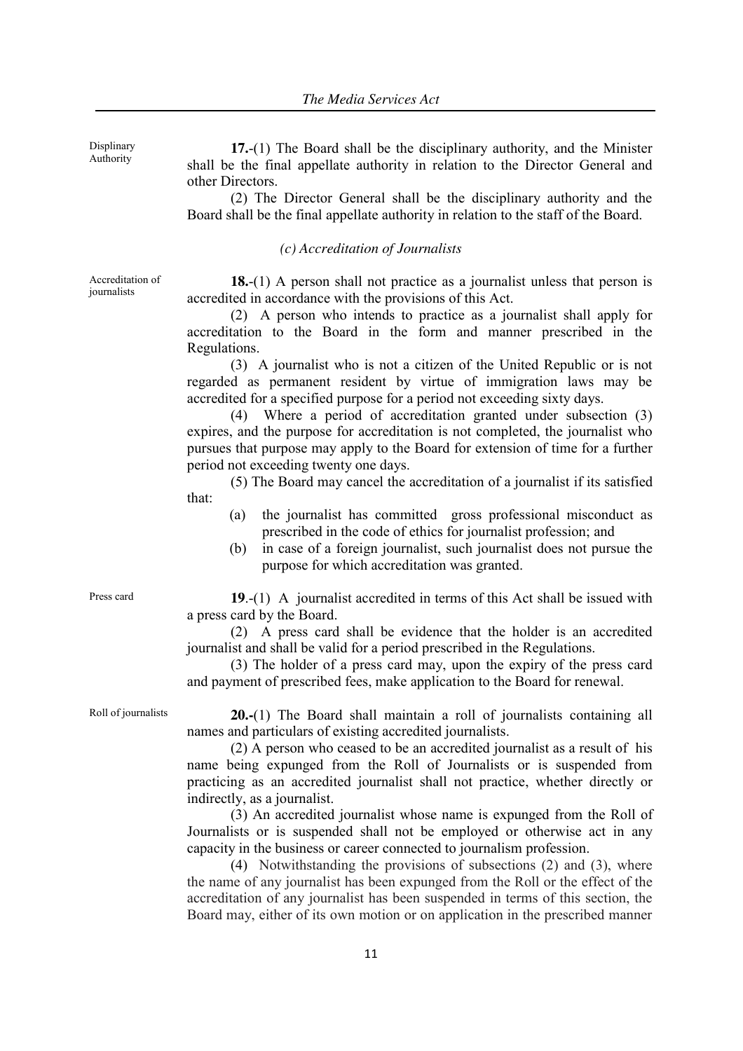Displinary Authority

**17.**-(1) The Board shall be the disciplinary authority, and the Minister shall be the final appellate authority in relation to the Director General and other Directors.

(2) The Director General shall be the disciplinary authority and the Board shall be the final appellate authority in relation to the staff of the Board.

*(c) Accreditation of Journalists*

Accreditation of journalists

**18.**-(1) A person shall not practice as a journalist unless that person is accredited in accordance with the provisions of this Act.

(2) A person who intends to practice as a journalist shall apply for accreditation to the Board in the form and manner prescribed in the Regulations.

(3) A journalist who is not a citizen of the United Republic or is not regarded as permanent resident by virtue of immigration laws may be accredited for a specified purpose for a period not exceeding sixty days.

(4) Where a period of accreditation granted under subsection (3) expires, and the purpose for accreditation is not completed, the journalist who pursues that purpose may apply to the Board for extension of time for a further period not exceeding twenty one days.

(5) The Board may cancel the accreditation of a journalist if its satisfied that:

(a) the journalist has committed gross professional misconduct as prescribed in the code of ethics for journalist profession; and

(b) in case of a foreign journalist, such journalist does not pursue the purpose for which accreditation was granted.

Press card

**19**.-(1) A journalist accredited in terms of this Act shall be issued with a press card by the Board.

(2) A press card shall be evidence that the holder is an accredited journalist and shall be valid for a period prescribed in the Regulations.

(3) The holder of a press card may, upon the expiry of the press card and payment of prescribed fees, make application to the Board for renewal.

Roll of journalists

**20.**-(1) The Board shall maintain a roll of journalists containing all names and particulars of existing accredited journalists.

(2) A person who ceased to be an accredited journalist as a result of his name being expunged from the Roll of Journalists or is suspended from practicing as an accredited journalist shall not practice, whether directly or indirectly, as a journalist.

(3) An accredited journalist whose name is expunged from the Roll of Journalists or is suspended shall not be employed or otherwise act in any capacity in the business or career connected to journalism profession.

(4) Notwithstanding the provisions of subsections (2) and (3), where the name of any journalist has been expunged from the Roll or the effect of the accreditation of any journalist has been suspended in terms of this section, the Board may, either of its own motion or on application in the prescribed manner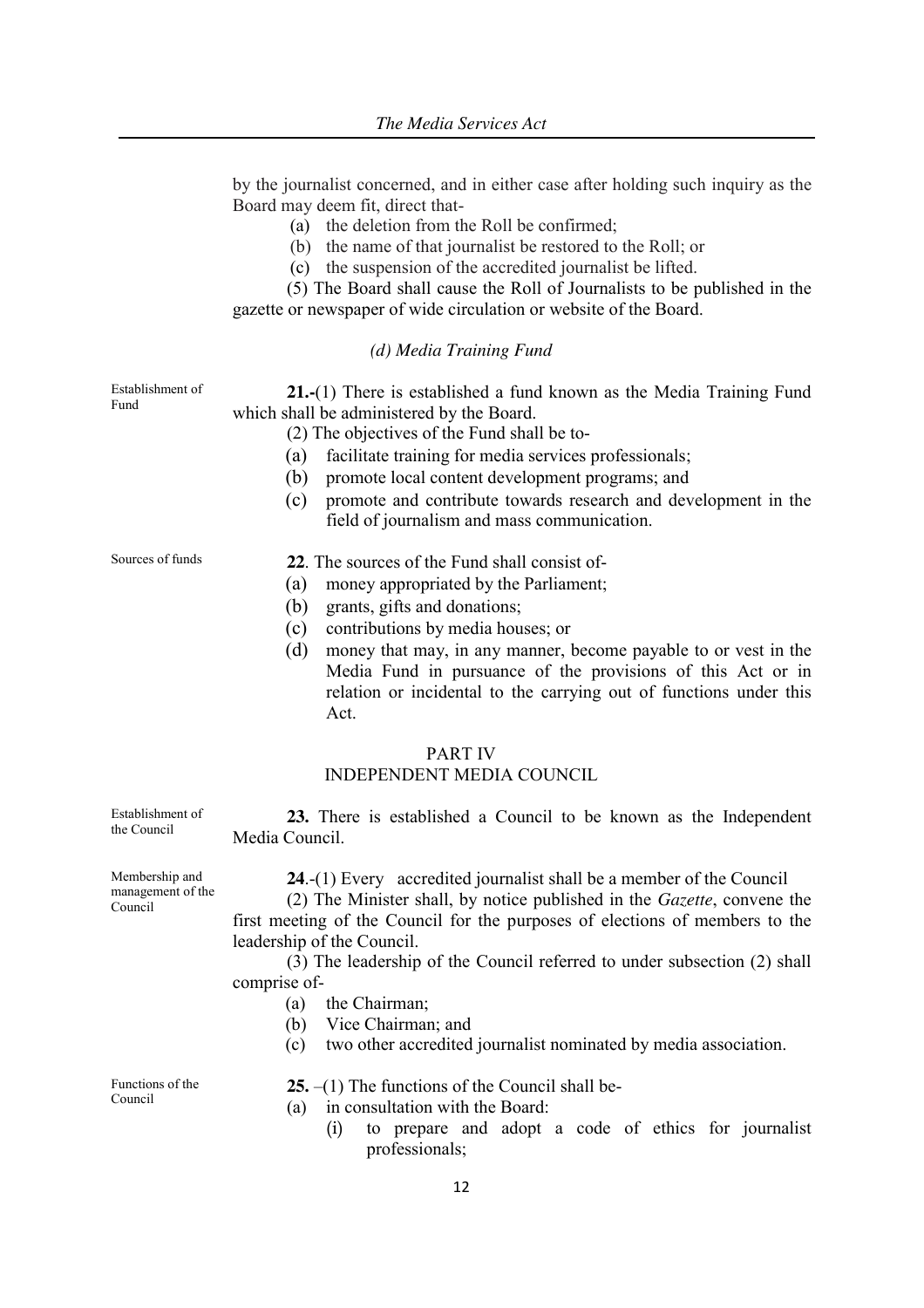by the journalist concerned, and in either case after holding such inquiry as the Board may deem fit, direct that-

(a) the deletion from the Roll be confirmed;

(b) the name of that journalist be restored to the Roll; or

(c) the suspension of the accredited journalist be lifted.

(5) The Board shall cause the Roll of Journalists to be published in the gazette or newspaper of wide circulation or website of the Board.

*(d) Media Training Fund*

Establishment of Fund

**21.-**(1) There is established a fund known as the Media Training Fund which shall be administered by the Board.

(2) The objectives of the Fund shall be to-

(a) facilitate training for media services professionals;

(b) promote local content development programs; and

(c) promote and contribute towards research and development in the field of journalism and mass communication.

Sources of funds

**22**. The sources of the Fund shall consist of-

(a) money appropriated by the Parliament;

(b) grants, gifts and donations;

(c) contributions by media houses; or

(d) money that may, in any manner, become payable to or vest in the Media Fund in pursuance of the provisions of this Act or in relation or incidental to the carrying out of functions under this Act.

## PART IV
## INDEPENDENT MEDIA COUNCIL

Establishment of the Council

**23.** There is established a Council to be known as the Independent Media Council.

Membership and management of the Council

**24**.-(1) Every accredited journalist shall be a member of the Council

(2) The Minister shall, by notice published in the *Gazette*, convene the first meeting of the Council for the purposes of elections of members to the leadership of the Council.

(3) The leadership of the Council referred to under subsection (2) shall comprise of-

(a) the Chairman;

(b) Vice Chairman; and

(c) two other accredited journalist nominated by media association.

Functions of the Council

**25.** –(1) The functions of the Council shall be-

(a) in consultation with the Board:

(i) to prepare and adopt a code of ethics for journalist professionals;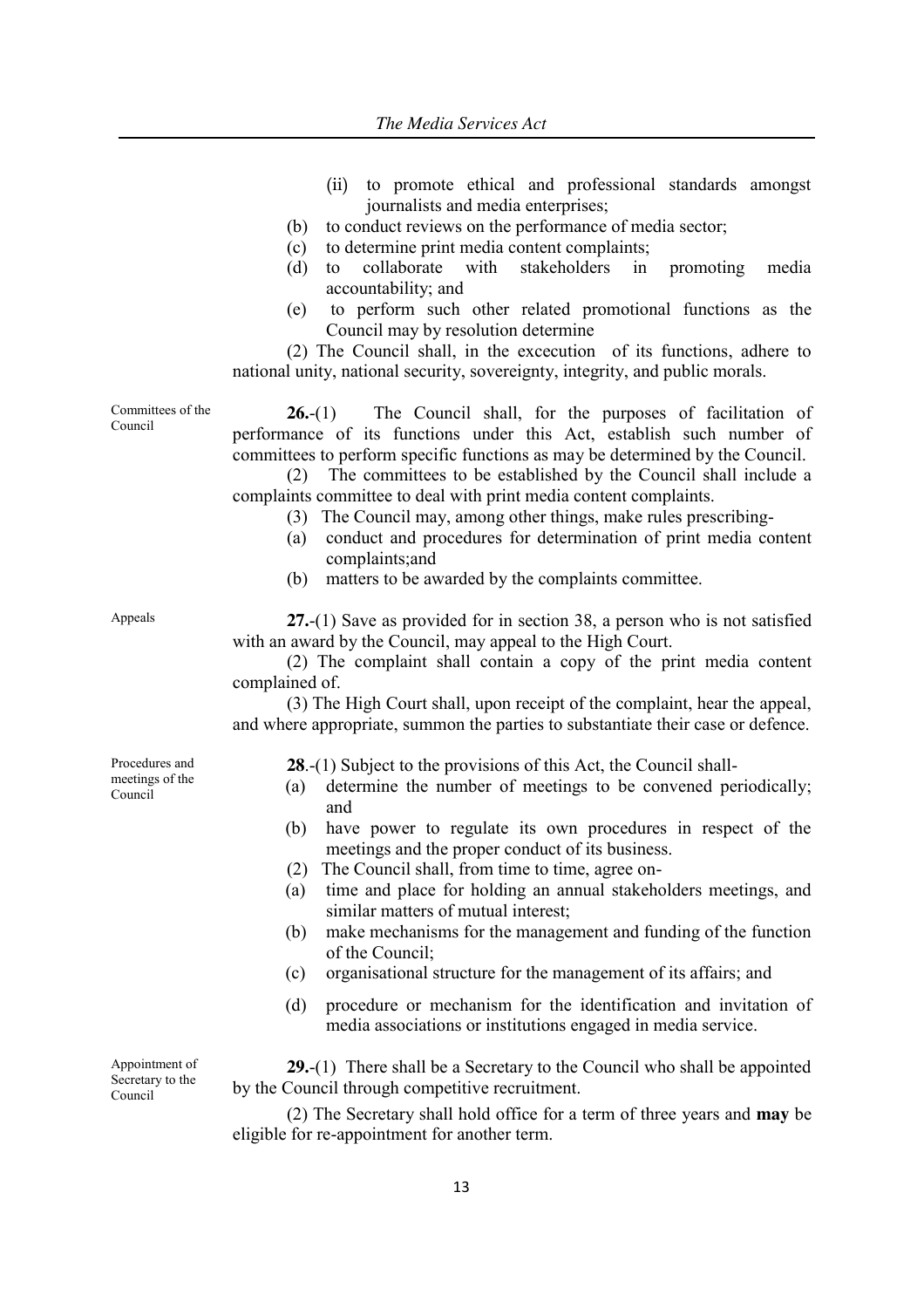(ii) to promote ethical and professional standards amongst journalists and media enterprises;

(b) to conduct reviews on the performance of media sector;

(c) to determine print media content complaints;

(d) to collaborate with stakeholders in promoting media accountability; and

(e) to perform such other related promotional functions as the Council may by resolution determine

(2) The Council shall, in the excecution of its functions, adhere to national unity, national security, sovereignty, integrity, and public morals.

Committees of the Council

**26.**-(1) The Council shall, for the purposes of facilitation of performance of its functions under this Act, establish such number of committees to perform specific functions as may be determined by the Council.

(2) The committees to be established by the Council shall include a complaints committee to deal with print media content complaints.

(3) The Council may, among other things, make rules prescribing-

(a) conduct and procedures for determination of print media content complaints;and

(b) matters to be awarded by the complaints committee.

Appeals

**27.**-(1) Save as provided for in section 38, a person who is not satisfied with an award by the Council, may appeal to the High Court.

(2) The complaint shall contain a copy of the print media content complained of.

(3) The High Court shall, upon receipt of the complaint, hear the appeal, and where appropriate, summon the parties to substantiate their case or defence.

Procedures and meetings of the Council

**28**.-(1) Subject to the provisions of this Act, the Council shall-

(a) determine the number of meetings to be convened periodically; and

(b) have power to regulate its own procedures in respect of the meetings and the proper conduct of its business.

(2) The Council shall, from time to time, agree on-

(a) time and place for holding an annual stakeholders meetings, and similar matters of mutual interest;

(b) make mechanisms for the management and funding of the function of the Council;

(c) organisational structure for the management of its affairs; and

(d) procedure or mechanism for the identification and invitation of media associations or institutions engaged in media service.

Appointment of Secretary to the Council

**29.**-(1) There shall be a Secretary to the Council who shall be appointed by the Council through competitive recruitment.

(2) The Secretary shall hold office for a term of three years and **may** be eligible for re-appointment for another term.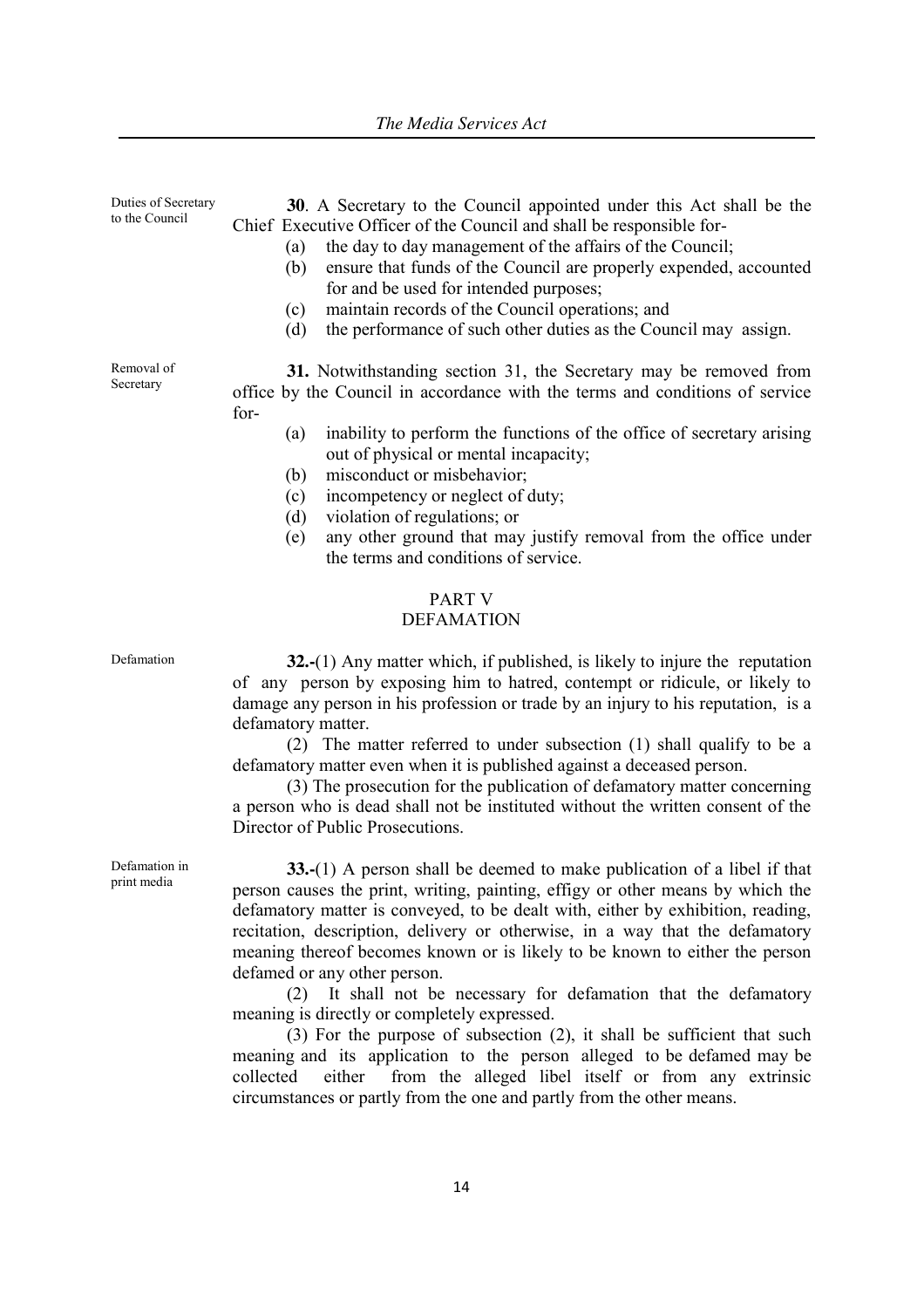Duties of Secretary to the Council

**30**. A Secretary to the Council appointed under this Act shall be the Chief Executive Officer of the Council and shall be responsible for-

(a) the day to day management of the affairs of the Council;

(b) ensure that funds of the Council are properly expended, accounted for and be used for intended purposes;

(c) maintain records of the Council operations; and

(d) the performance of such other duties as the Council may assign.

Removal of Secretary

**31.** Notwithstanding section 31, the Secretary may be removed from office by the Council in accordance with the terms and conditions of service for-

(a) inability to perform the functions of the office of secretary arising out of physical or mental incapacity;

(b) misconduct or misbehavior;

(c) incompetency or neglect of duty;

(d) violation of regulations; or

(e) any other ground that may justify removal from the office under the terms and conditions of service.

## PART V
## DEFAMATION

Defamation

**32.-**(1) Any matter which, if published, is likely to injure the reputation of any person by exposing him to hatred, contempt or ridicule, or likely to damage any person in his profession or trade by an injury to his reputation, is a defamatory matter.

(2) The matter referred to under subsection (1) shall qualify to be a defamatory matter even when it is published against a deceased person.

(3) The prosecution for the publication of defamatory matter concerning a person who is dead shall not be instituted without the written consent of the Director of Public Prosecutions.

Defamation in print media

**33.-**(1) A person shall be deemed to make publication of a libel if that person causes the print, writing, painting, effigy or other means by which the defamatory matter is conveyed, to be dealt with, either by exhibition, reading, recitation, description, delivery or otherwise, in a way that the defamatory meaning thereof becomes known or is likely to be known to either the person defamed or any other person.

(2) It shall not be necessary for defamation that the defamatory meaning is directly or completely expressed.

(3) For the purpose of subsection (2), it shall be sufficient that such meaning and its application to the person alleged to be defamed may be collected either from the alleged libel itself or from any extrinsic circumstances or partly from the one and partly from the other means.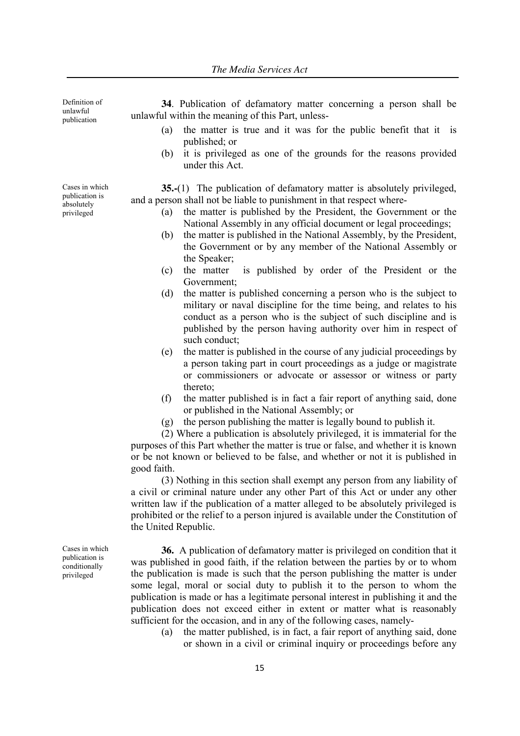Definition of unlawful publication

**34**. Publication of defamatory matter concerning a person shall be unlawful within the meaning of this Part, unless-

(a) the matter is true and it was for the public benefit that it is published; or

(b) it is privileged as one of the grounds for the reasons provided under this Act.

Cases in which publication is absolutely privileged

**35.-**(1) The publication of defamatory matter is absolutely privileged, and a person shall not be liable to punishment in that respect where-

(a) the matter is published by the President, the Government or the National Assembly in any official document or legal proceedings;

(b) the matter is published in the National Assembly, by the President, the Government or by any member of the National Assembly or the Speaker;

(c) the matter is published by order of the President or the Government;

(d) the matter is published concerning a person who is the subject to military or naval discipline for the time being, and relates to his conduct as a person who is the subject of such discipline and is published by the person having authority over him in respect of such conduct;

(e) the matter is published in the course of any judicial proceedings by a person taking part in court proceedings as a judge or magistrate or commissioners or advocate or assessor or witness or party thereto;

(f) the matter published is in fact a fair report of anything said, done or published in the National Assembly; or

(g) the person publishing the matter is legally bound to publish it.

(2) Where a publication is absolutely privileged, it is immaterial for the purposes of this Part whether the matter is true or false, and whether it is known or be not known or believed to be false, and whether or not it is published in good faith.

(3) Nothing in this section shall exempt any person from any liability of a civil or criminal nature under any other Part of this Act or under any other written law if the publication of a matter alleged to be absolutely privileged is prohibited or the relief to a person injured is available under the Constitution of the United Republic.

Cases in which publication is conditionally privileged

**36.** A publication of defamatory matter is privileged on condition that it was published in good faith, if the relation between the parties by or to whom the publication is made is such that the person publishing the matter is under some legal, moral or social duty to publish it to the person to whom the publication is made or has a legitimate personal interest in publishing it and the publication does not exceed either in extent or matter what is reasonably sufficient for the occasion, and in any of the following cases, namely-

(a) the matter published, is in fact, a fair report of anything said, done or shown in a civil or criminal inquiry or proceedings before any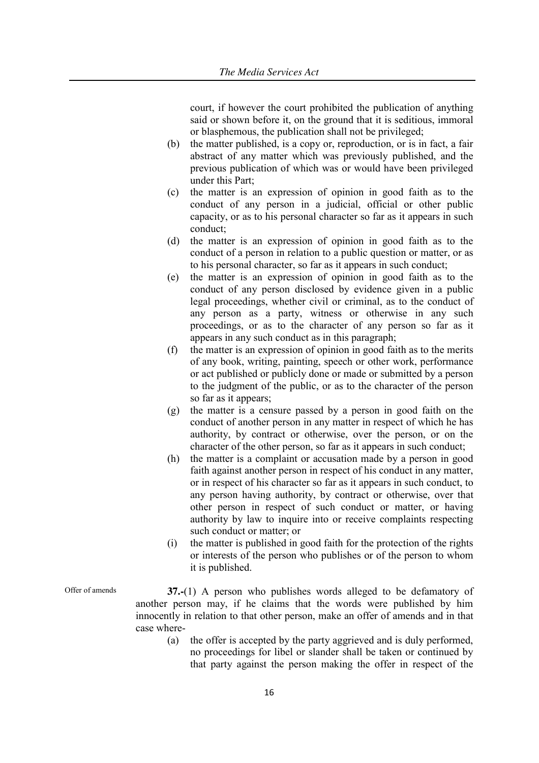court, if however the court prohibited the publication of anything said or shown before it, on the ground that it is seditious, immoral or blasphemous, the publication shall not be privileged;

(b) the matter published, is a copy or, reproduction, or is in fact, a fair abstract of any matter which was previously published, and the previous publication of which was or would have been privileged under this Part;

(c) the matter is an expression of opinion in good faith as to the conduct of any person in a judicial, official or other public capacity, or as to his personal character so far as it appears in such conduct;

(d) the matter is an expression of opinion in good faith as to the conduct of a person in relation to a public question or matter, or as to his personal character, so far as it appears in such conduct;

(e) the matter is an expression of opinion in good faith as to the conduct of any person disclosed by evidence given in a public legal proceedings, whether civil or criminal, as to the conduct of any person as a party, witness or otherwise in any such proceedings, or as to the character of any person so far as it appears in any such conduct as in this paragraph;

(f) the matter is an expression of opinion in good faith as to the merits of any book, writing, painting, speech or other work, performance or act published or publicly done or made or submitted by a person to the judgment of the public, or as to the character of the person so far as it appears;

(g) the matter is a censure passed by a person in good faith on the conduct of another person in any matter in respect of which he has authority, by contract or otherwise, over the person, or on the character of the other person, so far as it appears in such conduct;

(h) the matter is a complaint or accusation made by a person in good faith against another person in respect of his conduct in any matter, or in respect of his character so far as it appears in such conduct, to any person having authority, by contract or otherwise, over that other person in respect of such conduct or matter, or having authority by law to inquire into or receive complaints respecting such conduct or matter; or

(i) the matter is published in good faith for the protection of the rights or interests of the person who publishes or of the person to whom it is published.

Offer of amends

**37.**-(1) A person who publishes words alleged to be defamatory of another person may, if he claims that the words were published by him innocently in relation to that other person, make an offer of amends and in that case where-

(a) the offer is accepted by the party aggrieved and is duly performed, no proceedings for libel or slander shall be taken or continued by that party against the person making the offer in respect of the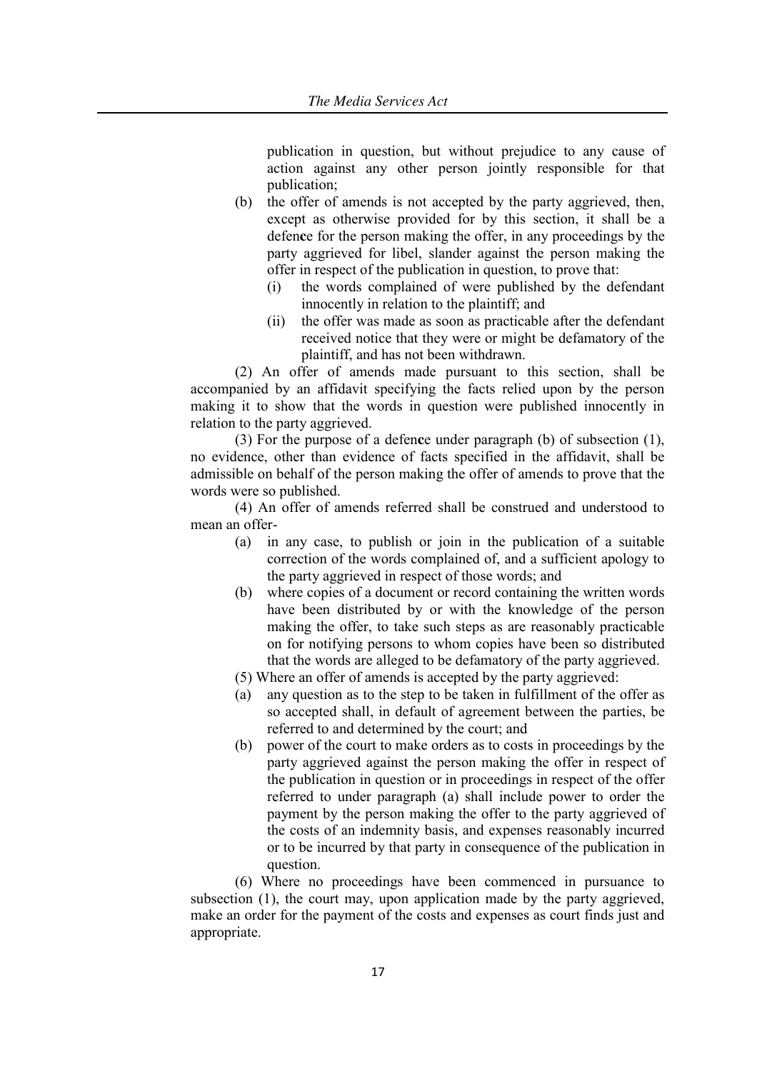publication in question, but without prejudice to any cause of action against any other person jointly responsible for that publication;

(b) the offer of amends is not accepted by the party aggrieved, then, except as otherwise provided for by this section, it shall be a defence for the person making the offer, in any proceedings by the party aggrieved for libel, slander against the person making the offer in respect of the publication in question, to prove that:

   (i) the words complained of were published by the defendant innocently in relation to the plaintiff; and

   (ii) the offer was made as soon as practicable after the defendant received notice that they were or might be defamatory of the plaintiff, and has not been withdrawn.

(2) An offer of amends made pursuant to this section, shall be accompanied by an affidavit specifying the facts relied upon by the person making it to show that the words in question were published innocently in relation to the party aggrieved.

(3) For the purpose of a defence under paragraph (b) of subsection (1), no evidence, other than evidence of facts specified in the affidavit, shall be admissible on behalf of the person making the offer of amends to prove that the words were so published.

(4) An offer of amends referred shall be construed and understood to mean an offer-

(a) in any case, to publish or join in the publication of a suitable correction of the words complained of, and a sufficient apology to the party aggrieved in respect of those words; and

(b) where copies of a document or record containing the written words have been distributed by or with the knowledge of the person making the offer, to take such steps as are reasonably practicable on for notifying persons to whom copies have been so distributed that the words are alleged to be defamatory of the party aggrieved.

(5) Where an offer of amends is accepted by the party aggrieved:

(a) any question as to the step to be taken in fulfillment of the offer as so accepted shall, in default of agreement between the parties, be referred to and determined by the court; and

(b) power of the court to make orders as to costs in proceedings by the party aggrieved against the person making the offer in respect of the publication in question or in proceedings in respect of the offer referred to under paragraph (a) shall include power to order the payment by the person making the offer to the party aggrieved of the costs of an indemnity basis, and expenses reasonably incurred or to be incurred by that party in consequence of the publication in question.

(6) Where no proceedings have been commenced in pursuance to subsection (1), the court may, upon application made by the party aggrieved, make an order for the payment of the costs and expenses as court finds just and appropriate.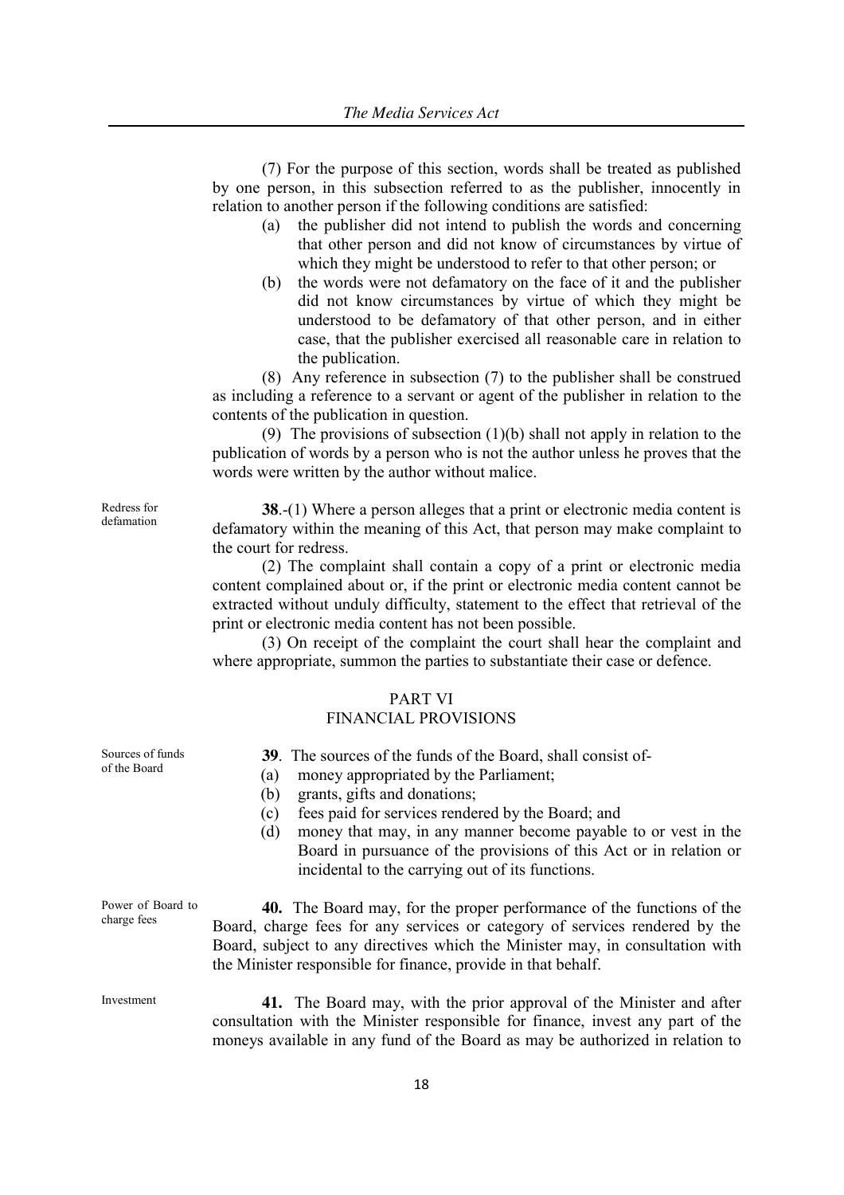(7) For the purpose of this section, words shall be treated as published by one person, in this subsection referred to as the publisher, innocently in relation to another person if the following conditions are satisfied:

(a) the publisher did not intend to publish the words and concerning that other person and did not know of circumstances by virtue of which they might be understood to refer to that other person; or

(b) the words were not defamatory on the face of it and the publisher did not know circumstances by virtue of which they might be understood to be defamatory of that other person, and in either case, that the publisher exercised all reasonable care in relation to the publication.

(8) Any reference in subsection (7) to the publisher shall be construed as including a reference to a servant or agent of the publisher in relation to the contents of the publication in question.

(9) The provisions of subsection (1)(b) shall not apply in relation to the publication of words by a person who is not the author unless he proves that the words were written by the author without malice.

Redress for defamation

**38**.-(1) Where a person alleges that a print or electronic media content is defamatory within the meaning of this Act, that person may make complaint to the court for redress.

(2) The complaint shall contain a copy of a print or electronic media content complained about or, if the print or electronic media content cannot be extracted without unduly difficulty, statement to the effect that retrieval of the print or electronic media content has not been possible.

(3) On receipt of the complaint the court shall hear the complaint and where appropriate, summon the parties to substantiate their case or defence.

## PART VI
## FINANCIAL PROVISIONS

Sources of funds of the Board

**39**. The sources of the funds of the Board, shall consist of-

(a) money appropriated by the Parliament;

(b) grants, gifts and donations;

(c) fees paid for services rendered by the Board; and

(d) money that may, in any manner become payable to or vest in the Board in pursuance of the provisions of this Act or in relation or incidental to the carrying out of its functions.

Power of Board to charge fees

**40.** The Board may, for the proper performance of the functions of the Board, charge fees for any services or category of services rendered by the Board, subject to any directives which the Minister may, in consultation with the Minister responsible for finance, provide in that behalf.

Investment

**41.** The Board may, with the prior approval of the Minister and after consultation with the Minister responsible for finance, invest any part of the moneys available in any fund of the Board as may be authorized in relation to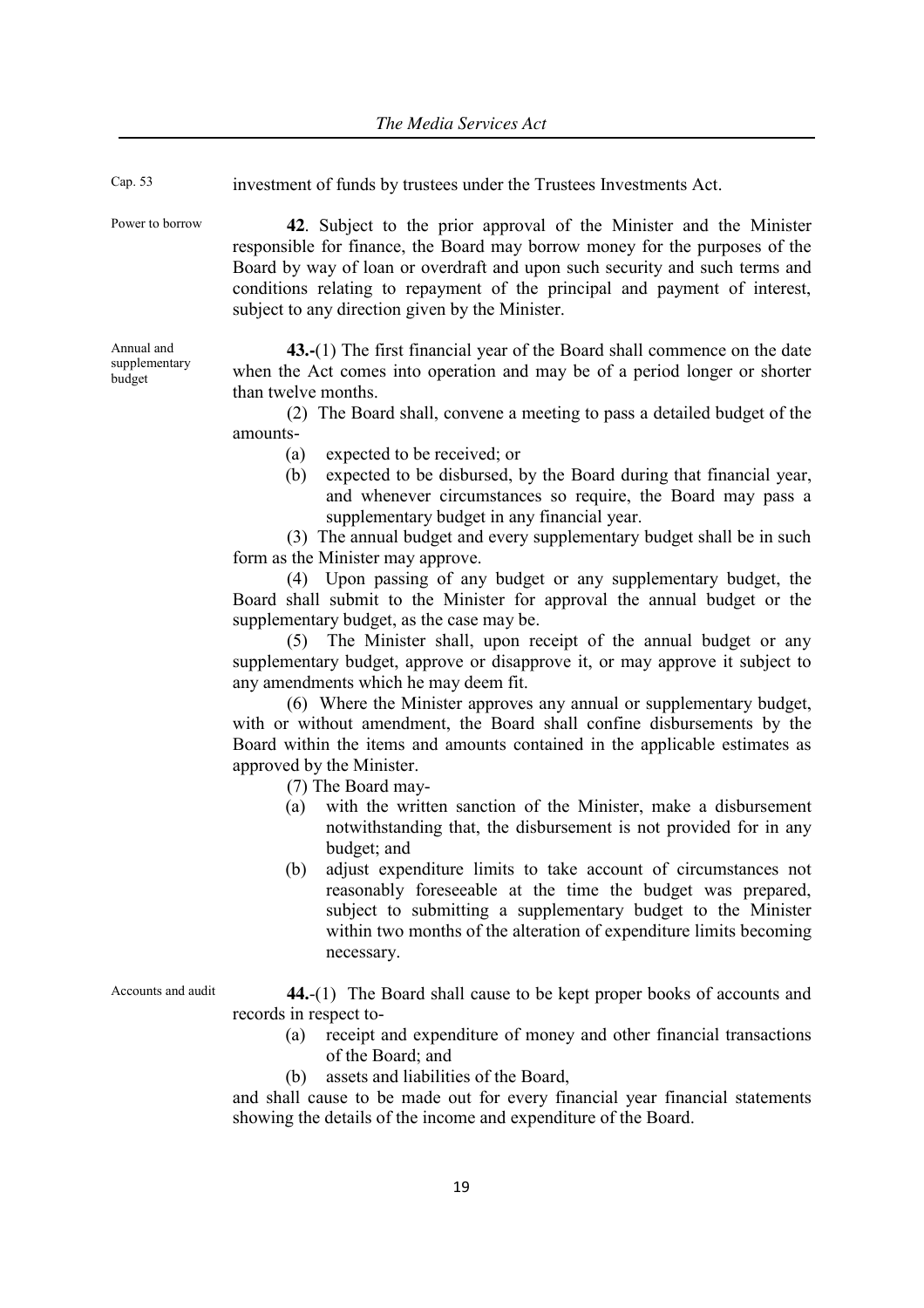Cap. 53 investment of funds by trustees under the Trustees Investments Act.

Power to borrow

**42**. Subject to the prior approval of the Minister and the Minister responsible for finance, the Board may borrow money for the purposes of the Board by way of loan or overdraft and upon such security and such terms and conditions relating to repayment of the principal and payment of interest, subject to any direction given by the Minister.

Annual and supplementary budget

**43.-**(1) The first financial year of the Board shall commence on the date when the Act comes into operation and may be of a period longer or shorter than twelve months.

(2) The Board shall, convene a meeting to pass a detailed budget of the amounts-

(a) expected to be received; or

(b) expected to be disbursed, by the Board during that financial year, and whenever circumstances so require, the Board may pass a supplementary budget in any financial year.

(3) The annual budget and every supplementary budget shall be in such form as the Minister may approve.

(4) Upon passing of any budget or any supplementary budget, the Board shall submit to the Minister for approval the annual budget or the supplementary budget, as the case may be.

(5) The Minister shall, upon receipt of the annual budget or any supplementary budget, approve or disapprove it, or may approve it subject to any amendments which he may deem fit.

(6) Where the Minister approves any annual or supplementary budget, with or without amendment, the Board shall confine disbursements by the Board within the items and amounts contained in the applicable estimates as approved by the Minister.

(7) The Board may-

(a) with the written sanction of the Minister, make a disbursement notwithstanding that, the disbursement is not provided for in any budget; and

(b) adjust expenditure limits to take account of circumstances not reasonably foreseeable at the time the budget was prepared, subject to submitting a supplementary budget to the Minister within two months of the alteration of expenditure limits becoming necessary.

Accounts and audit

**44.**-(1) The Board shall cause to be kept proper books of accounts and records in respect to-

(a) receipt and expenditure of money and other financial transactions of the Board; and

(b) assets and liabilities of the Board,

and shall cause to be made out for every financial year financial statements showing the details of the income and expenditure of the Board.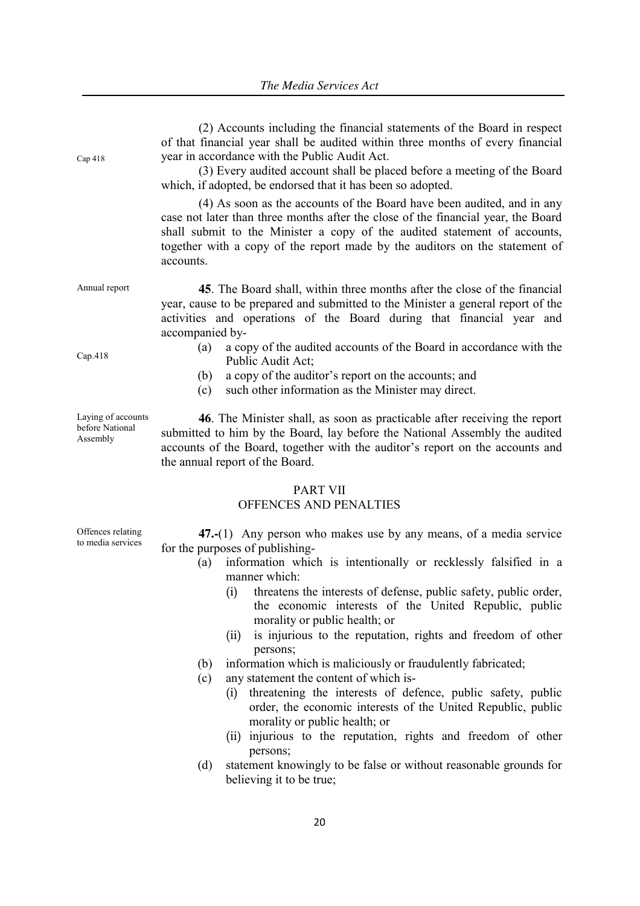(2) Accounts including the financial statements of the Board in respect of that financial year shall be audited within three months of every financial year in accordance with the Public Audit Act.

Cap 418

(3) Every audited account shall be placed before a meeting of the Board which, if adopted, be endorsed that it has been so adopted.

(4) As soon as the accounts of the Board have been audited, and in any case not later than three months after the close of the financial year, the Board shall submit to the Minister a copy of the audited statement of accounts, together with a copy of the report made by the auditors on the statement of accounts.

Annual report

**45**. The Board shall, within three months after the close of the financial year, cause to be prepared and submitted to the Minister a general report of the activities and operations of the Board during that financial year and accompanied by-

(a) a copy of the audited accounts of the Board in accordance with the Public Audit Act;

Cap.418

(b) a copy of the auditor's report on the accounts; and

(c) such other information as the Minister may direct.

Laying of accounts before National Assembly

**46**. The Minister shall, as soon as practicable after receiving the report submitted to him by the Board, lay before the National Assembly the audited accounts of the Board, together with the auditor's report on the accounts and the annual report of the Board.

## PART VII
## OFFENCES AND PENALTIES

Offences relating to media services

**47.-**(1) Any person who makes use by any means, of a media service for the purposes of publishing-

(a) information which is intentionally or recklessly falsified in a manner which:

(i) threatens the interests of defense, public safety, public order, the economic interests of the United Republic, public morality or public health; or

(ii) is injurious to the reputation, rights and freedom of other persons;

(b) information which is maliciously or fraudulently fabricated;

(c) any statement the content of which is-

(i) threatening the interests of defence, public safety, public order, the economic interests of the United Republic, public morality or public health; or

(ii) injurious to the reputation, rights and freedom of other persons;

(d) statement knowingly to be false or without reasonable grounds for believing it to be true;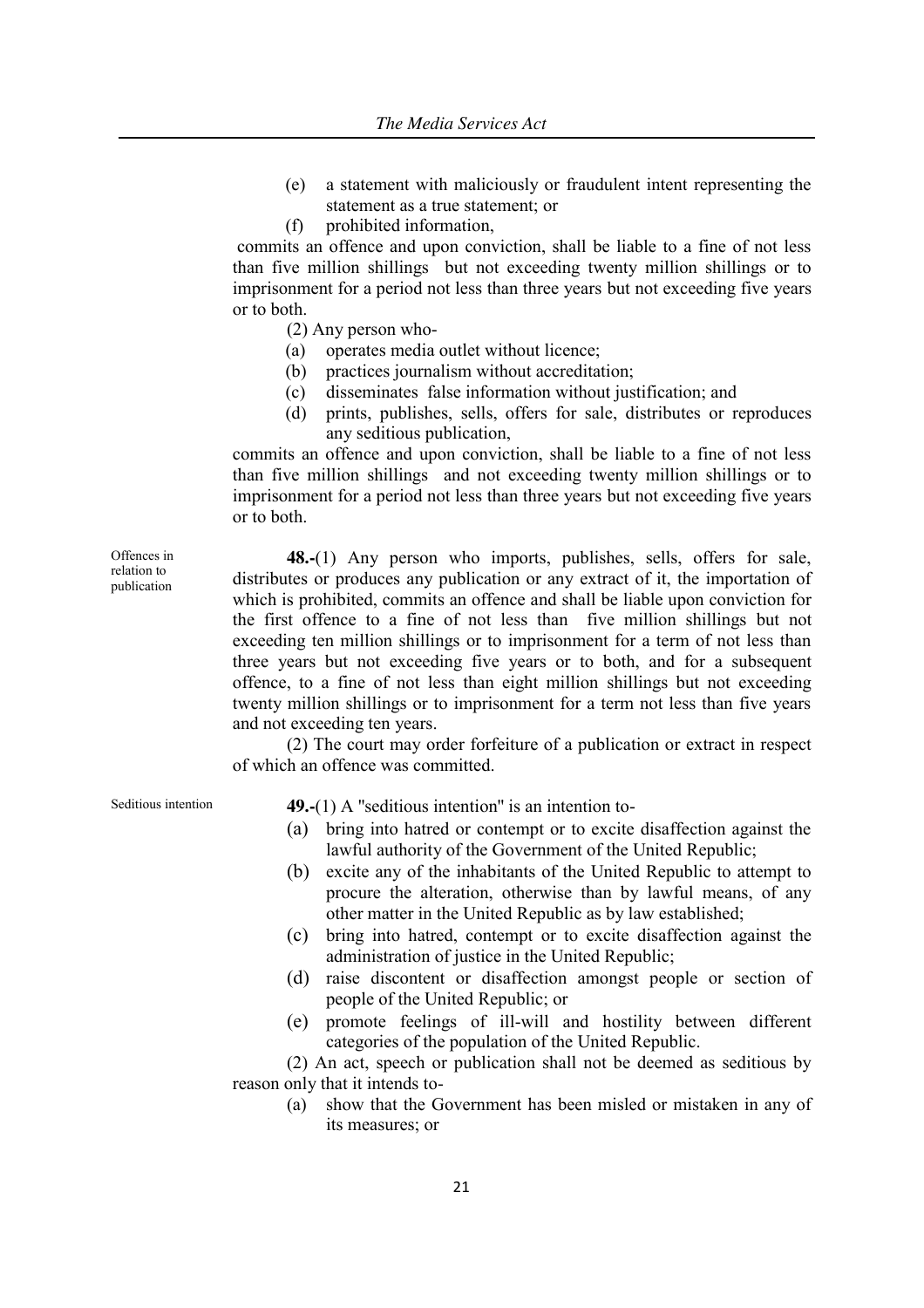(e) a statement with maliciously or fraudulent intent representing the statement as a true statement; or

(f) prohibited information,

commits an offence and upon conviction, shall be liable to a fine of not less than five million shillings but not exceeding twenty million shillings or to imprisonment for a period not less than three years but not exceeding five years or to both.

(2) Any person who-

(a) operates media outlet without licence;

(b) practices journalism without accreditation;

(c) disseminates false information without justification; and

(d) prints, publishes, sells, offers for sale, distributes or reproduces any seditious publication,

commits an offence and upon conviction, shall be liable to a fine of not less than five million shillings and not exceeding twenty million shillings or to imprisonment for a period not less than three years but not exceeding five years or to both.

*Offences in relation to publication*

**48.-**(1) Any person who imports, publishes, sells, offers for sale, distributes or produces any publication or any extract of it, the importation of which is prohibited, commits an offence and shall be liable upon conviction for the first offence to a fine of not less than five million shillings but not exceeding ten million shillings or to imprisonment for a term of not less than three years but not exceeding five years or to both, and for a subsequent offence, to a fine of not less than eight million shillings but not exceeding twenty million shillings or to imprisonment for a term not less than five years and not exceeding ten years.

(2) The court may order forfeiture of a publication or extract in respect of which an offence was committed.

*Seditious intention*

**49.-**(1) A "seditious intention" is an intention to-

(a) bring into hatred or contempt or to excite disaffection against the lawful authority of the Government of the United Republic;

(b) excite any of the inhabitants of the United Republic to attempt to procure the alteration, otherwise than by lawful means, of any other matter in the United Republic as by law established;

(c) bring into hatred, contempt or to excite disaffection against the administration of justice in the United Republic;

(d) raise discontent or disaffection amongst people or section of people of the United Republic; or

(e) promote feelings of ill-will and hostility between different categories of the population of the United Republic.

(2) An act, speech or publication shall not be deemed as seditious by reason only that it intends to-

(a) show that the Government has been misled or mistaken in any of its measures; or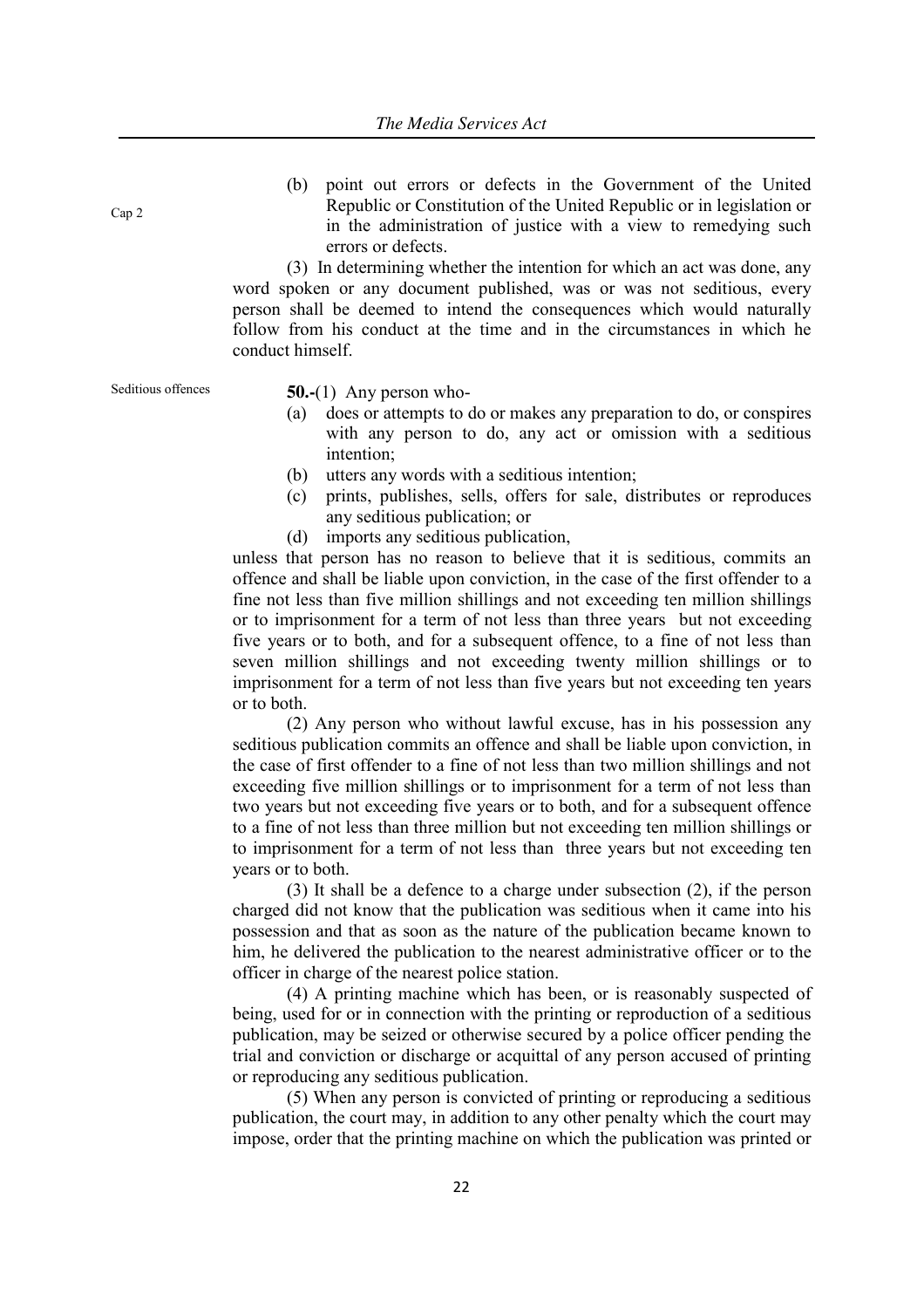Cap 2

(b) point out errors or defects in the Government of the United Republic or Constitution of the United Republic or in legislation or in the administration of justice with a view to remedying such errors or defects.

(3) In determining whether the intention for which an act was done, any word spoken or any document published, was or was not seditious, every person shall be deemed to intend the consequences which would naturally follow from his conduct at the time and in the circumstances in which he conduct himself.

Seditious offences

**50.-**(1) Any person who-

(a) does or attempts to do or makes any preparation to do, or conspires with any person to do, any act or omission with a seditious intention;

(b) utters any words with a seditious intention;

(c) prints, publishes, sells, offers for sale, distributes or reproduces any seditious publication; or

(d) imports any seditious publication,

unless that person has no reason to believe that it is seditious, commits an offence and shall be liable upon conviction, in the case of the first offender to a fine not less than five million shillings and not exceeding ten million shillings or to imprisonment for a term of not less than three years but not exceeding five years or to both, and for a subsequent offence, to a fine of not less than seven million shillings and not exceeding twenty million shillings or to imprisonment for a term of not less than five years but not exceeding ten years or to both.

(2) Any person who without lawful excuse, has in his possession any seditious publication commits an offence and shall be liable upon conviction, in the case of first offender to a fine of not less than two million shillings and not exceeding five million shillings or to imprisonment for a term of not less than two years but not exceeding five years or to both, and for a subsequent offence to a fine of not less than three million but not exceeding ten million shillings or to imprisonment for a term of not less than three years but not exceeding ten years or to both.

(3) It shall be a defence to a charge under subsection (2), if the person charged did not know that the publication was seditious when it came into his possession and that as soon as the nature of the publication became known to him, he delivered the publication to the nearest administrative officer or to the officer in charge of the nearest police station.

(4) A printing machine which has been, or is reasonably suspected of being, used for or in connection with the printing or reproduction of a seditious publication, may be seized or otherwise secured by a police officer pending the trial and conviction or discharge or acquittal of any person accused of printing or reproducing any seditious publication.

(5) When any person is convicted of printing or reproducing a seditious publication, the court may, in addition to any other penalty which the court may impose, order that the printing machine on which the publication was printed or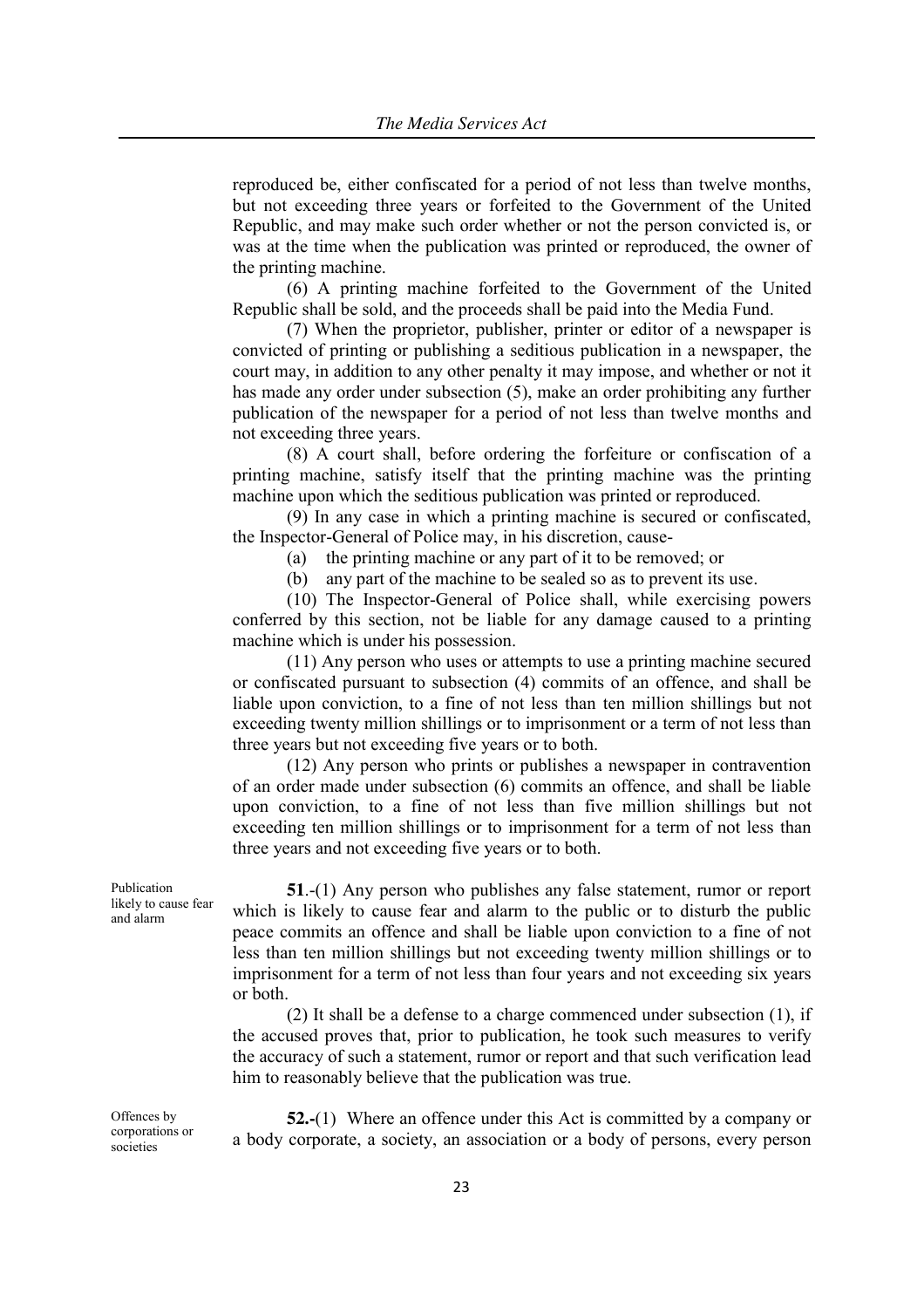reproduced be, either confiscated for a period of not less than twelve months, but not exceeding three years or forfeited to the Government of the United Republic, and may make such order whether or not the person convicted is, or was at the time when the publication was printed or reproduced, the owner of the printing machine.

(6) A printing machine forfeited to the Government of the United Republic shall be sold, and the proceeds shall be paid into the Media Fund.

(7) When the proprietor, publisher, printer or editor of a newspaper is convicted of printing or publishing a seditious publication in a newspaper, the court may, in addition to any other penalty it may impose, and whether or not it has made any order under subsection (5), make an order prohibiting any further publication of the newspaper for a period of not less than twelve months and not exceeding three years.

(8) A court shall, before ordering the forfeiture or confiscation of a printing machine, satisfy itself that the printing machine was the printing machine upon which the seditious publication was printed or reproduced.

(9) In any case in which a printing machine is secured or confiscated, the Inspector-General of Police may, in his discretion, cause-

(a) the printing machine or any part of it to be removed; or

(b) any part of the machine to be sealed so as to prevent its use.

(10) The Inspector-General of Police shall, while exercising powers conferred by this section, not be liable for any damage caused to a printing machine which is under his possession.

(11) Any person who uses or attempts to use a printing machine secured or confiscated pursuant to subsection (4) commits of an offence, and shall be liable upon conviction, to a fine of not less than ten million shillings but not exceeding twenty million shillings or to imprisonment or a term of not less than three years but not exceeding five years or to both.

(12) Any person who prints or publishes a newspaper in contravention of an order made under subsection (6) commits an offence, and shall be liable upon conviction, to a fine of not less than five million shillings but not exceeding ten million shillings or to imprisonment for a term of not less than three years and not exceeding five years or to both.

*Publication likely to cause fear and alarm*

**51**.-(1) Any person who publishes any false statement, rumor or report which is likely to cause fear and alarm to the public or to disturb the public peace commits an offence and shall be liable upon conviction to a fine of not less than ten million shillings but not exceeding twenty million shillings or to imprisonment for a term of not less than four years and not exceeding six years or both.

(2) It shall be a defense to a charge commenced under subsection (1), if the accused proves that, prior to publication, he took such measures to verify the accuracy of such a statement, rumor or report and that such verification lead him to reasonably believe that the publication was true.

*Offences by corporations or societies*

**52.-**(1) Where an offence under this Act is committed by a company or a body corporate, a society, an association or a body of persons, every person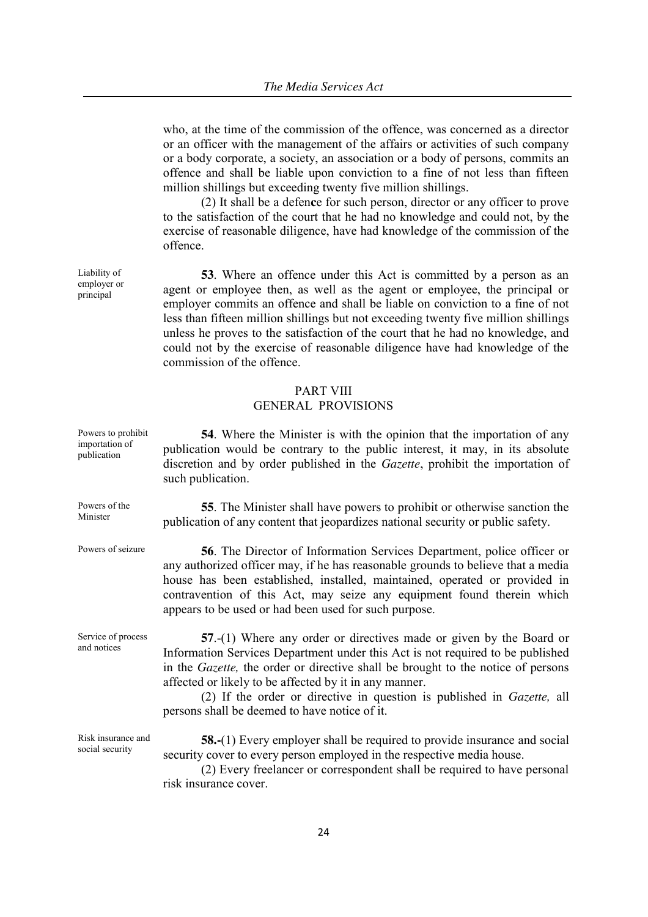who, at the time of the commission of the offence, was concerned as a director or an officer with the management of the affairs or activities of such company or a body corporate, a society, an association or a body of persons, commits an offence and shall be liable upon conviction to a fine of not less than fifteen million shillings but exceeding twenty five million shillings.

(2) It shall be a defence for such person, director or any officer to prove to the satisfaction of the court that he had no knowledge and could not, by the exercise of reasonable diligence, have had knowledge of the commission of the offence.

Liability of employer or principal

**53**. Where an offence under this Act is committed by a person as an agent or employee then, as well as the agent or employee, the principal or employer commits an offence and shall be liable on conviction to a fine of not less than fifteen million shillings but not exceeding twenty five million shillings unless he proves to the satisfaction of the court that he had no knowledge, and could not by the exercise of reasonable diligence have had knowledge of the commission of the offence.

## PART VIII
## GENERAL PROVISIONS

Powers to prohibit importation of publication

**54**. Where the Minister is with the opinion that the importation of any publication would be contrary to the public interest, it may, in its absolute discretion and by order published in the *Gazette*, prohibit the importation of such publication.

Powers of the Minister

**55**. The Minister shall have powers to prohibit or otherwise sanction the publication of any content that jeopardizes national security or public safety.

Powers of seizure

**56**. The Director of Information Services Department, police officer or any authorized officer may, if he has reasonable grounds to believe that a media house has been established, installed, maintained, operated or provided in contravention of this Act, may seize any equipment found therein which appears to be used or had been used for such purpose.

Service of process and notices

**57**.-(1) Where any order or directives made or given by the Board or Information Services Department under this Act is not required to be published in the *Gazette,* the order or directive shall be brought to the notice of persons affected or likely to be affected by it in any manner.

(2) If the order or directive in question is published in *Gazette,* all persons shall be deemed to have notice of it.

Risk insurance and social security

**58.-**(1) Every employer shall be required to provide insurance and social security cover to every person employed in the respective media house.

(2) Every freelancer or correspondent shall be required to have personal risk insurance cover.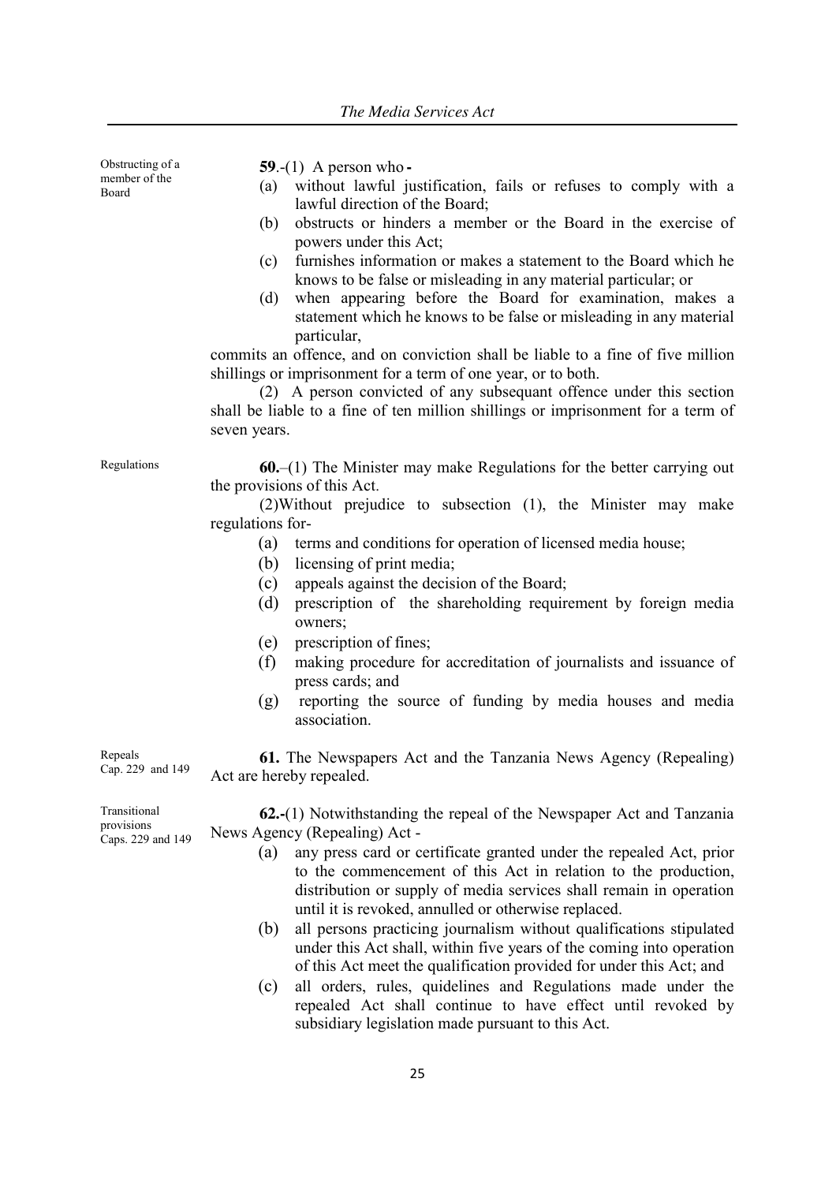Obstructing of a member of the Board

**59**.-(1) A person who -

(a) without lawful justification, fails or refuses to comply with a lawful direction of the Board;

(b) obstructs or hinders a member or the Board in the exercise of powers under this Act;

(c) furnishes information or makes a statement to the Board which he knows to be false or misleading in any material particular; or

(d) when appearing before the Board for examination, makes a statement which he knows to be false or misleading in any material particular,

commits an offence, and on conviction shall be liable to a fine of five million shillings or imprisonment for a term of one year, or to both.

(2) A person convicted of any subsequant offence under this section shall be liable to a fine of ten million shillings or imprisonment for a term of seven years.

Regulations

**60.**–(1) The Minister may make Regulations for the better carrying out the provisions of this Act.

(2)Without prejudice to subsection (1), the Minister may make regulations for-

(a) terms and conditions for operation of licensed media house;

(b) licensing of print media;

(c) appeals against the decision of the Board;

(d) prescription of the shareholding requirement by foreign media owners;

(e) prescription of fines;

(f) making procedure for accreditation of journalists and issuance of press cards; and

(g) reporting the source of funding by media houses and media association.

Repeals Cap. 229 and 149

**61.** The Newspapers Act and the Tanzania News Agency (Repealing) Act are hereby repealed.

Transitional provisions Caps. 229 and 149

**62.-**(1) Notwithstanding the repeal of the Newspaper Act and Tanzania News Agency (Repealing) Act -

(a) any press card or certificate granted under the repealed Act, prior to the commencement of this Act in relation to the production, distribution or supply of media services shall remain in operation until it is revoked, annulled or otherwise replaced.

(b) all persons practicing journalism without qualifications stipulated under this Act shall, within five years of the coming into operation of this Act meet the qualification provided for under this Act; and

(c) all orders, rules, quidelines and Regulations made under the repealed Act shall continue to have effect until revoked by subsidiary legislation made pursuant to this Act.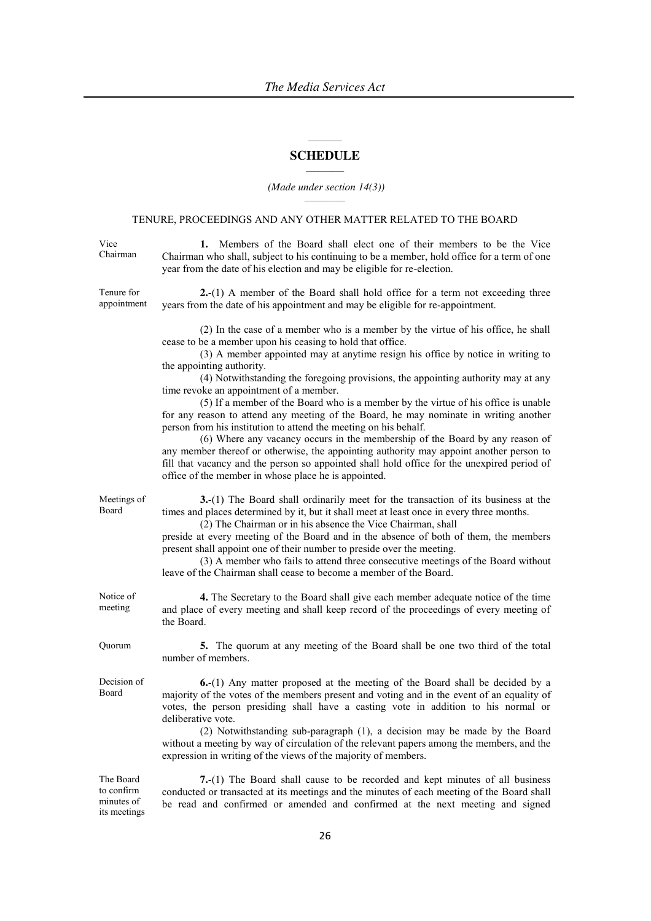## SCHEDULE

*(Made under section 14(3))*

TENURE, PROCEEDINGS AND ANY OTHER MATTER RELATED TO THE BOARD

Vice Chairman

**1.** Members of the Board shall elect one of their members to be the Vice Chairman who shall, subject to his continuing to be a member, hold office for a term of one year from the date of his election and may be eligible for re-election.

Tenure for appointment

**2.-**(1) A member of the Board shall hold office for a term not exceeding three years from the date of his appointment and may be eligible for re-appointment.

(2) In the case of a member who is a member by the virtue of his office, he shall cease to be a member upon his ceasing to hold that office.

(3) A member appointed may at anytime resign his office by notice in writing to the appointing authority.

(4) Notwithstanding the foregoing provisions, the appointing authority may at any time revoke an appointment of a member.

(5) If a member of the Board who is a member by the virtue of his office is unable for any reason to attend any meeting of the Board, he may nominate in writing another person from his institution to attend the meeting on his behalf.

(6) Where any vacancy occurs in the membership of the Board by any reason of any member thereof or otherwise, the appointing authority may appoint another person to fill that vacancy and the person so appointed shall hold office for the unexpired period of office of the member in whose place he is appointed.

Meetings of Board

**3.-**(1) The Board shall ordinarily meet for the transaction of its business at the times and places determined by it, but it shall meet at least once in every three months.

(2) The Chairman or in his absence the Vice Chairman, shall preside at every meeting of the Board and in the absence of both of them, the members present shall appoint one of their number to preside over the meeting.

(3) A member who fails to attend three consecutive meetings of the Board without leave of the Chairman shall cease to become a member of the Board.

Notice of meeting

**4.** The Secretary to the Board shall give each member adequate notice of the time and place of every meeting and shall keep record of the proceedings of every meeting of the Board.

Quorum

**5.** The quorum at any meeting of the Board shall be one two third of the total number of members.

Decision of Board

**6.-**(1) Any matter proposed at the meeting of the Board shall be decided by a majority of the votes of the members present and voting and in the event of an equality of votes, the person presiding shall have a casting vote in addition to his normal or deliberative vote.

(2) Notwithstanding sub-paragraph (1), a decision may be made by the Board without a meeting by way of circulation of the relevant papers among the members, and the expression in writing of the views of the majority of members.

The Board to confirm minutes of its meetings

**7.-**(1) The Board shall cause to be recorded and kept minutes of all business conducted or transacted at its meetings and the minutes of each meeting of the Board shall be read and confirmed or amended and confirmed at the next meeting and signed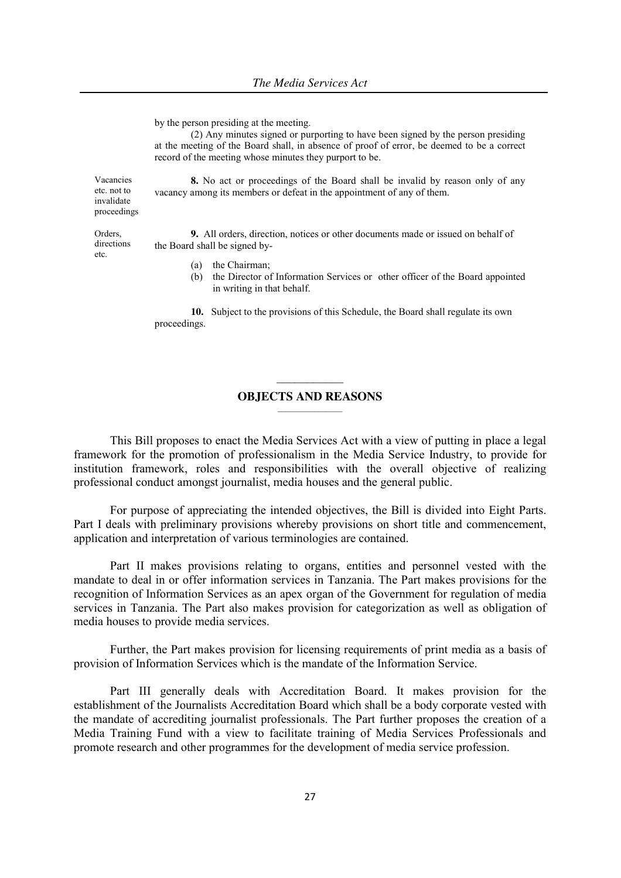by the person presiding at the meeting.

(2) Any minutes signed or purporting to have been signed by the person presiding at the meeting of the Board shall, in absence of proof of error, be deemed to be a correct record of the meeting whose minutes they purport to be.

Vacancies etc. not to invalidate proceedings

**8.** No act or proceedings of the Board shall be invalid by reason only of any vacancy among its members or defeat in the appointment of any of them.

Orders, directions etc.

**9.** All orders, direction, notices or other documents made or issued on behalf of the Board shall be signed by-

(a) the Chairman;
(b) the Director of Information Services or other officer of the Board appointed in writing in that behalf.

**10.** Subject to the provisions of this Schedule, the Board shall regulate its own proceedings.

## OBJECTS AND REASONS

This Bill proposes to enact the Media Services Act with a view of putting in place a legal framework for the promotion of professionalism in the Media Service Industry, to provide for institution framework, roles and responsibilities with the overall objective of realizing professional conduct amongst journalist, media houses and the general public.

For purpose of appreciating the intended objectives, the Bill is divided into Eight Parts. Part I deals with preliminary provisions whereby provisions on short title and commencement, application and interpretation of various terminologies are contained.

Part II makes provisions relating to organs, entities and personnel vested with the mandate to deal in or offer information services in Tanzania. The Part makes provisions for the recognition of Information Services as an apex organ of the Government for regulation of media services in Tanzania. The Part also makes provision for categorization as well as obligation of media houses to provide media services.

Further, the Part makes provision for licensing requirements of print media as a basis of provision of Information Services which is the mandate of the Information Service.

Part III generally deals with Accreditation Board. It makes provision for the establishment of the Journalists Accreditation Board which shall be a body corporate vested with the mandate of accrediting journalist professionals. The Part further proposes the creation of a Media Training Fund with a view to facilitate training of Media Services Professionals and promote research and other programmes for the development of media service profession.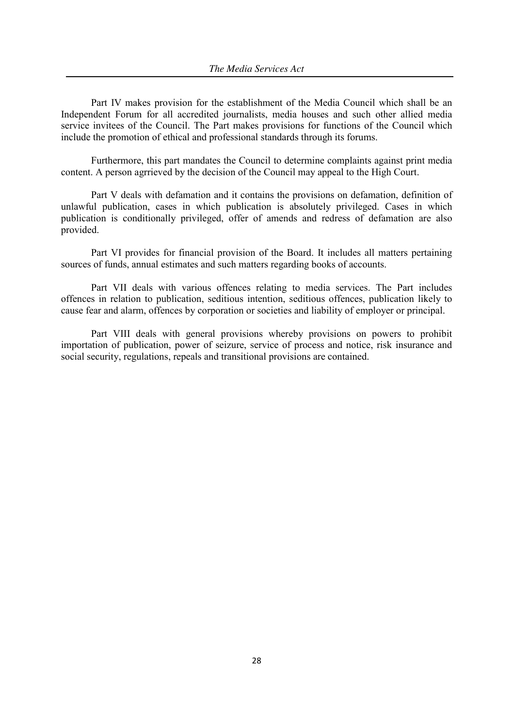Part IV makes provision for the establishment of the Media Council which shall be an Independent Forum for all accredited journalists, media houses and such other allied media service invitees of the Council. The Part makes provisions for functions of the Council which include the promotion of ethical and professional standards through its forums.

Furthermore, this part mandates the Council to determine complaints against print media content. A person agrrieved by the decision of the Council may appeal to the High Court.

Part V deals with defamation and it contains the provisions on defamation, definition of unlawful publication, cases in which publication is absolutely privileged. Cases in which publication is conditionally privileged, offer of amends and redress of defamation are also provided.

Part VI provides for financial provision of the Board. It includes all matters pertaining sources of funds, annual estimates and such matters regarding books of accounts.

Part VII deals with various offences relating to media services. The Part includes offences in relation to publication, seditious intention, seditious offences, publication likely to cause fear and alarm, offences by corporation or societies and liability of employer or principal.

Part VIII deals with general provisions whereby provisions on powers to prohibit importation of publication, power of seizure, service of process and notice, risk insurance and social security, regulations, repeals and transitional provisions are contained.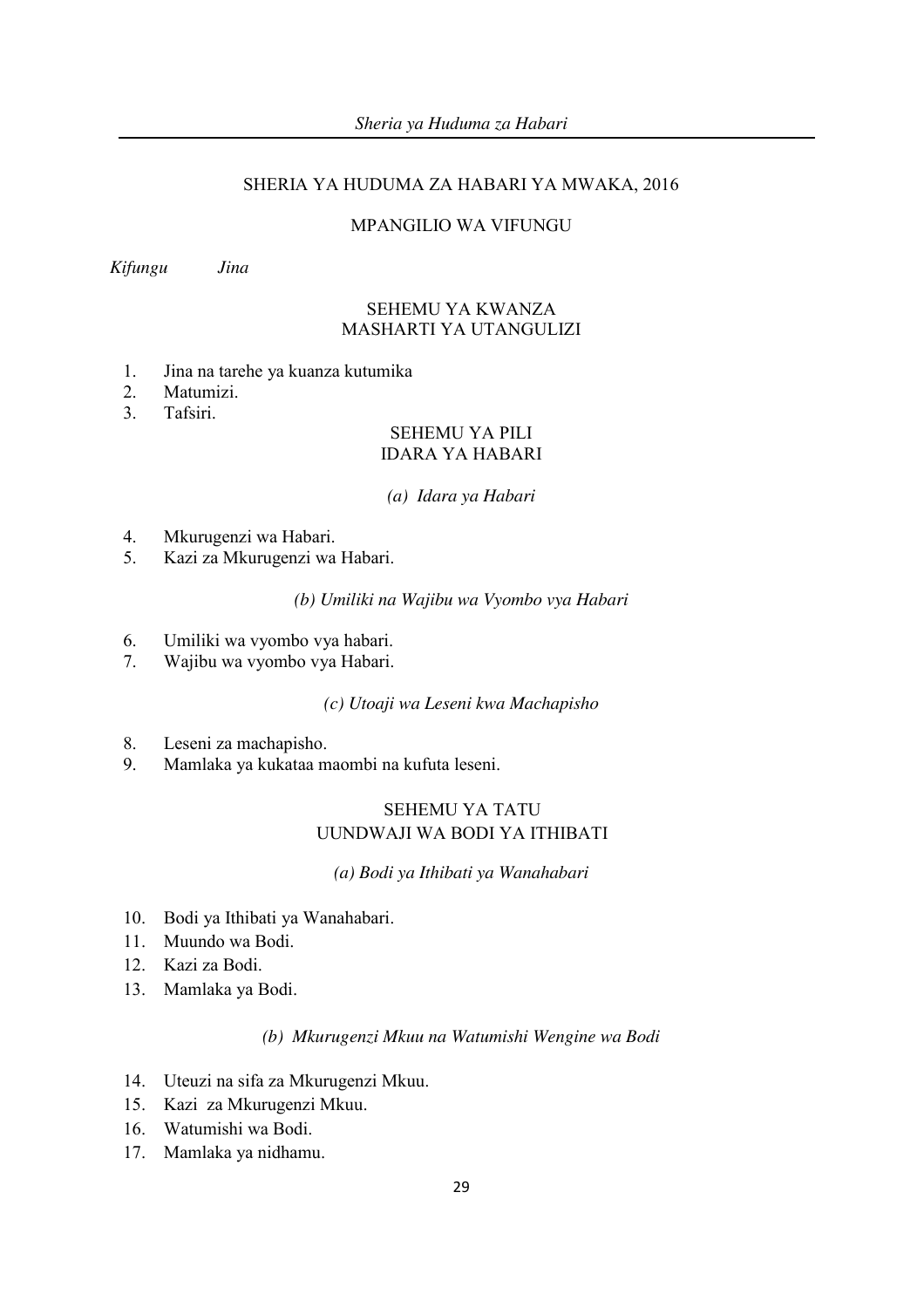# SHERIA YA HUDUMA ZA HABARI YA MWAKA, 2016

## MPANGILIO WA VIFUNGU

*Kifungu* *Jina*

### SEHEMU YA KWANZA
### MASHARTI YA UTANGULIZI

1. Jina na tarehe ya kuanza kutumika
2. Matumizi.
3. Tafsiri.

### SEHEMU YA PILI
### IDARA YA HABARI

*(a) Idara ya Habari*

4. Mkurugenzi wa Habari.
5. Kazi za Mkurugenzi wa Habari.

*(b) Umiliki na Wajibu wa Vyombo vya Habari*

6. Umiliki wa vyombo vya habari.
7. Wajibu wa vyombo vya Habari.

*(c) Utoaji wa Leseni kwa Machapisho*

8. Leseni za machapisho.
9. Mamlaka ya kukataa maombi na kufuta leseni.

### SEHEMU YA TATU
### UUNDWAJI WA BODI YA ITHIBATI

*(a) Bodi ya Ithibati ya Wanahabari*

10. Bodi ya Ithibati ya Wanahabari.
11. Muundo wa Bodi.
12. Kazi za Bodi.
13. Mamlaka ya Bodi.

*(b) Mkurugenzi Mkuu na Watumishi Wengine wa Bodi*

14. Uteuzi na sifa za Mkurugenzi Mkuu.
15. Kazi za Mkurugenzi Mkuu.
16. Watumishi wa Bodi.
17. Mamlaka ya nidhamu.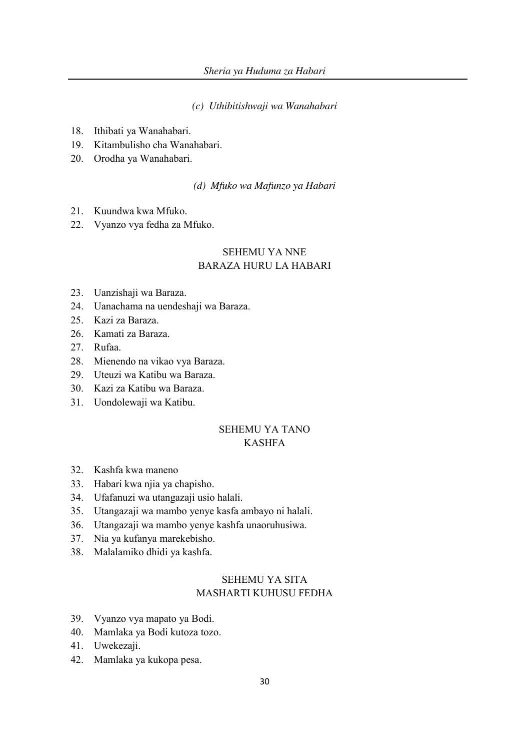*(c) Uthibitishwaji wa Wanahabari*

18. Ithibati ya Wanahabari.
19. Kitambulisho cha Wanahabari.
20. Orodha ya Wanahabari.

*(d) Mfuko wa Mafunzo ya Habari*

21. Kuundwa kwa Mfuko.
22. Vyanzo vya fedha za Mfuko.

## SEHEMU YA NNE
## BARAZA HURU LA HABARI

23. Uanzishaji wa Baraza.
24. Uanachama na uendeshaji wa Baraza.
25. Kazi za Baraza.
26. Kamati za Baraza.
27. Rufaa.
28. Mienendo na vikao vya Baraza.
29. Uteuzi wa Katibu wa Baraza.
30. Kazi za Katibu wa Baraza.
31. Uondolewaji wa Katibu.

## SEHEMU YA TANO
## KASHFA

32. Kashfa kwa maneno
33. Habari kwa njia ya chapisho.
34. Ufafanuzi wa utangazaji usio halali.
35. Utangazaji wa mambo yenye kasfa ambayo ni halali.
36. Utangazaji wa mambo yenye kashfa unaoruhusiwa.
37. Nia ya kufanya marekebisho.
38. Malalamiko dhidi ya kashfa.

## SEHEMU YA SITA
## MASHARTI KUHUSU FEDHA

39. Vyanzo vya mapato ya Bodi.
40. Mamlaka ya Bodi kutoza tozo.
41. Uwekezaji.
42. Mamlaka ya kukopa pesa.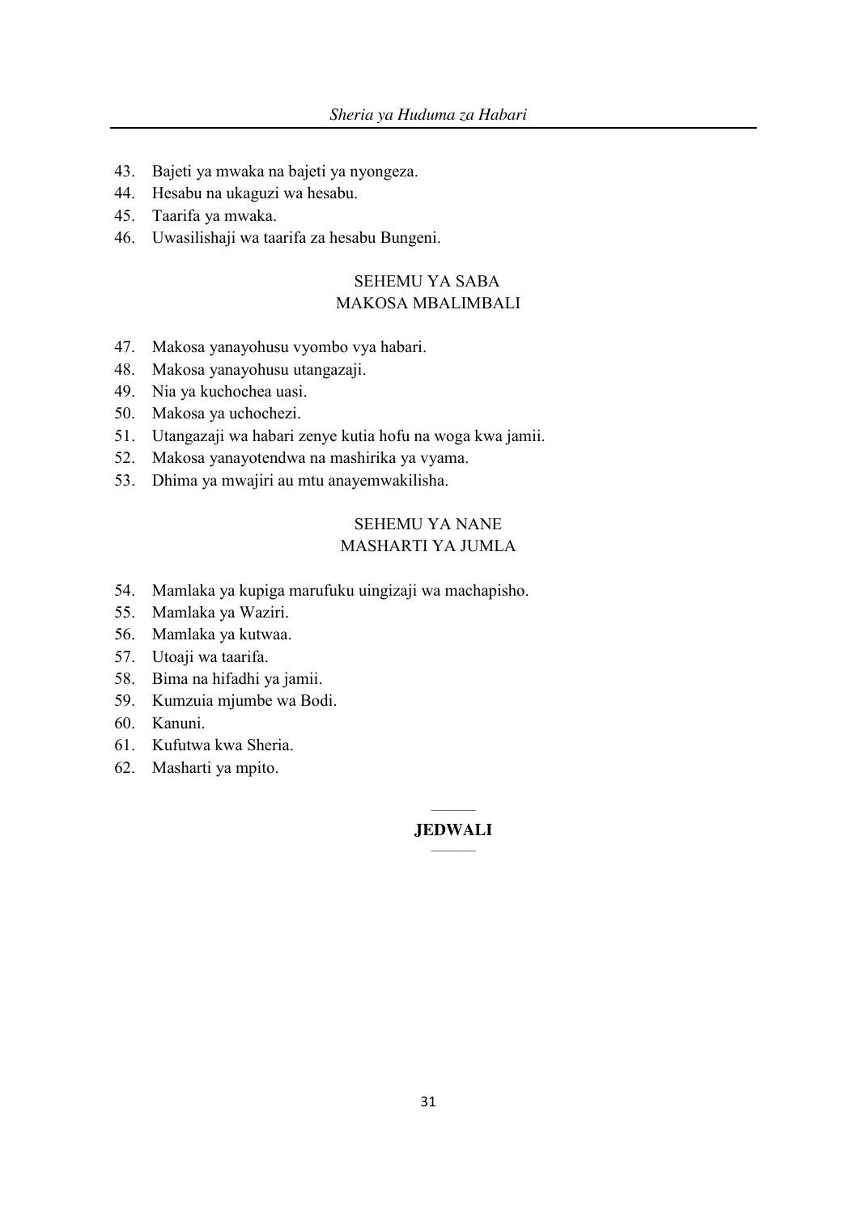43. Bajeti ya mwaka na bajeti ya nyongeza.
44. Hesabu na ukaguzi wa hesabu.
45. Taarifa ya mwaka.
46. Uwasilishaji wa taarifa za hesabu Bungeni.

## SEHEMU YA SABA
## MAKOSA MBALIMBALI

47. Makosa yanayohusu vyombo vya habari.
48. Makosa yanayohusu utangazaji.
49. Nia ya kuchochea uasi.
50. Makosa ya uchochezi.
51. Utangazaji wa habari zenye kutia hofu na woga kwa jamii.
52. Makosa yanayotendwa na mashirika ya vyama.
53. Dhima ya mwajiri au mtu anayemwakilisha.

## SEHEMU YA NANE
## MASHARTI YA JUMLA

54. Mamlaka ya kupiga marufuku uingizaji wa machapisho.
55. Mamlaka ya Waziri.
56. Mamlaka ya kutwaa.
57. Utoaji wa taarifa.
58. Bima na hifadhi ya jamii.
59. Kumzuia mjumbe wa Bodi.
60. Kanuni.
61. Kufutwa kwa Sheria.
62. Masharti ya mpito.

---

**JEDWALI**

---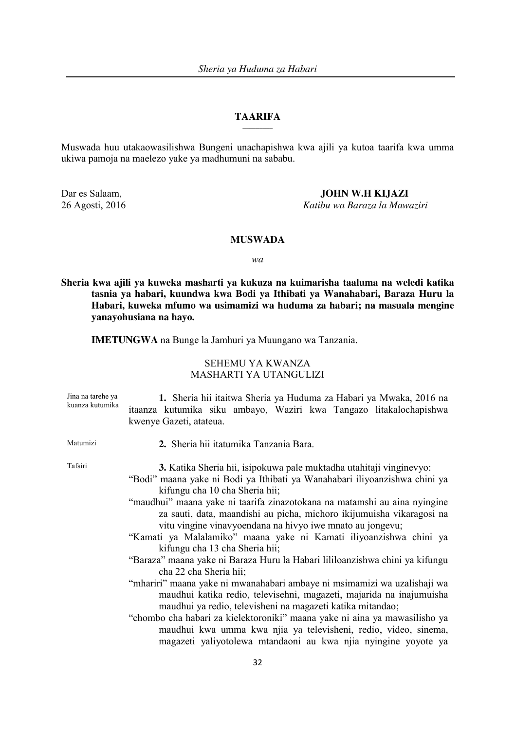## TAARIFA

Muswada huu utakaowasilishwa Bungeni unachapishwa kwa ajili ya kutoa taarifa kwa umma ukiwa pamoja na maelezo yake ya madhumuni na sababu.

Dar es Salaam,
26 Agosti, 2016

**JOHN W.H KIJAZI**
*Katibu wa Baraza la Mawaziri*

## MUSWADA

*wa*

**Sheria kwa ajili ya kuweka masharti ya kukuza na kuimarisha taaluma na weledi katika tasnia ya habari, kuundwa kwa Bodi ya Ithibati ya Wanahabari, Baraza Huru la Habari, kuweka mfumo wa usimamizi wa huduma za habari; na masuala mengine yanayohusiana na hayo.**

**IMETUNGWA** na Bunge la Jamhuri ya Muungano wa Tanzania.

### SEHEMU YA KWANZA
### MASHARTI YA UTANGULIZI

Jina na tarehe ya kuanza kutumika

**1.** Sheria hii itaitwa Sheria ya Huduma za Habari ya Mwaka, 2016 na itaanza kutumika siku ambayo, Waziri kwa Tangazo litakalochapishwa kwenye Gazeti, atateua.

Matumizi

**2.** Sheria hii itatumika Tanzania Bara.

Tafsiri

**3.** Katika Sheria hii, isipokuwa pale muktadha utahitaji vinginevyo:

"Bodi" maana yake ni Bodi ya Ithibati ya Wanahabari iliyoanzishwa chini ya kifungu cha 10 cha Sheria hii;

"maudhui" maana yake ni taarifa zinazotokana na matamshi au aina nyingine za sauti, data, maandishi au picha, michoro ikijumuisha vikaragosi na vitu vingine vinavyoendana na hivyo iwe mnato au jongevu;

"Kamati ya Malalamiko" maana yake ni Kamati iliyoanzishwa chini ya kifungu cha 13 cha Sheria hii;

"Baraza" maana yake ni Baraza Huru la Habari lililoanzishwa chini ya kifungu cha 22 cha Sheria hii;

"mhariri" maana yake ni mwanahabari ambaye ni msimamizi wa uzalishaji wa maudhui katika redio, televisehni, magazeti, majarida na inajumuisha maudhui ya redio, televisheni na magazeti katika mitandao;

"chombo cha habari za kielektoroniki" maana yake ni aina ya mawasilisho ya maudhui kwa umma kwa njia ya televisheni, redio, video, sinema, magazeti yaliyotolewa mtandaoni au kwa njia nyingine yoyote ya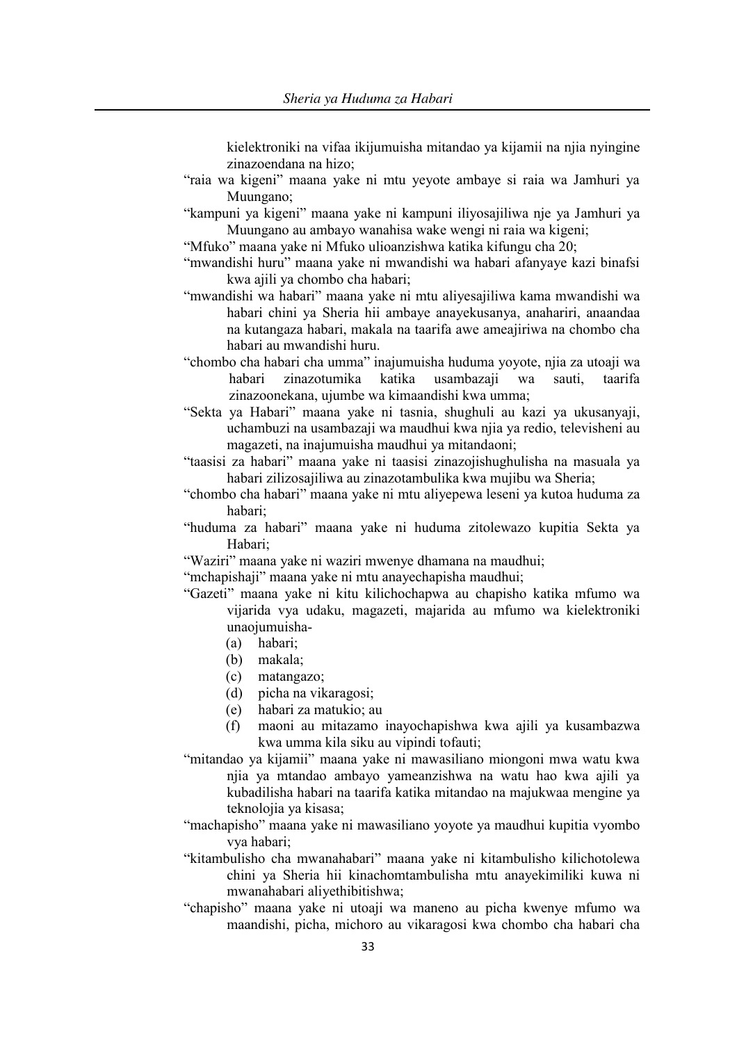kielektroniki na vifaa ikijumuisha mitandao ya kijamii na njia nyingine zinazoendana na hizo;

"raia wa kigeni" maana yake ni mtu yeyote ambaye si raia wa Jamhuri ya Muungano;

"kampuni ya kigeni" maana yake ni kampuni iliyosajiliwa nje ya Jamhuri ya Muungano au ambayo wanahisa wake wengi ni raia wa kigeni;

"Mfuko" maana yake ni Mfuko ulioanzishwa katika kifungu cha 20;

"mwandishi huru" maana yake ni mwandishi wa habari afanyaye kazi binafsi kwa ajili ya chombo cha habari;

"mwandishi wa habari" maana yake ni mtu aliyesajiliwa kama mwandishi wa habari chini ya Sheria hii ambaye anayekusanya, anahariri, anaandaa na kutangaza habari, makala na taarifa awe ameajiriwa na chombo cha habari au mwandishi huru.

"chombo cha habari cha umma" inajumuisha huduma yoyote, njia za utoaji wa habari zinazotumika katika usambazaji wa sauti, taarifa zinazoonekana, ujumbe wa kimaandishi kwa umma;

"Sekta ya Habari" maana yake ni tasnia, shughuli au kazi ya ukusanyaji, uchambuzi na usambazaji wa maudhui kwa njia ya redio, televisheni au magazeti, na inajumuisha maudhui ya mitandaoni;

"taasisi za habari" maana yake ni taasisi zinazojishughulisha na masuala ya habari zilizosajiliwa au zinazotambulika kwa mujibu wa Sheria;

"chombo cha habari" maana yake ni mtu aliyepewa leseni ya kutoa huduma za habari;

"huduma za habari" maana yake ni huduma zitolewazo kupitia Sekta ya Habari;

"Waziri" maana yake ni waziri mwenye dhamana na maudhui;

"mchapishaji" maana yake ni mtu anayechapisha maudhui;

"Gazeti" maana yake ni kitu kilichochapwa au chapisho katika mfumo wa vijarida vya udaku, magazeti, majarida au mfumo wa kielektroniki unaojumuisha-

(a) habari;
(b) makala;
(c) matangazo;
(d) picha na vikaragosi;
(e) habari za matukio; au
(f) maoni au mitazamo inayochapishwa kwa ajili ya kusambazwa kwa umma kila siku au vipindi tofauti;

"mitandao ya kijamii" maana yake ni mawasiliano miongoni mwa watu kwa njia ya mtandao ambayo yameanzishwa na watu hao kwa ajili ya kubadilisha habari na taarifa katika mitandao na majukwaa mengine ya teknolojia ya kisasa;

"machapisho" maana yake ni mawasiliano yoyote ya maudhui kupitia vyombo vya habari;

"kitambulisho cha mwanahabari" maana yake ni kitambulisho kilichotolewa chini ya Sheria hii kinachomtambulisha mtu anayekimiliki kuwa ni mwanahabari aliyethibitishwa;

"chapisho" maana yake ni utoaji wa maneno au picha kwenye mfumo wa maandishi, picha, michoro au vikaragosi kwa chombo cha habari cha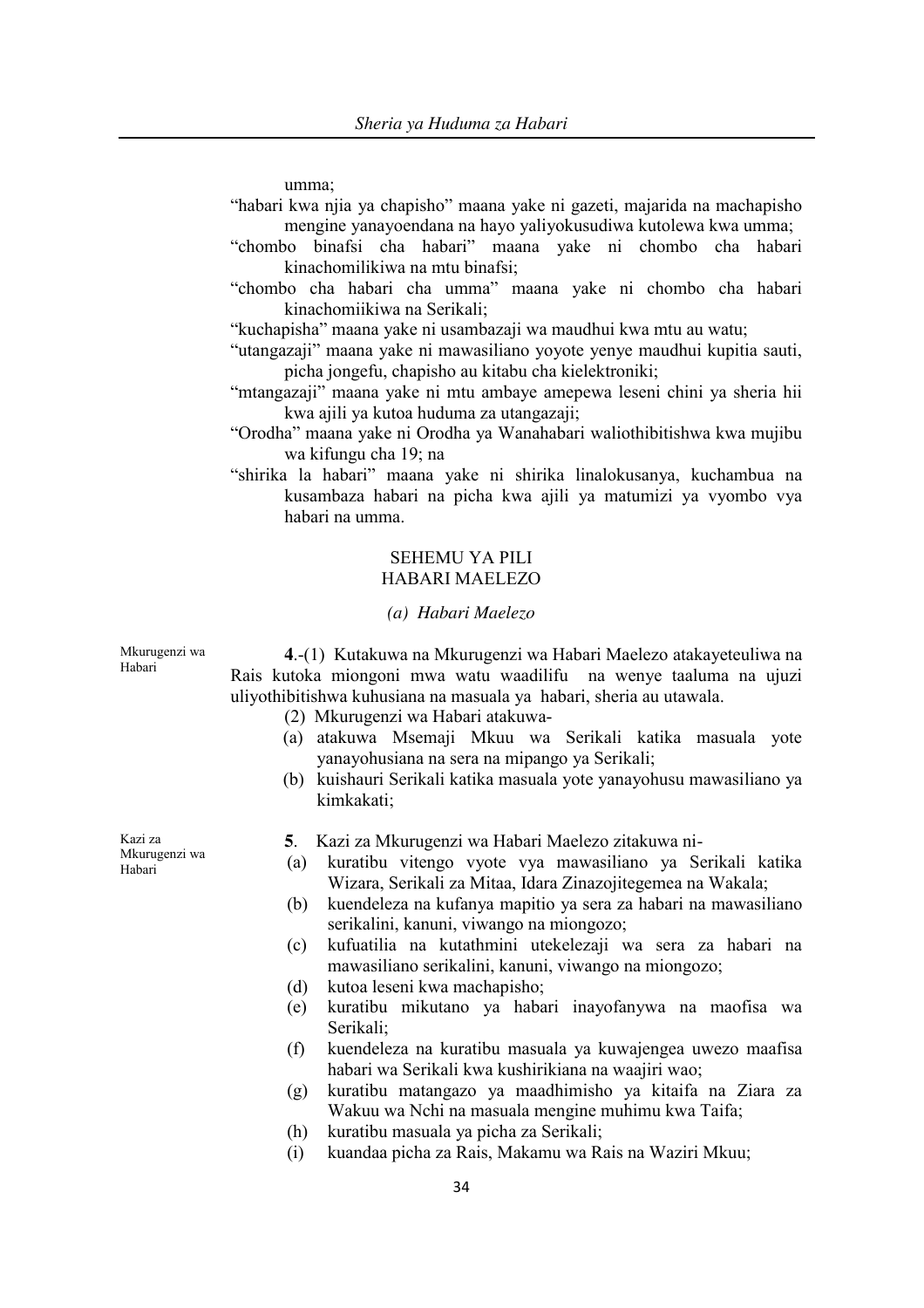umma;

"habari kwa njia ya chapisho" maana yake ni gazeti, majarida na machapisho mengine yanayoendana na hayo yaliyokusudiwa kutolewa kwa umma;

"chombo binafsi cha habari" maana yake ni chombo cha habari kinachomilikiwa na mtu binafsi;

"chombo cha habari cha umma" maana yake ni chombo cha habari kinachomiikiwa na Serikali;

"kuchapisha" maana yake ni usambazaji wa maudhui kwa mtu au watu;

"utangazaji" maana yake ni mawasiliano yoyote yenye maudhui kupitia sauti, picha jongefu, chapisho au kitabu cha kielektroniki;

"mtangazaji" maana yake ni mtu ambaye amepewa leseni chini ya sheria hii kwa ajili ya kutoa huduma za utangazaji;

"Orodha" maana yake ni Orodha ya Wanahabari waliothibitishwa kwa mujibu wa kifungu cha 19; na

"shirika la habari" maana yake ni shirika linalokusanya, kuchambua na kusambaza habari na picha kwa ajili ya matumizi ya vyombo vya habari na umma.

## SEHEMU YA PILI
## HABARI MAELEZO

### *(a) Habari Maelezo*

Mkurugenzi wa Habari

**4**.-(1) Kutakuwa na Mkurugenzi wa Habari Maelezo atakayeteuliwa na Rais kutoka miongoni mwa watu waadilifu na wenye taaluma na ujuzi uliyothibitishwa kuhusiana na masuala ya habari, sheria au utawala.

(2) Mkurugenzi wa Habari atakuwa-

(a) atakuwa Msemaji Mkuu wa Serikali katika masuala yote yanayohusiana na sera na mipango ya Serikali;

(b) kuishauri Serikali katika masuala yote yanayohusu mawasiliano ya kimkakati;

Kazi za Mkurugenzi wa Habari

**5**. Kazi za Mkurugenzi wa Habari Maelezo zitakuwa ni-

(a) kuratibu vitengo vyote vya mawasiliano ya Serikali katika Wizara, Serikali za Mitaa, Idara Zinazojitegemea na Wakala;

(b) kuendeleza na kufanya mapitio ya sera za habari na mawasiliano serikalini, kanuni, viwango na miongozo;

(c) kufuatilia na kutathmini utekelezaji wa sera za habari na mawasiliano serikalini, kanuni, viwango na miongozo;

(d) kutoa leseni kwa machapisho;

(e) kuratibu mikutano ya habari inayofanywa na maofisa wa Serikali;

(f) kuendeleza na kuratibu masuala ya kuwajengea uwezo maafisa habari wa Serikali kwa kushirikiana na waajiri wao;

(g) kuratibu matangazo ya maadhimisho ya kitaifa na Ziara za Wakuu wa Nchi na masuala mengine muhimu kwa Taifa;

(h) kuratibu masuala ya picha za Serikali;

(i) kuandaa picha za Rais, Makamu wa Rais na Waziri Mkuu;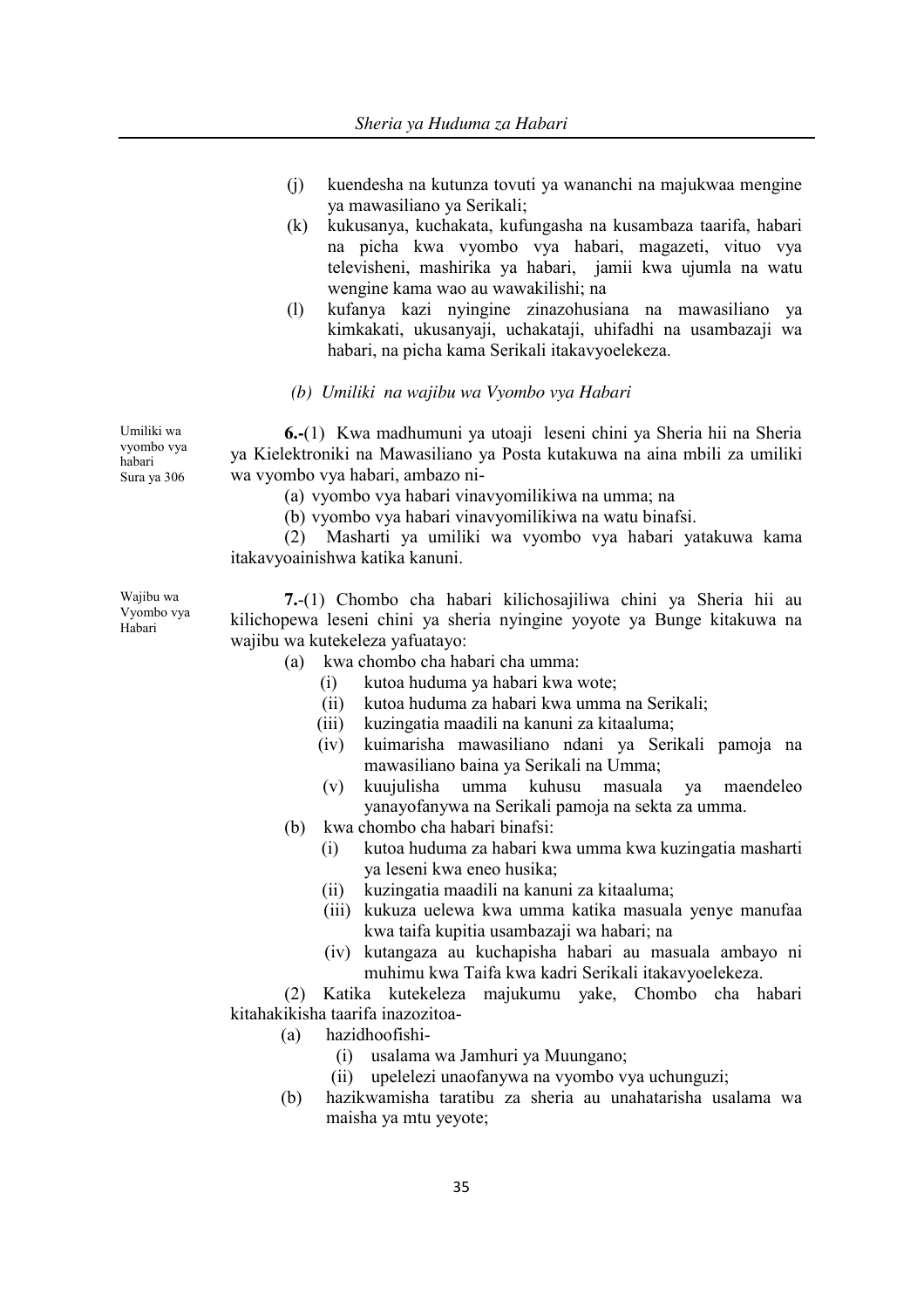(j) kuendesha na kutunza tovuti ya wananchi na majukwaa mengine ya mawasiliano ya Serikali;

(k) kukusanya, kuchakata, kufungasha na kusambaza taarifa, habari na picha kwa vyombo vya habari, magazeti, vituo vya televisheni, mashirika ya habari, jamii kwa ujumla na watu wengine kama wao au wawakilishi; na

(l) kufanya kazi nyingine zinazohusiana na mawasiliano ya kimkakati, ukusanyaji, uchakataji, uhifadhi na usambazaji wa habari, na picha kama Serikali itakavyoelekeza.

*(b) Umiliki na wajibu wa Vyombo vya Habari*

Umiliki wa vyombo vya habari
Sura ya 306

**6.**-(1) Kwa madhumuni ya utoaji leseni chini ya Sheria hii na Sheria ya Kielektroniki na Mawasiliano ya Posta kutakuwa na aina mbili za umiliki wa vyombo vya habari, ambazo ni-

(a) vyombo vya habari vinavyomilikiwa na umma; na

(b) vyombo vya habari vinavyomilikiwa na watu binafsi.

(2) Masharti ya umiliki wa vyombo vya habari yatakuwa kama itakavyoainishwa katika kanuni.

Wajibu wa Vyombo vya Habari

**7.**-(1) Chombo cha habari kilichosajiliwa chini ya Sheria hii au kilichopewa leseni chini ya sheria nyingine yoyote ya Bunge kitakuwa na wajibu wa kutekeleza yafuatayo:

(a) kwa chombo cha habari cha umma:
   (i) kutoa huduma ya habari kwa wote;
   (ii) kutoa huduma za habari kwa umma na Serikali;
   (iii) kuzingatia maadili na kanuni za kitaaluma;
   (iv) kuimarisha mawasiliano ndani ya Serikali pamoja na mawasiliano baina ya Serikali na Umma;
   (v) kuujulisha umma kuhusu masuala ya maendeleo yanayofanywa na Serikali pamoja na sekta za umma.

(b) kwa chombo cha habari binafsi:
   (i) kutoa huduma za habari kwa umma kwa kuzingatia masharti ya leseni kwa eneo husika;
   (ii) kuzingatia maadili na kanuni za kitaaluma;
   (iii) kukuza uelewa kwa umma katika masuala yenye manufaa kwa taifa kupitia usambazaji wa habari; na
   (iv) kutangaza au kuchapisha habari au masuala ambayo ni muhimu kwa Taifa kwa kadri Serikali itakavyoelekeza.

(2) Katika kutekeleza majukumu yake, Chombo cha habari kitahakikisha taarifa inazozitoa-

(a) hazidhoofishi-
   (i) usalama wa Jamhuri ya Muungano;
   (ii) upelelezi unaofanywa na vyombo vya uchunguzi;

(b) hazikwamisha taratibu za sheria au unahatarisha usalama wa maisha ya mtu yeyote;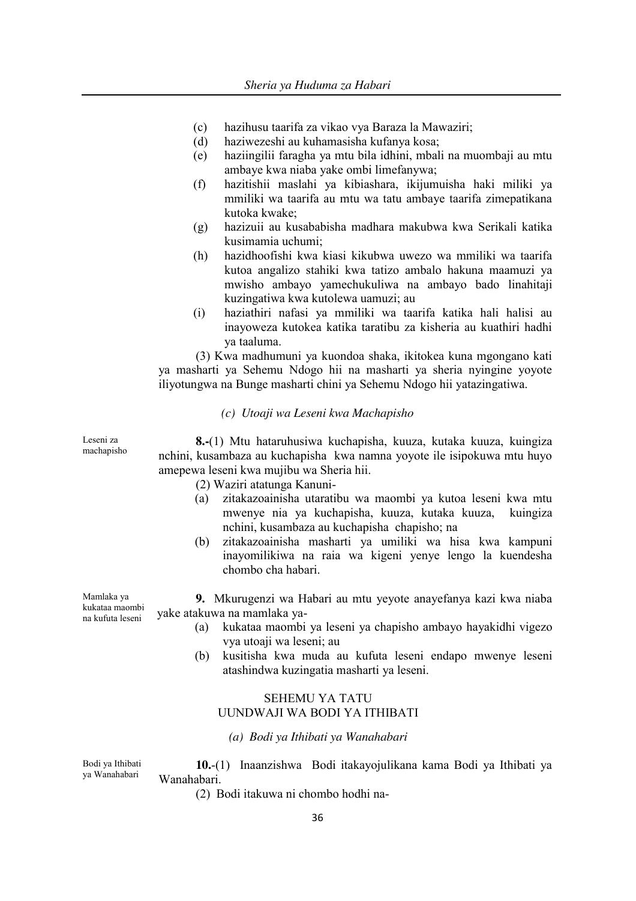(c) hazihusu taarifa za vikao vya Baraza la Mawaziri;
(d) haziwezeshi au kuhamasisha kufanya kosa;
(e) haziingilii faragha ya mtu bila idhini, mbali na muombaji au mtu ambaye kwa niaba yake ombi limefanywa;
(f) hazitishii maslahi ya kibiashara, ikijumuisha haki miliki ya mmiliki wa taarifa au mtu wa tatu ambaye taarifa zimepatikana kutoka kwake;
(g) hazizuii au kusababisha madhara makubwa kwa Serikali katika kusimamia uchumi;
(h) hazidhoofishi kwa kiasi kikubwa uwezo wa mmiliki wa taarifa kutoa angalizo stahiki kwa tatizo ambalo hakuna maamuzi ya mwisho ambayo yamechukuliwa na ambayo bado linahitaji kuzingatiwa kwa kutolewa uamuzi; au
(i) haziathiri nafasi ya mmiliki wa taarifa katika hali halisi au inayoweza kutokea katika taratibu za kisheria au kuathiri hadhi ya taaluma.

(3) Kwa madhumuni ya kuondoa shaka, ikitokea kuna mgongano kati ya masharti ya Sehemu Ndogo hii na masharti ya sheria nyingine yoyote iliyotungwa na Bunge masharti chini ya Sehemu Ndogo hii yatazingatiwa.

*(c) Utoaji wa Leseni kwa Machapisho*

Leseni za machapisho

**8.-**(1) Mtu hataruhusiwa kuchapisha, kuuza, kutaka kuuza, kuingiza nchini, kusambaza au kuchapisha kwa namna yoyote ile isipokuwa mtu huyo amepewa leseni kwa mujibu wa Sheria hii.

(2) Waziri atatunga Kanuni-

(a) zitakazoainisha utaratibu wa maombi ya kutoa leseni kwa mtu mwenye nia ya kuchapisha, kuuza, kutaka kuuza, kuingiza nchini, kusambaza au kuchapisha chapisho; na
(b) zitakazoainisha masharti ya umiliki wa hisa kwa kampuni inayomilikiwa na raia wa kigeni yenye lengo la kuendesha chombo cha habari.

Mamlaka ya kukataa maombi na kufuta leseni

**9.** Mkurugenzi wa Habari au mtu yeyote anayefanya kazi kwa niaba yake atakuwa na mamlaka ya-

(a) kukataa maombi ya leseni ya chapisho ambayo hayakidhi vigezo vya utoaji wa leseni; au
(b) kusitisha kwa muda au kufuta leseni endapo mwenye leseni atashindwa kuzingatia masharti ya leseni.

## SEHEMU YA TATU
## UUNDWAJI WA BODI YA ITHIBATI

*(a) Bodi ya Ithibati ya Wanahabari*

Bodi ya Ithibati ya Wanahabari

**10.**-(1) Inaanzishwa Bodi itakayojulikana kama Bodi ya Ithibati ya Wanahabari.

(2) Bodi itakuwa ni chombo hodhi na-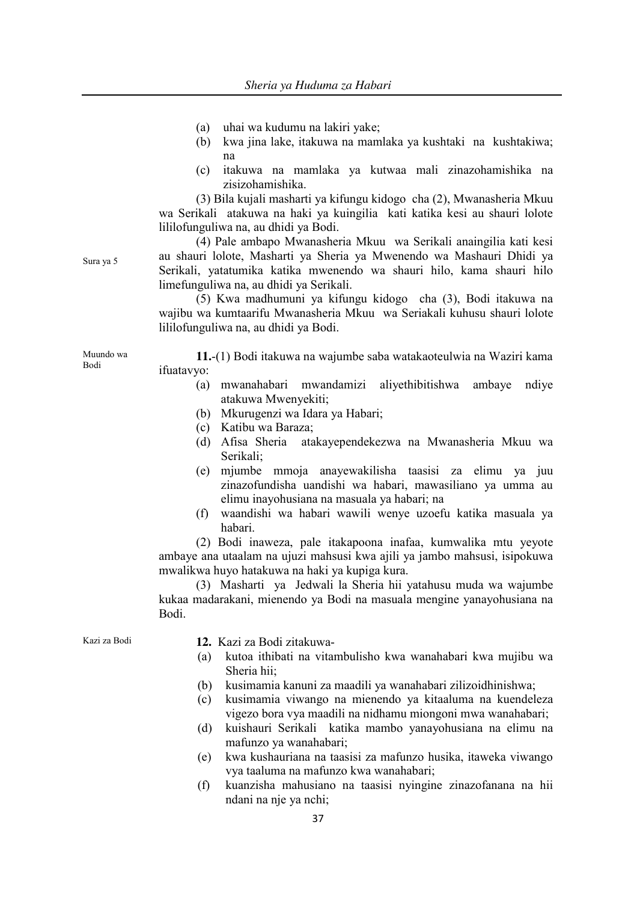(a) uhai wa kudumu na lakiri yake;

(b) kwa jina lake, itakuwa na mamlaka ya kushtaki na kushtakiwa; na

(c) itakuwa na mamlaka ya kutwaa mali zinazohamishika na zisizohamishika.

(3) Bila kujali masharti ya kifungu kidogo cha (2), Mwanasheria Mkuu wa Serikali atakuwa na haki ya kuingilia kati katika kesi au shauri lolote lililofunguliwa na, au dhidi ya Bodi.

Sura ya 5

(4) Pale ambapo Mwanasheria Mkuu wa Serikali anaingilia kati kesi au shauri lolote, Masharti ya Sheria ya Mwenendo wa Mashauri Dhidi ya Serikali, yatatumika katika mwenendo wa shauri hilo, kama shauri hilo limefunguliwa na, au dhidi ya Serikali.

(5) Kwa madhumuni ya kifungu kidogo cha (3), Bodi itakuwa na wajibu wa kumtaarifu Mwanasheria Mkuu wa Seriakali kuhusu shauri lolote lililofunguliwa na, au dhidi ya Bodi.

Muundo wa Bodi

**11.**-(1) Bodi itakuwa na wajumbe saba watakaoteulwia na Waziri kama ifuatavyo:

(a) mwanahabari mwandamizi aliyethibitishwa ambaye ndiye atakuwa Mwenyekiti;

(b) Mkurugenzi wa Idara ya Habari;

(c) Katibu wa Baraza;

(d) Afisa Sheria atakayependekezwa na Mwanasheria Mkuu wa Serikali;

(e) mjumbe mmoja anayewakilisha taasisi za elimu ya juu zinazofundisha uandishi wa habari, mawasiliano ya umma au elimu inayohusiana na masuala ya habari; na

(f) waandishi wa habari wawili wenye uzoefu katika masuala ya habari.

(2) Bodi inaweza, pale itakapoona inafaa, kumwalika mtu yeyote ambaye ana utaalam na ujuzi mahsusi kwa ajili ya jambo mahsusi, isipokuwa mwalikwa huyo hatakuwa na haki ya kupiga kura.

(3) Masharti ya Jedwali la Sheria hii yatahusu muda wa wajumbe kukaa madarakani, mienendo ya Bodi na masuala mengine yanayohusiana na Bodi.

Kazi za Bodi

**12.** Kazi za Bodi zitakuwa-

(a) kutoa ithibati na vitambulisho kwa wanahabari kwa mujibu wa Sheria hii;

(b) kusimamia kanuni za maadili ya wanahabari zilizoidhinishwa;

(c) kusimamia viwango na mienendo ya kitaaluma na kuendeleza vigezo bora vya maadili na nidhamu miongoni mwa wanahabari;

(d) kuishauri Serikali katika mambo yanayohusiana na elimu na mafunzo ya wanahabari;

(e) kwa kushauriana na taasisi za mafunzo husika, itaweka viwango vya taaluma na mafunzo kwa wanahabari;

(f) kuanzisha mahusiano na taasisi nyingine zinazofanana na hii ndani na nje ya nchi;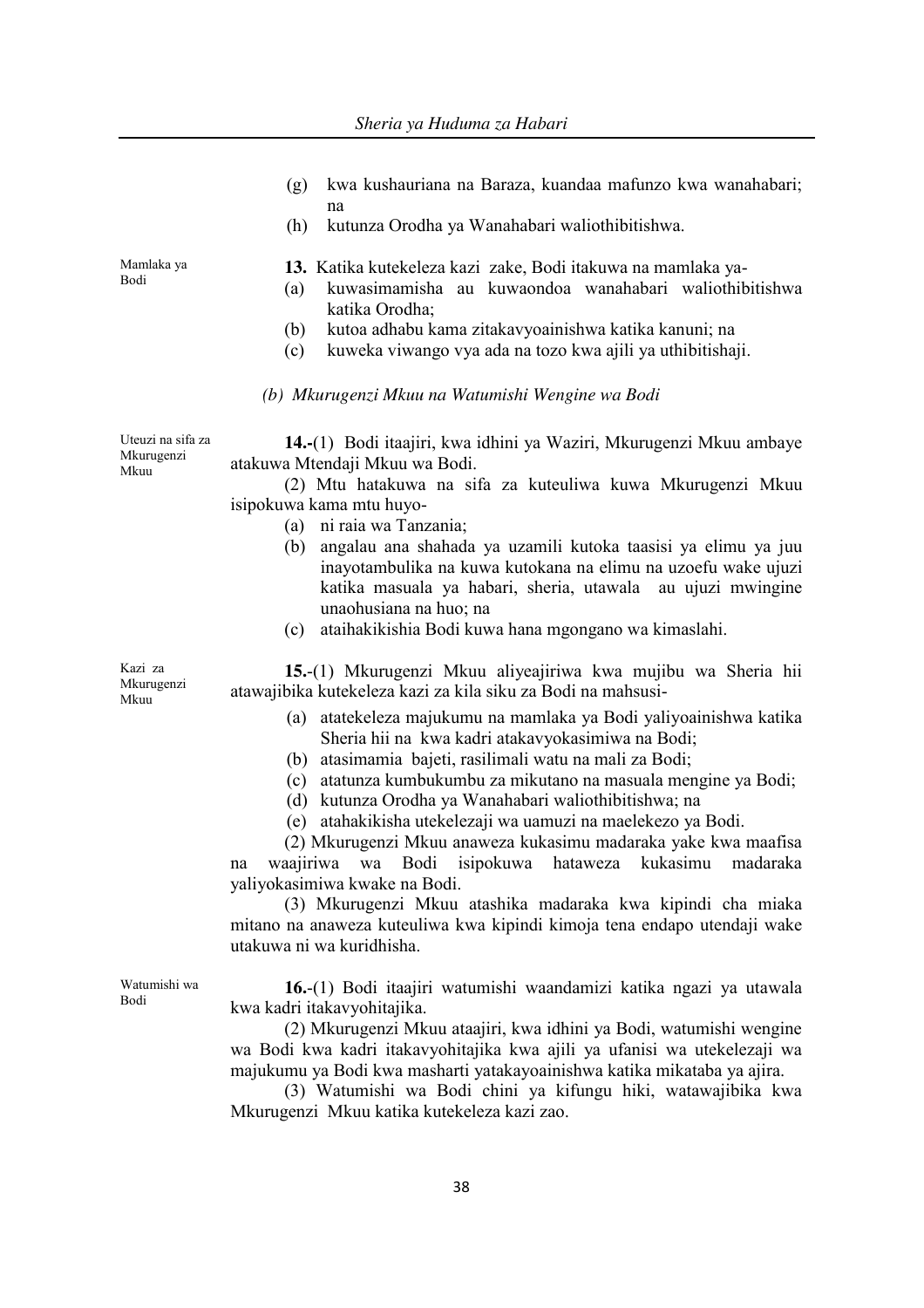(g) kwa kushauriana na Baraza, kuandaa mafunzo kwa wanahabari; na

(h) kutunza Orodha ya Wanahabari waliothibitishwa.

Mamlaka ya Bodi

**13.** Katika kutekeleza kazi zake, Bodi itakuwa na mamlaka ya-

(a) kuwasimamisha au kuwaondoa wanahabari waliothibitishwa katika Orodha;

(b) kutoa adhabu kama zitakavyoainishwa katika kanuni; na

(c) kuweka viwango vya ada na tozo kwa ajili ya uthibitishaji.

*(b) Mkurugenzi Mkuu na Watumishi Wengine wa Bodi*

Uteuzi na sifa za Mkurugenzi Mkuu

**14.-**(1) Bodi itaajiri, kwa idhini ya Waziri, Mkurugenzi Mkuu ambaye atakuwa Mtendaji Mkuu wa Bodi.

(2) Mtu hatakuwa na sifa za kuteuliwa kuwa Mkurugenzi Mkuu isipokuwa kama mtu huyo-

(a) ni raia wa Tanzania;

(b) angalau ana shahada ya uzamili kutoka taasisi ya elimu ya juu inayotambulika na kuwa kutokana na elimu na uzoefu wake ujuzi katika masuala ya habari, sheria, utawala au ujuzi mwingine unaohusiana na huo; na

(c) ataihakikishia Bodi kuwa hana mgongano wa kimaslahi.

Kazi za Mkurugenzi Mkuu

**15.**-(1) Mkurugenzi Mkuu aliyeajiriwa kwa mujibu wa Sheria hii atawajibika kutekeleza kazi za kila siku za Bodi na mahsusi-

(a) atatekeleza majukumu na mamlaka ya Bodi yaliyoainishwa katika Sheria hii na kwa kadri atakavyokasimiwa na Bodi;

(b) atasimamia bajeti, rasilimali watu na mali za Bodi;

(c) atatunza kumbukumbu za mikutano na masuala mengine ya Bodi;

(d) kutunza Orodha ya Wanahabari waliothibitishwa; na

(e) atahakikisha utekelezaji wa uamuzi na maelekezo ya Bodi.

(2) Mkurugenzi Mkuu anaweza kukasimu madaraka yake kwa maafisa na waajiriwa wa Bodi isipokuwa hataweza kukasimu madaraka yaliyokasimiwa kwake na Bodi.

(3) Mkurugenzi Mkuu atashika madaraka kwa kipindi cha miaka mitano na anaweza kuteuliwa kwa kipindi kimoja tena endapo utendaji wake utakuwa ni wa kuridhisha.

Watumishi wa Bodi

**16.**-(1) Bodi itaajiri watumishi waandamizi katika ngazi ya utawala kwa kadri itakavyohitajika.

(2) Mkurugenzi Mkuu ataajiri, kwa idhini ya Bodi, watumishi wengine wa Bodi kwa kadri itakavyohitajika kwa ajili ya ufanisi wa utekelezaji wa majukumu ya Bodi kwa masharti yatakayoainishwa katika mikataba ya ajira.

(3) Watumishi wa Bodi chini ya kifungu hiki, watawajibika kwa Mkurugenzi Mkuu katika kutekeleza kazi zao.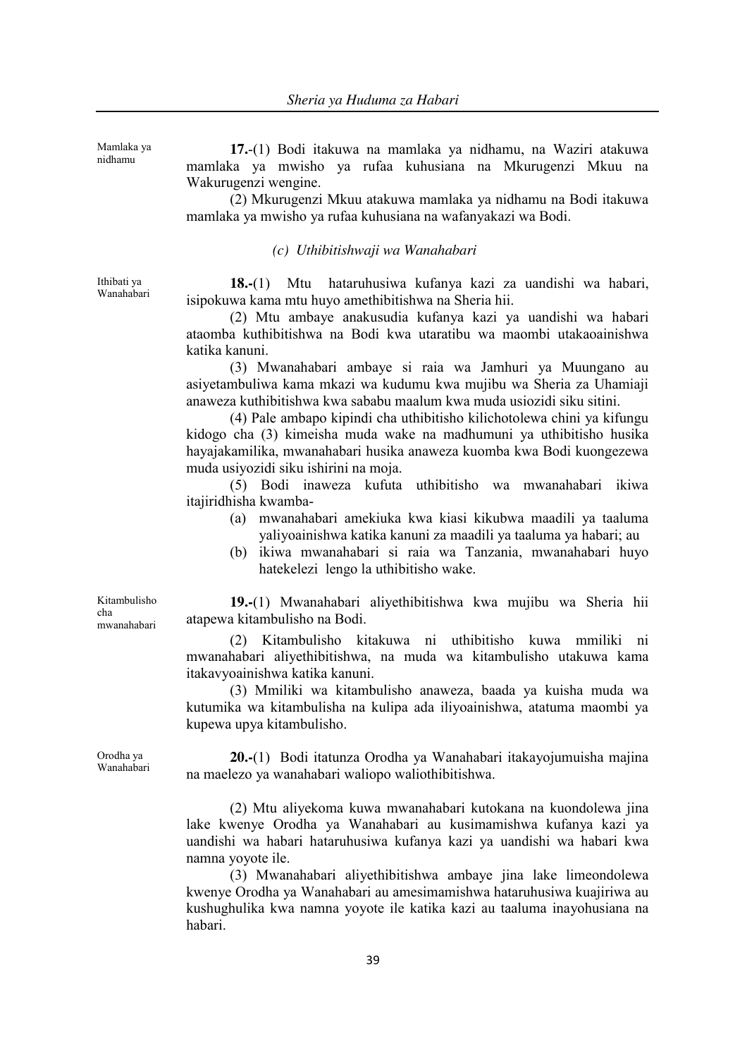Mamlaka ya nidhamu

**17.**-(1) Bodi itakuwa na mamlaka ya nidhamu, na Waziri atakuwa mamlaka ya mwisho ya rufaa kuhusiana na Mkurugenzi Mkuu na Wakurugenzi wengine.

(2) Mkurugenzi Mkuu atakuwa mamlaka ya nidhamu na Bodi itakuwa mamlaka ya mwisho ya rufaa kuhusiana na wafanyakazi wa Bodi.

*(c) Uthibitishwaji wa Wanahabari*

Ithibati ya Wanahabari

**18.-**(1) Mtu hataruhusiwa kufanya kazi za uandishi wa habari, isipokuwa kama mtu huyo amethibitishwa na Sheria hii.

(2) Mtu ambaye anakusudia kufanya kazi ya uandishi wa habari ataomba kuthibitishwa na Bodi kwa utaratibu wa maombi utakaoainishwa katika kanuni.

(3) Mwanahabari ambaye si raia wa Jamhuri ya Muungano au asiyetambuliwa kama mkazi wa kudumu kwa mujibu wa Sheria za Uhamiaji anaweza kuthibitishwa kwa sababu maalum kwa muda usiozidi siku sitini.

(4) Pale ambapo kipindi cha uthibitisho kilichotolewa chini ya kifungu kidogo cha (3) kimeisha muda wake na madhumuni ya uthibitisho husika hayajakamilika, mwanahabari husika anaweza kuomba kwa Bodi kuongezewa muda usiyozidi siku ishirini na moja.

(5) Bodi inaweza kufuta uthibitisho wa mwanahabari ikiwa itajiridhisha kwamba-

(a) mwanahabari amekiuka kwa kiasi kikubwa maadili ya taaluma yaliyoainishwa katika kanuni za maadili ya taaluma ya habari; au

(b) ikiwa mwanahabari si raia wa Tanzania, mwanahabari huyo hatekelezi lengo la uthibitisho wake.

Kitambulisho cha mwanahabari

**19.-**(1) Mwanahabari aliyethibitishwa kwa mujibu wa Sheria hii atapewa kitambulisho na Bodi.

(2) Kitambulisho kitakuwa ni uthibitisho kuwa mmiliki ni mwanahabari aliyethibitishwa, na muda wa kitambulisho utakuwa kama itakavyoainishwa katika kanuni.

(3) Mmiliki wa kitambulisho anaweza, baada ya kuisha muda wa kutumika wa kitambulisha na kulipa ada iliyoainishwa, atatuma maombi ya kupewa upya kitambulisho.

Orodha ya Wanahabari

**20.-**(1) Bodi itatunza Orodha ya Wanahabari itakayojumuisha majina na maelezo ya wanahabari waliopo waliothibitishwa.

(2) Mtu aliyekoma kuwa mwanahabari kutokana na kuondolewa jina lake kwenye Orodha ya Wanahabari au kusimamishwa kufanya kazi ya uandishi wa habari hataruhusiwa kufanya kazi ya uandishi wa habari kwa namna yoyote ile.

(3) Mwanahabari aliyethibitishwa ambaye jina lake limeondolewa kwenye Orodha ya Wanahabari au amesimamishwa hataruhusiwa kuajiriwa au kushughulika kwa namna yoyote ile katika kazi au taaluma inayohusiana na habari.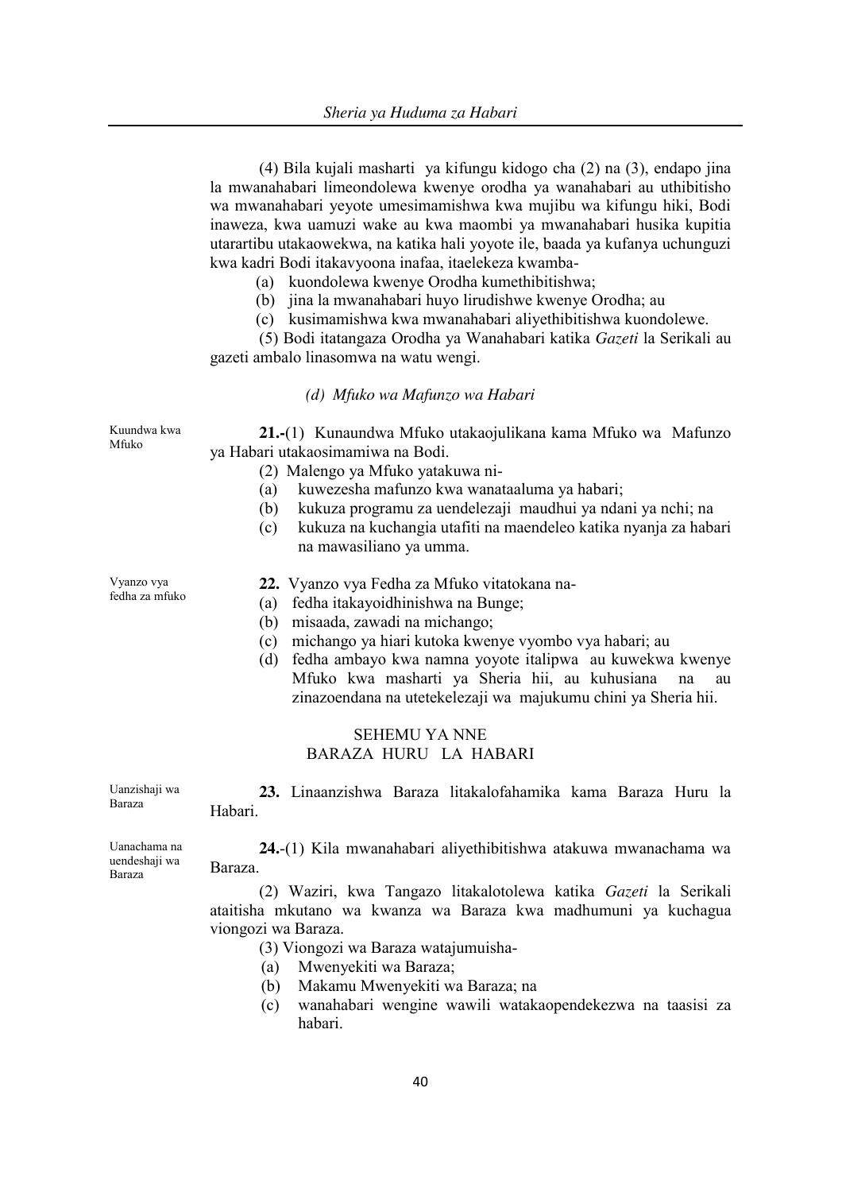(4) Bila kujali masharti ya kifungu kidogo cha (2) na (3), endapo jina la mwanahabari limeondolewa kwenye orodha ya wanahabari au uthibitisho wa mwanahabari yeyote umesimamishwa kwa mujibu wa kifungu hiki, Bodi inaweza, kwa uamuzi wake au kwa maombi ya mwanahabari husika kupitia utarartibu utakaowekwa, na katika hali yoyote ile, baada ya kufanya uchunguzi kwa kadri Bodi itakavyoona inafaa, itaelekeza kwamba-

(a) kuondolewa kwenye Orodha kumethibitishwa;

(b) jina la mwanahabari huyo lirudishwe kwenye Orodha; au

(c) kusimamishwa kwa mwanahabari aliyethibitishwa kuondolewe.

(5) Bodi itatangaza Orodha ya Wanahabari katika *Gazeti* la Serikali au gazeti ambalo linasomwa na watu wengi.

### *(d) Mfuko wa Mafunzo wa Habari*

Kuundwa kwa Mfuko

**21.-**(1) Kunaundwa Mfuko utakaojulikana kama Mfuko wa Mafunzo ya Habari utakaosimamiwa na Bodi.

(2) Malengo ya Mfuko yatakuwa ni-

(a) kuwezesha mafunzo kwa wanataaluma ya habari;

(b) kukuza programu za uendelezaji maudhui ya ndani ya nchi; na

(c) kukuza na kuchangia utafiti na maendeleo katika nyanja za habari na mawasiliano ya umma.

Vyanzo vya fedha za mfuko

**22.** Vyanzo vya Fedha za Mfuko vitatokana na-

(a) fedha itakayoidhinishwa na Bunge;

(b) misaada, zawadi na michango;

(c) michango ya hiari kutoka kwenye vyombo vya habari; au

(d) fedha ambayo kwa namna yoyote italipwa au kuwekwa kwenye Mfuko kwa masharti ya Sheria hii, au kuhusiana na au zinazoendana na utetekelezaji wa majukumu chini ya Sheria hii.

## SEHEMU YA NNE
## BARAZA HURU LA HABARI

Uanzishaji wa Baraza

**23.** Linaanzishwa Baraza litakalofahamika kama Baraza Huru la Habari.

Uanachama na uendeshaji wa Baraza

**24.**-(1) Kila mwanahabari aliyethibitishwa atakuwa mwanachama wa Baraza.

(2) Waziri, kwa Tangazo litakalotolewa katika *Gazeti* la Serikali ataitisha mkutano wa kwanza wa Baraza kwa madhumuni ya kuchagua viongozi wa Baraza.

(3) Viongozi wa Baraza watajumuisha-

(a) Mwenyekiti wa Baraza;

(b) Makamu Mwenyekiti wa Baraza; na

(c) wanahabari wengine wawili watakaopendekezwa na taasisi za habari.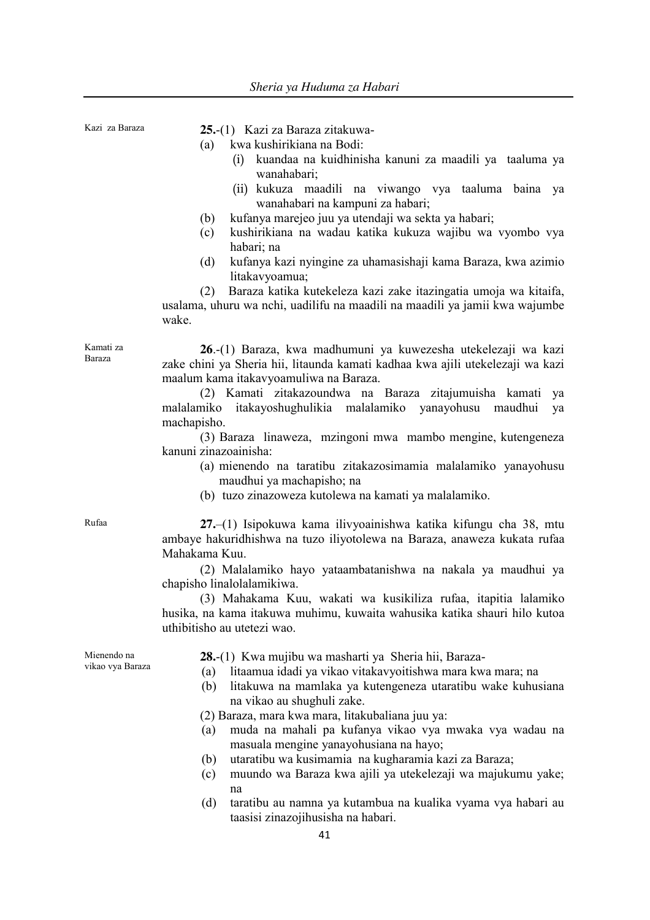Kazi za Baraza

**25.**-(1) Kazi za Baraza zitakuwa-

(a) kwa kushirikiana na Bodi:

(i) kuandaa na kuidhinisha kanuni za maadili ya taaluma ya wanahabari;

(ii) kukuza maadili na viwango vya taaluma baina ya wanahabari na kampuni za habari;

(b) kufanya marejeo juu ya utendaji wa sekta ya habari;

(c) kushirikiana na wadau katika kukuza wajibu wa vyombo vya habari; na

(d) kufanya kazi nyingine za uhamasishaji kama Baraza, kwa azimio litakavyoamua;

(2) Baraza katika kutekeleza kazi zake itazingatia umoja wa kitaifa, usalama, uhuru wa nchi, uadilifu na maadili na maadili ya jamii kwa wajumbe wake.

Kamati za Baraza

**26**.-(1) Baraza, kwa madhumuni ya kuwezesha utekelezaji wa kazi zake chini ya Sheria hii, litaunda kamati kadhaa kwa ajili utekelezaji wa kazi maalum kama itakavyoamuliwa na Baraza.

(2) Kamati zitakazoundwa na Baraza zitajumuisha kamati ya malalamiko itakayoshughulikia malalamiko yanayohusu maudhui ya machapisho.

(3) Baraza linaweza, mzingoni mwa mambo mengine, kutengeneza kanuni zinazoainisha:

(a) mienendo na taratibu zitakazosimamia malalamiko yanayohusu maudhui ya machapisho; na

(b) tuzo zinazoweza kutolewa na kamati ya malalamiko.

Rufaa

**27.**–(1) Isipokuwa kama ilivyoainishwa katika kifungu cha 38, mtu ambaye hakuridhishwa na tuzo iliyotolewa na Baraza, anaweza kukata rufaa Mahakama Kuu.

(2) Malalamiko hayo yataambatanishwa na nakala ya maudhui ya chapisho linalolalamikiwa.

(3) Mahakama Kuu, wakati wa kusikiliza rufaa, itapitia lalamiko husika, na kama itakuwa muhimu, kuwaita wahusika katika shauri hilo kutoa uthibitisho au utetezi wao.

Mienendo na vikao vya Baraza

**28.**-(1) Kwa mujibu wa masharti ya Sheria hii, Baraza-

(a) litaamua idadi ya vikao vitakavyoitishwa mara kwa mara; na

(b) litakuwa na mamlaka ya kutengeneza utaratibu wake kuhusiana na vikao au shughuli zake.

(2) Baraza, mara kwa mara, litakubaliana juu ya:

(a) muda na mahali pa kufanya vikao vya mwaka vya wadau na masuala mengine yanayohusiana na hayo;

(b) utaratibu wa kusimamia na kugharamia kazi za Baraza;

(c) muundo wa Baraza kwa ajili ya utekelezaji wa majukumu yake; na

(d) taratibu au namna ya kutambua na kualika vyama vya habari au taasisi zinazojihusisha na habari.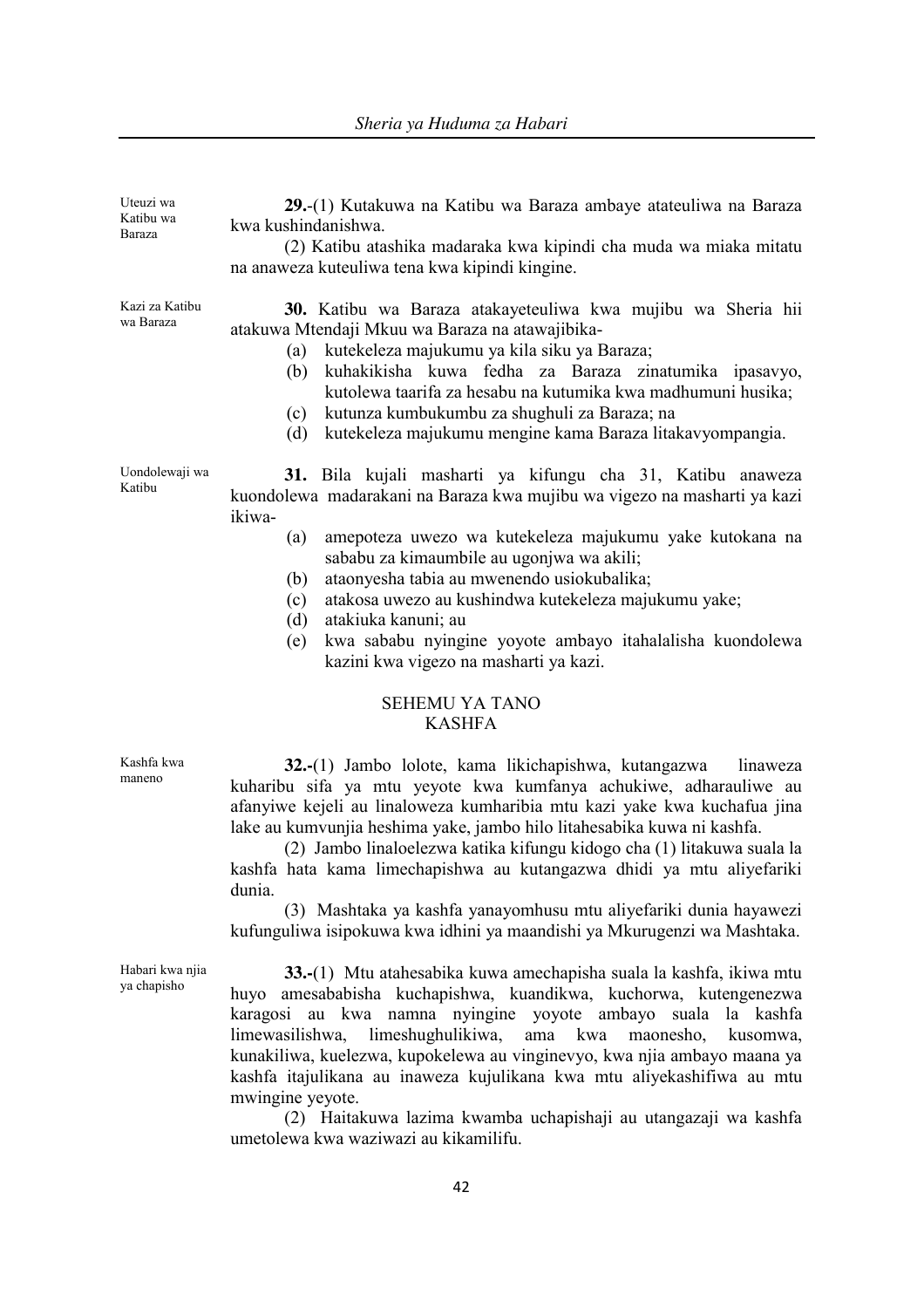Uteuzi wa Katibu wa Baraza

**29.**-(1) Kutakuwa na Katibu wa Baraza ambaye atateuliwa na Baraza kwa kushindanishwa.

(2) Katibu atashika madaraka kwa kipindi cha muda wa miaka mitatu na anaweza kuteuliwa tena kwa kipindi kingine.

Kazi za Katibu wa Baraza

**30.** Katibu wa Baraza atakayeteuliwa kwa mujibu wa Sheria hii atakuwa Mtendaji Mkuu wa Baraza na atawajibika-

(a) kutekeleza majukumu ya kila siku ya Baraza;

(b) kuhakikisha kuwa fedha za Baraza zinatumika ipasavyo, kutolewa taarifa za hesabu na kutumika kwa madhumuni husika;

(c) kutunza kumbukumbu za shughuli za Baraza; na

(d) kutekeleza majukumu mengine kama Baraza litakavyompangia.

Uondolewaji wa Katibu

**31.** Bila kujali masharti ya kifungu cha 31, Katibu anaweza kuondolewa madarakani na Baraza kwa mujibu wa vigezo na masharti ya kazi ikiwa-

(a) amepoteza uwezo wa kutekeleza majukumu yake kutokana na sababu za kimaumbile au ugonjwa wa akili;

(b) ataonyesha tabia au mwenendo usiokubalika;

(c) atakosa uwezo au kushindwa kutekeleza majukumu yake;

(d) atakiuka kanuni; au

(e) kwa sababu nyingine yoyote ambayo itahalalisha kuondolewa kazini kwa vigezo na masharti ya kazi.

## SEHEMU YA TANO
## KASHFA

Kashfa kwa maneno

**32.**-(1) Jambo lolote, kama likichapishwa, kutangazwa linaweza kuharibu sifa ya mtu yeyote kwa kumfanya achukiwe, adharauliwe au afanyiwe kejeli au linaloweza kumharibia mtu kazi yake kwa kuchafua jina lake au kumvunjia heshima yake, jambo hilo litahesabika kuwa ni kashfa.

(2) Jambo linaloelezwa katika kifungu kidogo cha (1) litakuwa suala la kashfa hata kama limechapishwa au kutangazwa dhidi ya mtu aliyefariki dunia.

(3) Mashtaka ya kashfa yanayomhusu mtu aliyefariki dunia hayawezi kufunguliwa isipokuwa kwa idhini ya maandishi ya Mkurugenzi wa Mashtaka.

Habari kwa njia ya chapisho

**33.**-(1) Mtu atahesabika kuwa amechapisha suala la kashfa, ikiwa mtu huyo amesababisha kuchapishwa, kuandikwa, kuchorwa, kutengenezwa karagosi au kwa namna nyingine yoyote ambayo suala la kashfa limewasilishwa, limeshughulikiwa, ama kwa maonesho, kusomwa, kunakiliwa, kuelezwa, kupokelewa au vinginevyo, kwa njia ambayo maana ya kashfa itajulikana au inaweza kujulikana kwa mtu aliyekashifiwa au mtu mwingine yeyote.

(2) Haitakuwa lazima kwamba uchapishaji au utangazaji wa kashfa umetolewa kwa waziwazi au kikamilifu.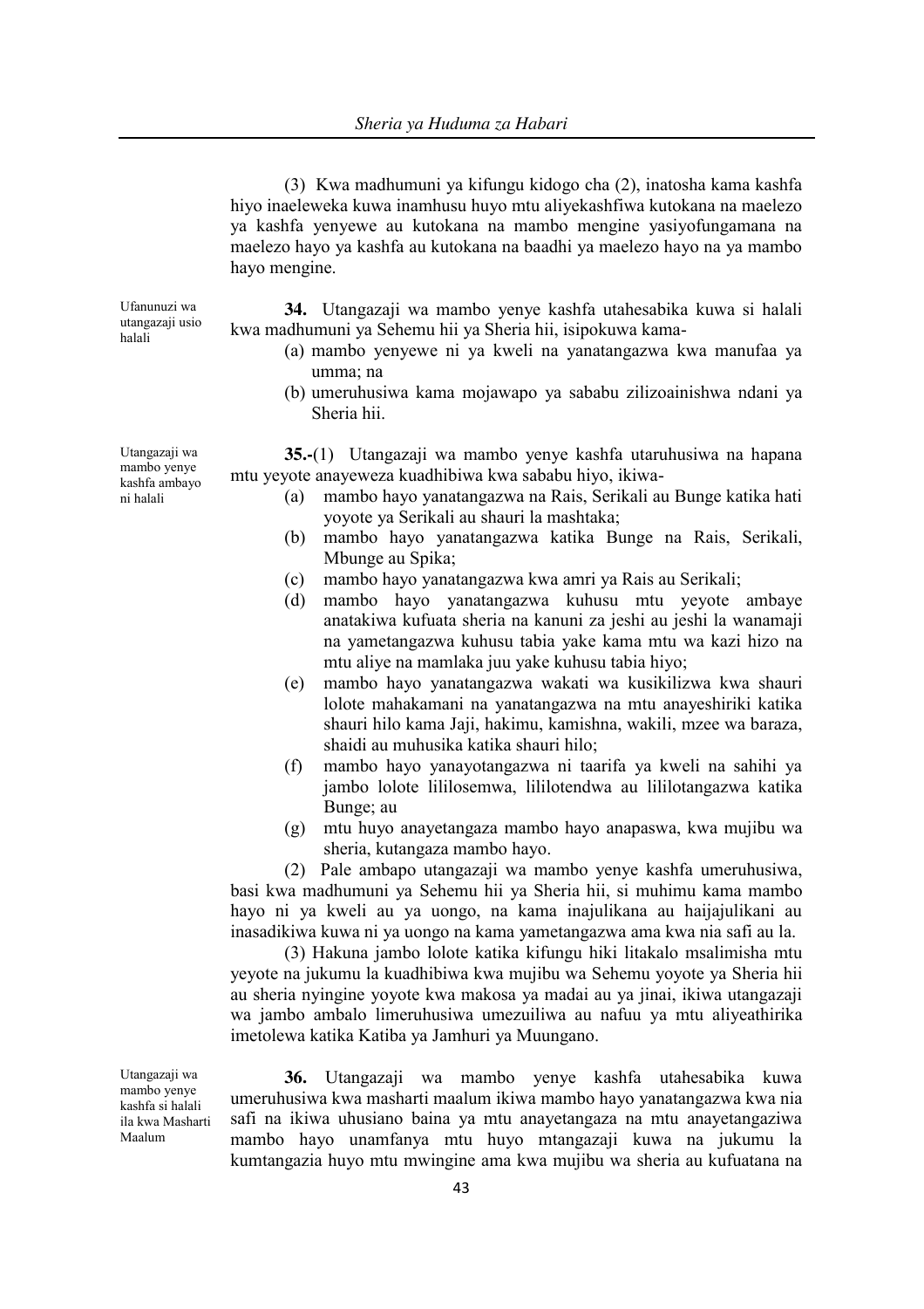(3) Kwa madhumuni ya kifungu kidogo cha (2), inatosha kama kashfa hiyo inaeleweka kuwa inamhusu huyo mtu aliyekashfiwa kutokana na maelezo ya kashfa yenyewe au kutokana na mambo mengine yasiyofungamana na maelezo hayo ya kashfa au kutokana na baadhi ya maelezo hayo na ya mambo hayo mengine.

*Ufanunuzi wa utangazaji usio halali*

**34.** Utangazaji wa mambo yenye kashfa utahesabika kuwa si halali kwa madhumuni ya Sehemu hii ya Sheria hii, isipokuwa kama-

(a) mambo yenyewe ni ya kweli na yanatangazwa kwa manufaa ya umma; na

(b) umeruhusiwa kama mojawapo ya sababu zilizoainishwa ndani ya Sheria hii.

*Utangazaji wa mambo yenye kashfa ambayo ni halali*

**35.-**(1) Utangazaji wa mambo yenye kashfa utaruhusiwa na hapana mtu yeyote anayeweza kuadhibiwa kwa sababu hiyo, ikiwa-

(a) mambo hayo yanatangazwa na Rais, Serikali au Bunge katika hati yoyote ya Serikali au shauri la mashtaka;

(b) mambo hayo yanatangazwa katika Bunge na Rais, Serikali, Mbunge au Spika;

(c) mambo hayo yanatangazwa kwa amri ya Rais au Serikali;

(d) mambo hayo yanatangazwa kuhusu mtu yeyote ambaye anatakiwa kufuata sheria na kanuni za jeshi au jeshi la wanamaji na yametangazwa kuhusu tabia yake kama mtu wa kazi hizo na mtu aliye na mamlaka juu yake kuhusu tabia hiyo;

(e) mambo hayo yanatangazwa wakati wa kusikilizwa kwa shauri lolote mahakamani na yanatangazwa na mtu anayeshiriki katika shauri hilo kama Jaji, hakimu, kamishna, wakili, mzee wa baraza, shaidi au muhusika katika shauri hilo;

(f) mambo hayo yanayotangazwa ni taarifa ya kweli na sahihi ya jambo lolote lililosemwa, lililotendwa au lililotangazwa katika Bunge; au

(g) mtu huyo anayetangaza mambo hayo anapaswa, kwa mujibu wa sheria, kutangaza mambo hayo.

(2) Pale ambapo utangazaji wa mambo yenye kashfa umeruhusiwa, basi kwa madhumuni ya Sehemu hii ya Sheria hii, si muhimu kama mambo hayo ni ya kweli au ya uongo, na kama inajulikana au haijajulikani au inasadikiwa kuwa ni ya uongo na kama yametangazwa ama kwa nia safi au la.

(3) Hakuna jambo lolote katika kifungu hiki litakalo msalimisha mtu yeyote na jukumu la kuadhibiwa kwa mujibu wa Sehemu yoyote ya Sheria hii au sheria nyingine yoyote kwa makosa ya madai au ya jinai, ikiwa utangazaji wa jambo ambalo limeruhusiwa umezuiliwa au nafuu ya mtu aliyeathirika imetolewa katika Katiba ya Jamhuri ya Muungano.

*Utangazaji wa mambo yenye kashfa si halali ila kwa Masharti Maalum*

**36.** Utangazaji wa mambo yenye kashfa utahesabika kuwa umeruhusiwa kwa masharti maalum ikiwa mambo hayo yanatangazwa kwa nia safi na ikiwa uhusiano baina ya mtu anayetangaza na mtu anayetangaziwa mambo hayo unamfanya mtu huyo mtangazaji kuwa na jukumu la kumtangazia huyo mtu mwingine ama kwa mujibu wa sheria au kufuatana na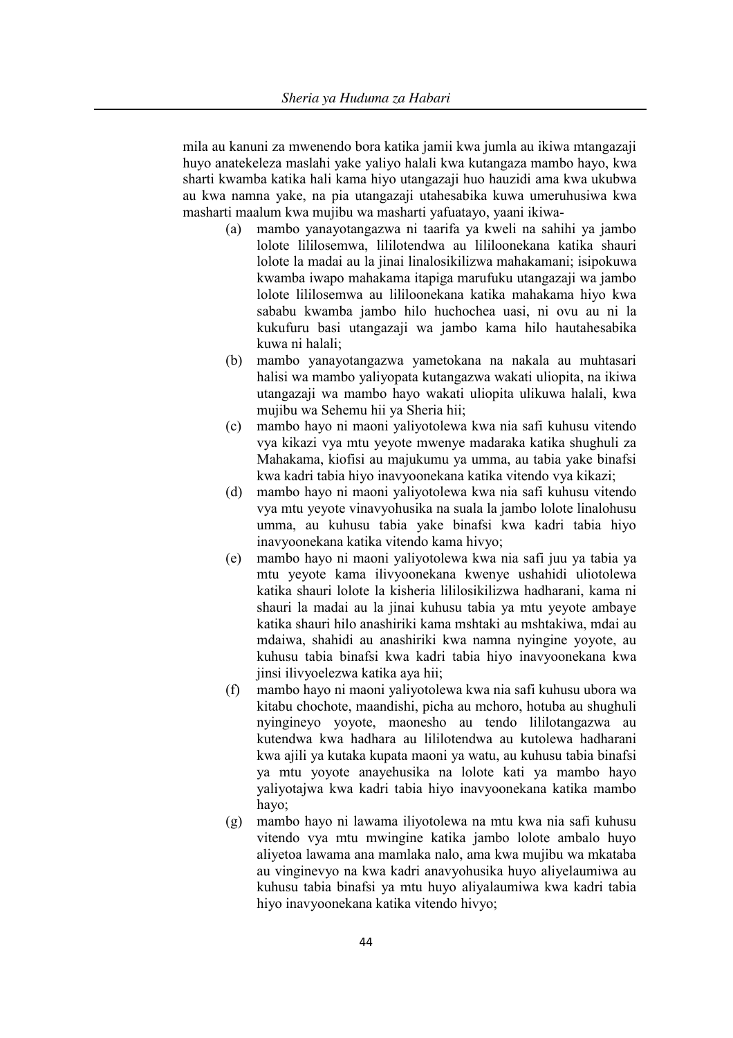mila au kanuni za mwenendo bora katika jamii kwa jumla au ikiwa mtangazaji huyo anatekeleza maslahi yake yaliyo halali kwa kutangaza mambo hayo, kwa sharti kwamba katika hali kama hiyo utangazaji huo hauzidi ama kwa ukubwa au kwa namna yake, na pia utangazaji utahesabika kuwa umeruhusiwa kwa masharti maalum kwa mujibu wa masharti yafuatayo, yaani ikiwa-

(a) mambo yanayotangazwa ni taarifa ya kweli na sahihi ya jambo lolote lililosemwa, lililotendwa au lililoonekana katika shauri lolote la madai au la jinai linalosikilizwa mahakamani; isipokuwa kwamba iwapo mahakama itapiga marufuku utangazaji wa jambo lolote lililosemwa au lililoonekana katika mahakama hiyo kwa sababu kwamba jambo hilo huchochea uasi, ni ovu au ni la kukufuru basi utangazaji wa jambo kama hilo hautahesabika kuwa ni halali;

(b) mambo yanayotangazwa yametokana na nakala au muhtasari halisi wa mambo yaliyopata kutangazwa wakati uliopita, na ikiwa utangazaji wa mambo hayo wakati uliopita ulikuwa halali, kwa mujibu wa Sehemu hii ya Sheria hii;

(c) mambo hayo ni maoni yaliyotolewa kwa nia safi kuhusu vitendo vya kikazi vya mtu yeyote mwenye madaraka katika shughuli za Mahakama, kiofisi au majukumu ya umma, au tabia yake binafsi kwa kadri tabia hiyo inavyoonekana katika vitendo vya kikazi;

(d) mambo hayo ni maoni yaliyotolewa kwa nia safi kuhusu vitendo vya mtu yeyote vinavyohusika na suala la jambo lolote linalohusu umma, au kuhusu tabia yake binafsi kwa kadri tabia hiyo inavyoonekana katika vitendo kama hivyo;

(e) mambo hayo ni maoni yaliyotolewa kwa nia safi juu ya tabia ya mtu yeyote kama ilivyoonekana kwenye ushahidi uliotolewa katika shauri lolote la kisheria lililosikilizwa hadharani, kama ni shauri la madai au la jinai kuhusu tabia ya mtu yeyote ambaye katika shauri hilo anashiriki kama mshtaki au mshtakiwa, mdai au mdaiwa, shahidi au anashiriki kwa namna nyingine yoyote, au kuhusu tabia binafsi kwa kadri tabia hiyo inavyoonekana kwa jinsi ilivyoelezwa katika aya hii;

(f) mambo hayo ni maoni yaliyotolewa kwa nia safi kuhusu ubora wa kitabu chochote, maandishi, picha au mchoro, hotuba au shughuli nyingineyo yoyote, maonesho au tendo lililotangazwa au kutendwa kwa hadhara au lililotendwa au kutolewa hadharani kwa ajili ya kutaka kupata maoni ya watu, au kuhusu tabia binafsi ya mtu yoyote anayehusika na lolote kati ya mambo hayo yaliyotajwa kwa kadri tabia hiyo inavyoonekana katika mambo hayo;

(g) mambo hayo ni lawama iliyotolewa na mtu kwa nia safi kuhusu vitendo vya mtu mwingine katika jambo lolote ambalo huyo aliyetoa lawama ana mamlaka nalo, ama kwa mujibu wa mkataba au vinginevyo na kwa kadri anavyohusika huyo aliyelaumiwa au kuhusu tabia binafsi ya mtu huyo aliyalaumiwa kwa kadri tabia hiyo inavyoonekana katika vitendo hivyo;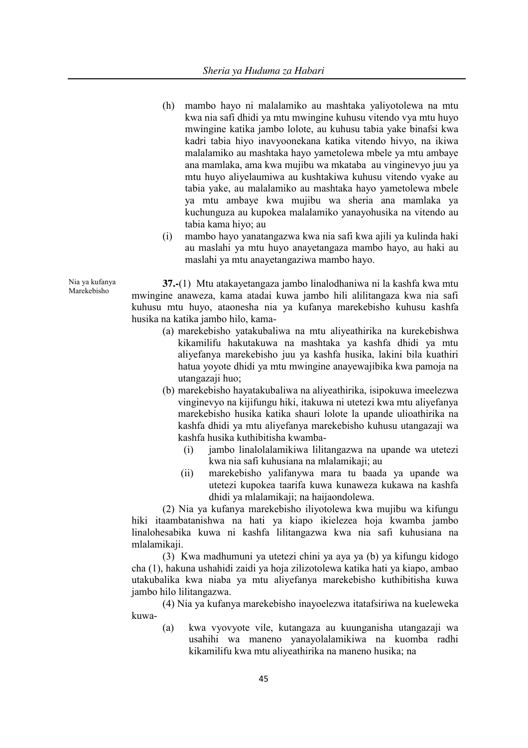(h) mambo hayo ni malalamiko au mashtaka yaliyotolewa na mtu kwa nia safi dhidi ya mtu mwingine kuhusu vitendo vya mtu huyo mwingine katika jambo lolote, au kuhusu tabia yake binafsi kwa kadri tabia hiyo inavyoonekana katika vitendo hivyo, na ikiwa malalamiko au mashtaka hayo yametolewa mbele ya mtu ambaye ana mamlaka, ama kwa mujibu wa mkataba au vinginevyo juu ya mtu huyo aliyelaumiwa au kushtakiwa kuhusu vitendo vyake au tabia yake, au malalamiko au mashtaka hayo yametolewa mbele ya mtu ambaye kwa mujibu wa sheria ana mamlaka ya kuchunguza au kupokea malalamiko yanayohusika na vitendo au tabia kama hiyo; au

(i) mambo hayo yanatangazwa kwa nia safi kwa ajili ya kulinda haki au maslahi ya mtu huyo anayetangaza mambo hayo, au haki au maslahi ya mtu anayetangaziwa mambo hayo.

Nia ya kufanya Marekebisho

**37.-**(1) Mtu atakayetangaza jambo linalodhaniwa ni la kashfa kwa mtu mwingine anaweza, kama atadai kuwa jambo hili alilitangaza kwa nia safi kuhusu mtu huyo, ataonesha nia ya kufanya marekebisho kuhusu kashfa husika na katika jambo hilo, kama-

(a) marekebisho yatakubaliwa na mtu aliyeathirika na kurekebishwa kikamilifu hakutakuwa na mashtaka ya kashfa dhidi ya mtu aliyefanya marekebisho juu ya kashfa husika, lakini bila kuathiri hatua yoyote dhidi ya mtu mwingine anayewajibika kwa pamoja na utangazaji huo;

(b) marekebisho hayatakubaliwa na aliyeathirika, isipokuwa imeelezwa vinginevyo na kijifungu hiki, itakuwa ni utetezi kwa mtu aliyefanya marekebisho husika katika shauri lolote la upande ulioathirika na kashfa dhidi ya mtu aliyefanya marekebisho kuhusu utangazaji wa kashfa husika kuthibitisha kwamba-

(i) jambo linalolalamikiwa lilitangazwa na upande wa utetezi kwa nia safi kuhusiana na mlalamikaji; au

(ii) marekebisho yalifanywa mara tu baada ya upande wa utetezi kupokea taarifa kuwa kunaweza kukawa na kashfa dhidi ya mlalamikaji; na haijaondolewa.

(2) Nia ya kufanya marekebisho iliyotolewa kwa mujibu wa kifungu hiki itaambatanishwa na hati ya kiapo ikielezea hoja kwamba jambo linalohesabika kuwa ni kashfa lilitangazwa kwa nia safi kuhusiana na mlalamikaji.

(3) Kwa madhumuni ya utetezi chini ya aya ya (b) ya kifungu kidogo cha (1), hakuna ushahidi zaidi ya hoja zilizotolewa katika hati ya kiapo, ambao utakubalika kwa niaba ya mtu aliyefanya marekebisho kuthibitisha kuwa jambo hilo lilitangazwa.

(4) Nia ya kufanya marekebisho inayoelezwa itatafsiriwa na kueleweka kuwa-

(a) kwa vyovyote vile, kutangaza au kuunganisha utangazaji wa usahihi wa maneno yanayolalamikiwa na kuomba radhi kikamilifu kwa mtu aliyeathirika na maneno husika; na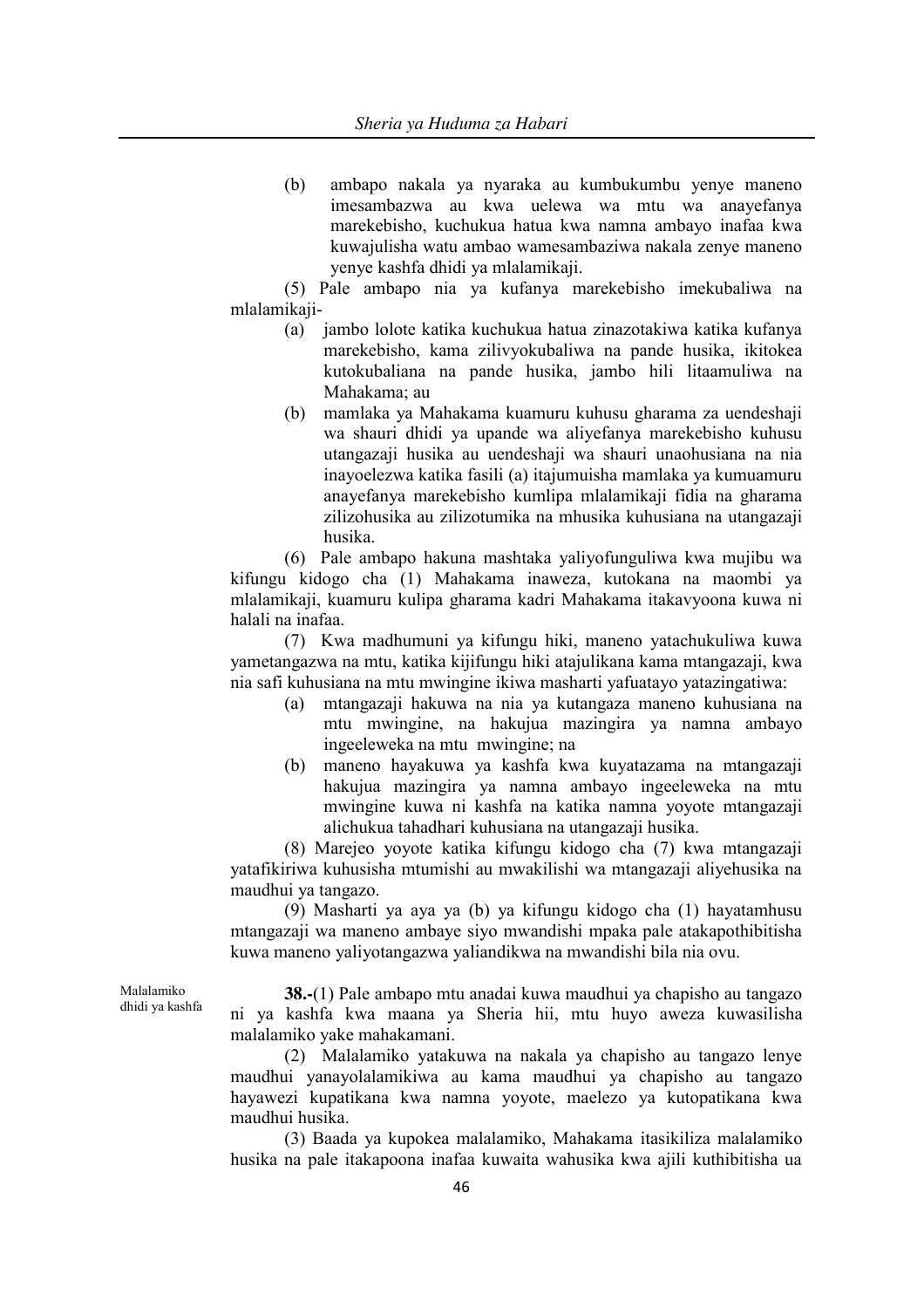(b) ambapo nakala ya nyaraka au kumbukumbu yenye maneno imesambazwa au kwa uelewa wa mtu wa anayefanya marekebisho, kuchukua hatua kwa namna ambayo inafaa kwa kuwajulisha watu ambao wamesambaziwa nakala zenye maneno yenye kashfa dhidi ya mlalamikaji.

(5) Pale ambapo nia ya kufanya marekebisho imekubaliwa na mlalamikaji-

(a) jambo lolote katika kuchukua hatua zinazotakiwa katika kufanya marekebisho, kama zilivyokubaliwa na pande husika, ikitokea kutokubaliana na pande husika, jambo hili litaamuliwa na Mahakama; au

(b) mamlaka ya Mahakama kuamuru kuhusu gharama za uendeshaji wa shauri dhidi ya upande wa aliyefanya marekebisho kuhusu utangazaji husika au uendeshaji wa shauri unaohusiana na nia inayoelezwa katika fasili (a) itajumuisha mamlaka ya kumuamuru anayefanya marekebisho kumlipa mlalamikaji fidia na gharama zilizohusika au zilizotumika na mhusika kuhusiana na utangazaji husika.

(6) Pale ambapo hakuna mashtaka yaliyofunguliwa kwa mujibu wa kifungu kidogo cha (1) Mahakama inaweza, kutokana na maombi ya mlalamikaji, kuamuru kulipa gharama kadri Mahakama itakavyoona kuwa ni halali na inafaa.

(7) Kwa madhumuni ya kifungu hiki, maneno yatachukuliwa kuwa yametangazwa na mtu, katika kijifungu hiki atajulikana kama mtangazaji, kwa nia safi kuhusiana na mtu mwingine ikiwa masharti yafuatayo yatazingatiwa:

(a) mtangazaji hakuwa na nia ya kutangaza maneno kuhusiana na mtu mwingine, na hakujua mazingira ya namna ambayo ingeeleweka na mtu mwingine; na

(b) maneno hayakuwa ya kashfa kwa kuyatazama na mtangazaji hakujua mazingira ya namna ambayo ingeeleweka na mtu mwingine kuwa ni kashfa na katika namna yoyote mtangazaji alichukua tahadhari kuhusiana na utangazaji husika.

(8) Marejeo yoyote katika kifungu kidogo cha (7) kwa mtangazaji yatafikiriwa kuhusisha mtumishi au mwakilishi wa mtangazaji aliyehusika na maudhui ya tangazo.

(9) Masharti ya aya ya (b) ya kifungu kidogo cha (1) hayatamhusu mtangazaji wa maneno ambaye siyo mwandishi mpaka pale atakapothibitisha kuwa maneno yaliyotangazwa yaliandikwa na mwandishi bila nia ovu.

Malalamiko dhidi ya kashfa

**38.-**(1) Pale ambapo mtu anadai kuwa maudhui ya chapisho au tangazo ni ya kashfa kwa maana ya Sheria hii, mtu huyo aweza kuwasilisha malalamiko yake mahakamani.

(2) Malalamiko yatakuwa na nakala ya chapisho au tangazo lenye maudhui yanayolalamikiwa au kama maudhui ya chapisho au tangazo hayawezi kupatikana kwa namna yoyote, maelezo ya kutopatikana kwa maudhui husika.

(3) Baada ya kupokea malalamiko, Mahakama itasikiliza malalamiko husika na pale itakapoona inafaa kuwaita wahusika kwa ajili kuthibitisha ua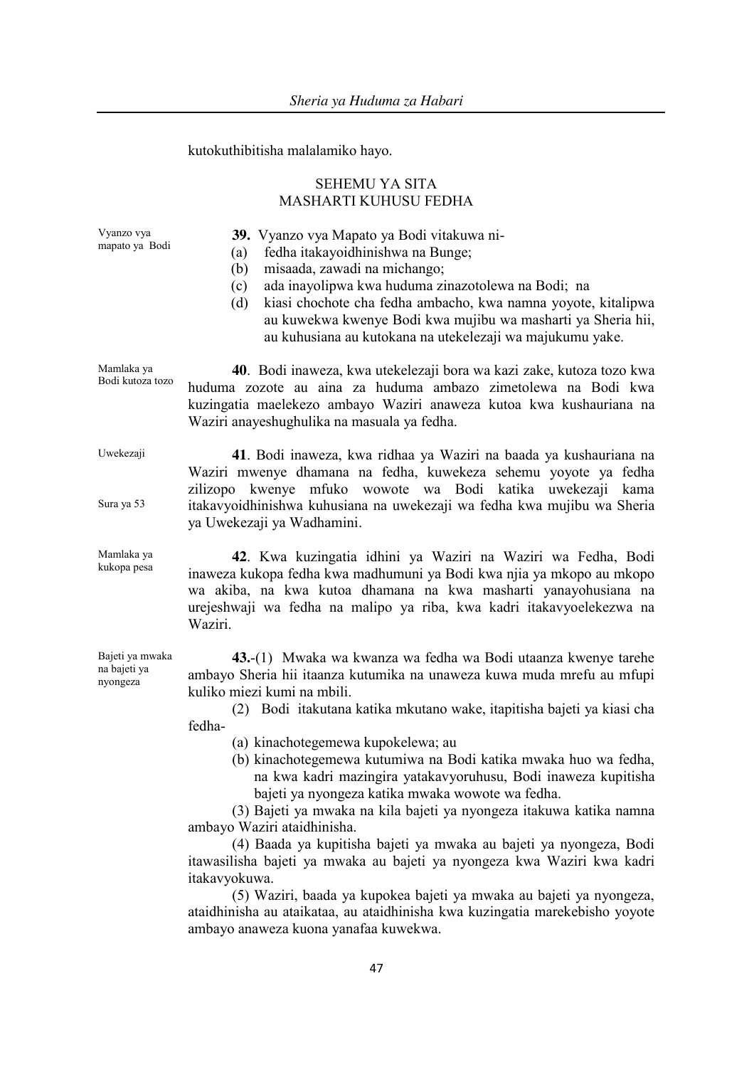kutokuthibitisha malalamiko hayo.

## SEHEMU YA SITA
## MASHARTI KUHUSU FEDHA

Vyanzo vya mapato ya Bodi

**39.** Vyanzo vya Mapato ya Bodi vitakuwa ni-

(a) fedha itakayoidhinishwa na Bunge;

(b) misaada, zawadi na michango;

(c) ada inayolipwa kwa huduma zinazotolewa na Bodi; na

(d) kiasi chochote cha fedha ambacho, kwa namna yoyote, kitalipwa au kuwekwa kwenye Bodi kwa mujibu wa masharti ya Sheria hii, au kuhusiana au kutokana na utekelezaji wa majukumu yake.

Mamlaka ya Bodi kutoza tozo

**40**. Bodi inaweza, kwa utekelezaji bora wa kazi zake, kutoza tozo kwa huduma zozote au aina za huduma ambazo zimetolewa na Bodi kwa kuzingatia maelekezo ambayo Waziri anaweza kutoa kwa kushauriana na Waziri anayeshughulika na masuala ya fedha.

Uwekezaji

Sura ya 53

**41**. Bodi inaweza, kwa ridhaa ya Waziri na baada ya kushauriana na Waziri mwenye dhamana na fedha, kuwekeza sehemu yoyote ya fedha zilizopo kwenye mfuko wowote wa Bodi katika uwekezaji kama itakavyoidhinishwa kuhusiana na uwekezaji wa fedha kwa mujibu wa Sheria ya Uwekezaji ya Wadhamini.

Mamlaka ya kukopa pesa

**42**. Kwa kuzingatia idhini ya Waziri na Waziri wa Fedha, Bodi inaweza kukopa fedha kwa madhumuni ya Bodi kwa njia ya mkopo au mkopo wa akiba, na kwa kutoa dhamana na kwa masharti yanayohusiana na urejeshwaji wa fedha na malipo ya riba, kwa kadri itakavyoelekezwa na Waziri.

Bajeti ya mwaka na bajeti ya nyongeza

**43.**-(1) Mwaka wa kwanza wa fedha wa Bodi utaanza kwenye tarehe ambayo Sheria hii itaanza kutumika na unaweza kuwa muda mrefu au mfupi kuliko miezi kumi na mbili.

(2) Bodi itakutana katika mkutano wake, itapitisha bajeti ya kiasi cha fedha-

(a) kinachotegemewa kupokelewa; au

(b) kinachotegemewa kutumiwa na Bodi katika mwaka huo wa fedha, na kwa kadri mazingira yatakavyoruhusu, Bodi inaweza kupitisha bajeti ya nyongeza katika mwaka wowote wa fedha.

(3) Bajeti ya mwaka na kila bajeti ya nyongeza itakuwa katika namna ambayo Waziri ataidhinisha.

(4) Baada ya kupitisha bajeti ya mwaka au bajeti ya nyongeza, Bodi itawasilisha bajeti ya mwaka au bajeti ya nyongeza kwa Waziri kwa kadri itakavyokuwa.

(5) Waziri, baada ya kupokea bajeti ya mwaka au bajeti ya nyongeza, ataidhinisha au ataikataa, au ataidhinisha kwa kuzingatia marekebisho yoyote ambayo anaweza kuona yanafaa kuwekwa.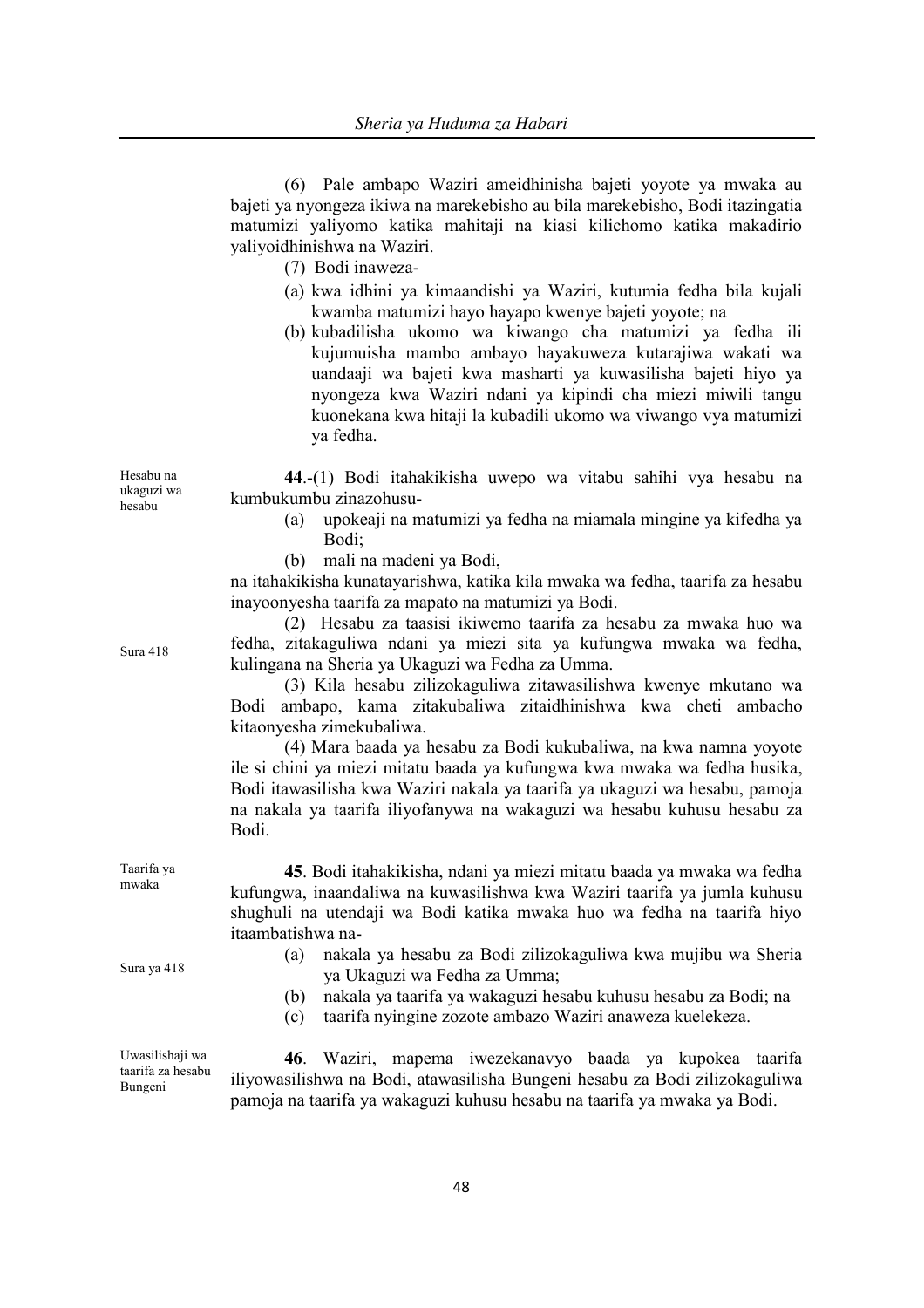(6) Pale ambapo Waziri ameidhinisha bajeti yoyote ya mwaka au bajeti ya nyongeza ikiwa na marekebisho au bila marekebisho, Bodi itazingatia matumizi yaliyomo katika mahitaji na kiasi kilichomo katika makadirio yaliyoidhinishwa na Waziri.

(7) Bodi inaweza-

(a) kwa idhini ya kimaandishi ya Waziri, kutumia fedha bila kujali kwamba matumizi hayo hayapo kwenye bajeti yoyote; na

(b) kubadilisha ukomo wa kiwango cha matumizi ya fedha ili kujumuisha mambo ambayo hayakuweza kutarajiwa wakati wa uandaaji wa bajeti kwa masharti ya kuwasilisha bajeti hiyo ya nyongeza kwa Waziri ndani ya kipindi cha miezi miwili tangu kuonekana kwa hitaji la kubadili ukomo wa viwango vya matumizi ya fedha.

Hesabu na ukaguzi wa hesabu

**44**.-(1) Bodi itahakikisha uwepo wa vitabu sahihi vya hesabu na kumbukumbu zinazohusu-

(a) upokeaji na matumizi ya fedha na miamala mingine ya kifedha ya Bodi;

(b) mali na madeni ya Bodi,

na itahakikisha kunatayarishwa, katika kila mwaka wa fedha, taarifa za hesabu inayoonyesha taarifa za mapato na matumizi ya Bodi.

Sura 418

(2) Hesabu za taasisi ikiwemo taarifa za hesabu za mwaka huo wa fedha, zitakaguliwa ndani ya miezi sita ya kufungwa mwaka wa fedha, kulingana na Sheria ya Ukaguzi wa Fedha za Umma.

(3) Kila hesabu zilizokaguliwa zitawasilishwa kwenye mkutano wa Bodi ambapo, kama zitakubaliwa zitaidhinishwa kwa cheti ambacho kitaonyesha zimekubaliwa.

(4) Mara baada ya hesabu za Bodi kukubaliwa, na kwa namna yoyote ile si chini ya miezi mitatu baada ya kufungwa kwa mwaka wa fedha husika, Bodi itawasilisha kwa Waziri nakala ya taarifa ya ukaguzi wa hesabu, pamoja na nakala ya taarifa iliyofanywa na wakaguzi wa hesabu kuhusu hesabu za Bodi.

Taarifa ya mwaka

**45**. Bodi itahakikisha, ndani ya miezi mitatu baada ya mwaka wa fedha kufungwa, inaandaliwa na kuwasilishwa kwa Waziri taarifa ya jumla kuhusu shughuli na utendaji wa Bodi katika mwaka huo wa fedha na taarifa hiyo itaambatishwa na-

Sura ya 418

(a) nakala ya hesabu za Bodi zilizokaguliwa kwa mujibu wa Sheria ya Ukaguzi wa Fedha za Umma;

(b) nakala ya taarifa ya wakaguzi hesabu kuhusu hesabu za Bodi; na

(c) taarifa nyingine zozote ambazo Waziri anaweza kuelekeza.

Uwasilishaji wa taarifa za hesabu Bungeni

**46**. Waziri, mapema iwezekanavyo baada ya kupokea taarifa iliyowasilishwa na Bodi, atawasilisha Bungeni hesabu za Bodi zilizokaguliwa pamoja na taarifa ya wakaguzi kuhusu hesabu na taarifa ya mwaka ya Bodi.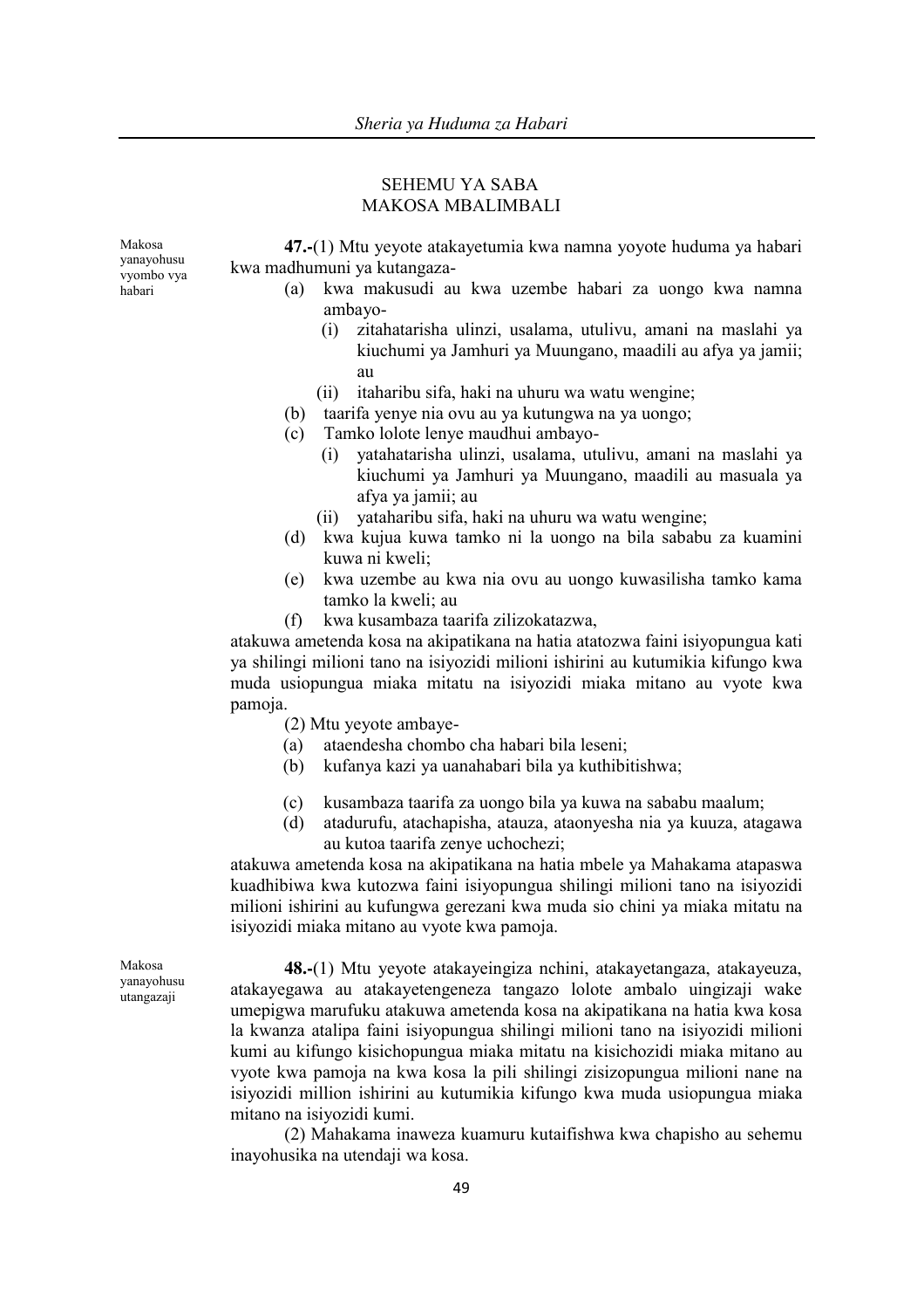## SEHEMU YA SABA
## MAKOSA MBALIMBALI

Makosa yanayohusu vyombo vya habari

**47.-**(1) Mtu yeyote atakayetumia kwa namna yoyote huduma ya habari kwa madhumuni ya kutangaza-

- (a) kwa makusudi au kwa uzembe habari za uongo kwa namna ambayo-
  - (i) zitahatarisha ulinzi, usalama, utulivu, amani na maslahi ya kiuchumi ya Jamhuri ya Muungano, maadili au afya ya jamii; au
  - (ii) itaharibu sifa, haki na uhuru wa watu wengine;
- (b) taarifa yenye nia ovu au ya kutungwa na ya uongo;
- (c) Tamko lolote lenye maudhui ambayo-
  - (i) yatahatarisha ulinzi, usalama, utulivu, amani na maslahi ya kiuchumi ya Jamhuri ya Muungano, maadili au masuala ya afya ya jamii; au
  - (ii) yataharibu sifa, haki na uhuru wa watu wengine;
- (d) kwa kujua kuwa tamko ni la uongo na bila sababu za kuamini kuwa ni kweli;
- (e) kwa uzembe au kwa nia ovu au uongo kuwasilisha tamko kama tamko la kweli; au
- (f) kwa kusambaza taarifa zilizokatazwa,

atakuwa ametenda kosa na akipatikana na hatia atatozwa faini isiyopungua kati ya shilingi milioni tano na isiyozidi milioni ishirini au kutumikia kifungo kwa muda usiopungua miaka mitatu na isiyozidi miaka mitano au vyote kwa pamoja.

(2) Mtu yeyote ambaye-

- (a) ataendesha chombo cha habari bila leseni;
- (b) kufanya kazi ya uanahabari bila ya kuthibitishwa;
- (c) kusambaza taarifa za uongo bila ya kuwa na sababu maalum;
- (d) atadurufu, atachapisha, atauza, ataonyesha nia ya kuuza, atagawa au kutoa taarifa zenye uchochezi;

atakuwa ametenda kosa na akipatikana na hatia mbele ya Mahakama atapaswa kuadhibiwa kwa kutozwa faini isiyopungua shilingi milioni tano na isiyozidi milioni ishirini au kufungwa gerezani kwa muda sio chini ya miaka mitatu na isiyozidi miaka mitano au vyote kwa pamoja.

Makosa yanayohusu utangazaji

**48.-**(1) Mtu yeyote atakayeingiza nchini, atakayetangaza, atakayeuza, atakayegawa au atakayetengeneza tangazo lolote ambalo uingizaji wake umepigwa marufuku atakuwa ametenda kosa na akipatikana na hatia kwa kosa la kwanza atalipa faini isiyopungua shilingi milioni tano na isiyozidi milioni kumi au kifungo kisichopungua miaka mitatu na kisichozidi miaka mitano au vyote kwa pamoja na kwa kosa la pili shilingi zisizopungua milioni nane na isiyozidi million ishirini au kutumikia kifungo kwa muda usiopungua miaka mitano na isiyozidi kumi.

(2) Mahakama inaweza kuamuru kutaifishwa kwa chapisho au sehemu inayohusika na utendaji wa kosa.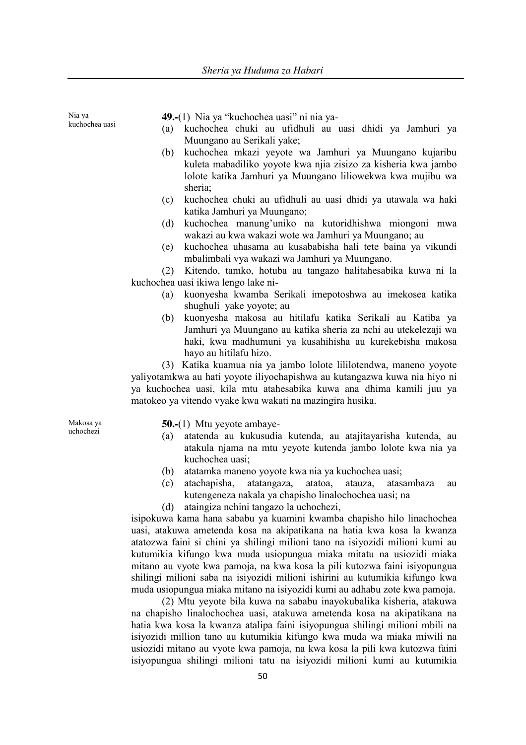Nia ya kuchochea uasi

**49.-**(1) Nia ya "kuchochea uasi" ni nia ya-

(a) kuchochea chuki au ufidhuli au uasi dhidi ya Jamhuri ya Muungano au Serikali yake;

(b) kuchochea mkazi yeyote wa Jamhuri ya Muungano kujaribu kuleta mabadiliko yoyote kwa njia zisizo za kisheria kwa jambo lolote katika Jamhuri ya Muungano liliowekwa kwa mujibu wa sheria;

(c) kuchochea chuki au ufidhuli au uasi dhidi ya utawala wa haki katika Jamhuri ya Muungano;

(d) kuchochea manung'uniko na kutoridhishwa miongoni mwa wakazi au kwa wakazi wote wa Jamhuri ya Muungano; au

(e) kuchochea uhasama au kusababisha hali tete baina ya vikundi mbalimbali vya wakazi wa Jamhuri ya Muungano.

(2) Kitendo, tamko, hotuba au tangazo halitahesabika kuwa ni la kuchochea uasi ikiwa lengo lake ni-

(a) kuonyesha kwamba Serikali imepotoshwa au imekosea katika shughuli yake yoyote; au

(b) kuonyesha makosa au hitilafu katika Serikali au Katiba ya Jamhuri ya Muungano au katika sheria za nchi au utekelezaji wa haki, kwa madhumuni ya kusahihisha au kurekebisha makosa hayo au hitilafu hizo.

(3) Katika kuamua nia ya jambo lolote lililotendwa, maneno yoyote yaliyotamkwa au hati yoyote iliyochapishwa au kutangazwa kuwa nia hiyo ni ya kuchochea uasi, kila mtu atahesabika kuwa ana dhima kamili juu ya matokeo ya vitendo vyake kwa wakati na mazingira husika.

Makosa ya uchochezi

**50.-**(1) Mtu yeyote ambaye-

(a) atatenda au kukusudia kutenda, au atajitayarisha kutenda, au atakula njama na mtu yeyote kutenda jambo lolote kwa nia ya kuchochea uasi;

(b) atatamka maneno yoyote kwa nia ya kuchochea uasi;

(c) atachapisha, atatangaza, atatoa, atauza, atasambaza au kutengeneza nakala ya chapisho linalochochea uasi; na

(d) ataingiza nchini tangazo la uchochezi,

isipokuwa kama hana sababu ya kuamini kwamba chapisho hilo linachochea uasi, atakuwa ametenda kosa na akipatikana na hatia kwa kosa la kwanza atatozwa faini si chini ya shilingi milioni tano na isiyozidi milioni kumi au kutumikia kifungo kwa muda usiopungua miaka mitatu na usiozidi miaka mitano au vyote kwa pamoja, na kwa kosa la pili kutozwa faini isiyopungua shilingi milioni saba na isiyozidi milioni ishirini au kutumikia kifungo kwa muda usiopungua miaka mitano na isiyozidi kumi au adhabu zote kwa pamoja.

(2) Mtu yeyote bila kuwa na sababu inayokubalika kisheria, atakuwa na chapisho linalochochea uasi, atakuwa ametenda kosa na akipatikana na hatia kwa kosa la kwanza atalipa faini isiyopungua shilingi milioni mbili na isiyozidi million tano au kutumikia kifungo kwa muda wa miaka miwili na usiozidi mitano au vyote kwa pamoja, na kwa kosa la pili kwa kutozwa faini isiyopungua shilingi milioni tatu na isiyozidi milioni kumi au kutumikia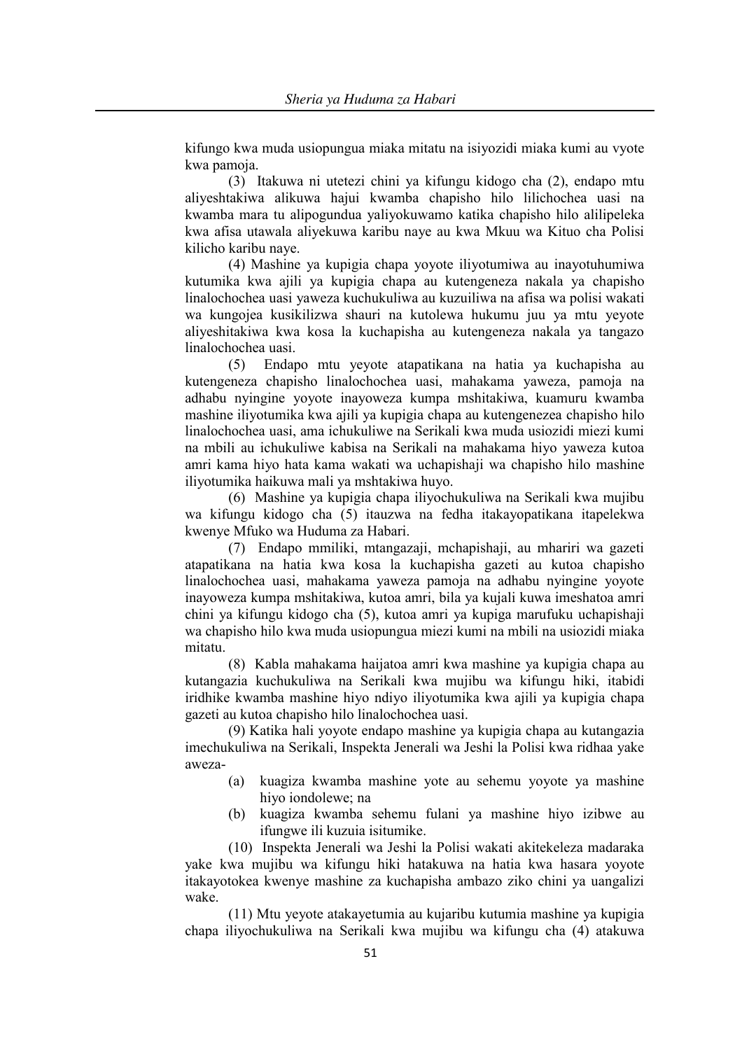kifungo kwa muda usiopungua miaka mitatu na isiyozidi miaka kumi au vyote kwa pamoja.

(3) Itakuwa ni utetezi chini ya kifungu kidogo cha (2), endapo mtu aliyeshtakiwa alikuwa hajui kwamba chapisho hilo lilichochea uasi na kwamba mara tu alipogundua yaliyokuwamo katika chapisho hilo alilipeleka kwa afisa utawala aliyekuwa karibu naye au kwa Mkuu wa Kituo cha Polisi kilicho karibu naye.

(4) Mashine ya kupigia chapa yoyote iliyotumiwa au inayotuhumiwa kutumika kwa ajili ya kupigia chapa au kutengeneza nakala ya chapisho linalochochea uasi yaweza kuchukuliwa au kuzuiliwa na afisa wa polisi wakati wa kungojea kusikilizwa shauri na kutolewa hukumu juu ya mtu yeyote aliyeshitakiwa kwa kosa la kuchapisha au kutengeneza nakala ya tangazo linalochochea uasi.

(5) Endapo mtu yeyote atapatikana na hatia ya kuchapisha au kutengeneza chapisho linalochochea uasi, mahakama yaweza, pamoja na adhabu nyingine yoyote inayoweza kumpa mshitakiwa, kuamuru kwamba mashine iliyotumika kwa ajili ya kupigia chapa au kutengenezea chapisho hilo linalochochea uasi, ama ichukuliwe na Serikali kwa muda usiozidi miezi kumi na mbili au ichukuliwe kabisa na Serikali na mahakama hiyo yaweza kutoa amri kama hiyo hata kama wakati wa uchapishaji wa chapisho hilo mashine iliyotumika haikuwa mali ya mshtakiwa huyo.

(6) Mashine ya kupigia chapa iliyochukuliwa na Serikali kwa mujibu wa kifungu kidogo cha (5) itauzwa na fedha itakayopatikana itapelekwa kwenye Mfuko wa Huduma za Habari.

(7) Endapo mmiliki, mtangazaji, mchapishaji, au mhariri wa gazeti atapatikana na hatia kwa kosa la kuchapisha gazeti au kutoa chapisho linalochochea uasi, mahakama yaweza pamoja na adhabu nyingine yoyote inayoweza kumpa mshitakiwa, kutoa amri, bila ya kujali kuwa imeshatoa amri chini ya kifungu kidogo cha (5), kutoa amri ya kupiga marufuku uchapishaji wa chapisho hilo kwa muda usiopungua miezi kumi na mbili na usiozidi miaka mitatu.

(8) Kabla mahakama haijatoa amri kwa mashine ya kupigia chapa au kutangazia kuchukuliwa na Serikali kwa mujibu wa kifungu hiki, itabidi iridhike kwamba mashine hiyo ndiyo iliyotumika kwa ajili ya kupigia chapa gazeti au kutoa chapisho hilo linalochochea uasi.

(9) Katika hali yoyote endapo mashine ya kupigia chapa au kutangazia imechukuliwa na Serikali, Inspekta Jenerali wa Jeshi la Polisi kwa ridhaa yake aweza-

(a) kuagiza kwamba mashine yote au sehemu yoyote ya mashine hiyo iondolewe; na

(b) kuagiza kwamba sehemu fulani ya mashine hiyo izibwe au ifungwe ili kuzuia isitumike.

(10) Inspekta Jenerali wa Jeshi la Polisi wakati akitekeleza madaraka yake kwa mujibu wa kifungu hiki hatakuwa na hatia kwa hasara yoyote itakayotokea kwenye mashine za kuchapisha ambazo ziko chini ya uangalizi wake.

(11) Mtu yeyote atakayetumia au kujaribu kutumia mashine ya kupigia chapa iliyochukuliwa na Serikali kwa mujibu wa kifungu cha (4) atakuwa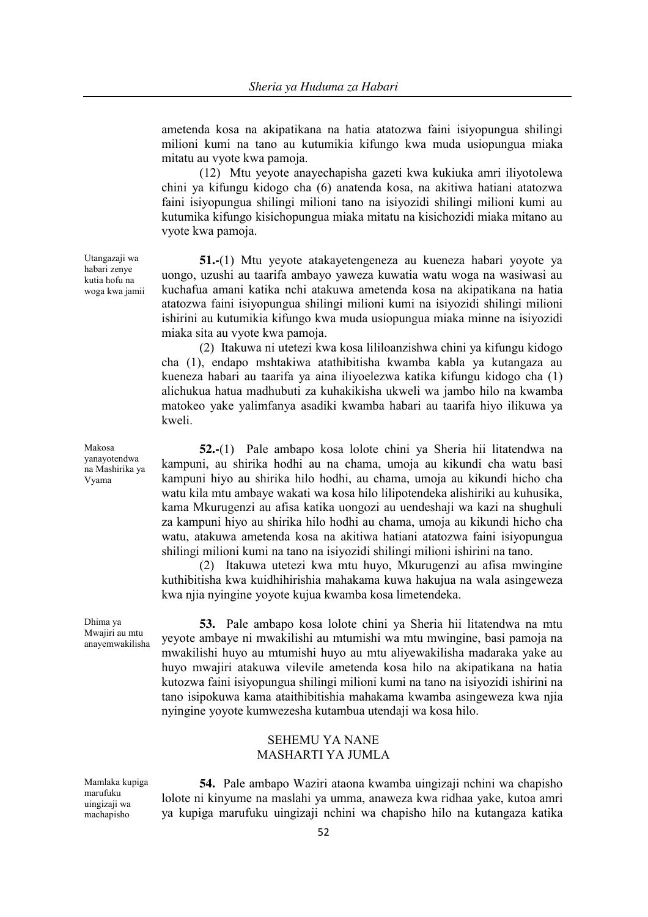ametenda kosa na akipatikana na hatia atatozwa faini isiyopungua shilingi milioni kumi na tano au kutumikia kifungo kwa muda usiopungua miaka mitatu au vyote kwa pamoja.

(12) Mtu yeyote anayechapisha gazeti kwa kukiuka amri iliyotolewa chini ya kifungu kidogo cha (6) anatenda kosa, na akitiwa hatiani atatozwa faini isiyopungua shilingi milioni tano na isiyozidi shilingi milioni kumi au kutumika kifungo kisichopungua miaka mitatu na kisichozidi miaka mitano au vyote kwa pamoja.

*Utangazaji wa habari zenye kutia hofu na woga kwa jamii*

**51.-**(1) Mtu yeyote atakayetengeneza au kueneza habari yoyote ya uongo, uzushi au taarifa ambayo yaweza kuwatia watu woga na wasiwasi au kuchafua amani katika nchi atakuwa ametenda kosa na akipatikana na hatia atatozwa faini isiyopungua shilingi milioni kumi na isiyozidi shilingi milioni ishirini au kutumikia kifungo kwa muda usiopungua miaka minne na isiyozidi miaka sita au vyote kwa pamoja.

(2) Itakuwa ni utetezi kwa kosa lililoanzishwa chini ya kifungu kidogo cha (1), endapo mshtakiwa atathibitisha kwamba kabla ya kutangaza au kueneza habari au taarifa ya aina iliyoelezwa katika kifungu kidogo cha (1) alichukua hatua madhubuti za kuhakikisha ukweli wa jambo hilo na kwamba matokeo yake yalimfanya asadiki kwamba habari au taarifa hiyo ilikuwa ya kweli.

*Makosa yanayotendwa na Mashirika ya Vyama*

**52.-**(1) Pale ambapo kosa lolote chini ya Sheria hii litatendwa na kampuni, au shirika hodhi au na chama, umoja au kikundi cha watu basi kampuni hiyo au shirika hilo hodhi, au chama, umoja au kikundi hicho cha watu kila mtu ambaye wakati wa kosa hilo lilipotendeka alishiriki au kuhusika, kama Mkurugenzi au afisa katika uongozi au uendeshaji wa kazi na shughuli za kampuni hiyo au shirika hilo hodhi au chama, umoja au kikundi hicho cha watu, atakuwa ametenda kosa na akitiwa hatiani atatozwa faini isiyopungua shilingi milioni kumi na tano na isiyozidi shilingi milioni ishirini na tano.

(2) Itakuwa utetezi kwa mtu huyo, Mkurugenzi au afisa mwingine kuthibitisha kwa kuidhihirishia mahakama kuwa hakujua na wala asingeweza kwa njia nyingine yoyote kujua kwamba kosa limetendeka.

*Dhima ya Mwajiri au mtu anayemwakilisha*

**53.** Pale ambapo kosa lolote chini ya Sheria hii litatendwa na mtu yeyote ambaye ni mwakilishi au mtumishi wa mtu mwingine, basi pamoja na mwakilishi huyo au mtumishi huyo au mtu aliyewakilisha madaraka yake au huyo mwajiri atakuwa vilevile ametenda kosa hilo na akipatikana na hatia kutozwa faini isiyopungua shilingi milioni kumi na tano na isiyozidi ishirini na tano isipokuwa kama ataithibitishia mahakama kwamba asingeweza kwa njia nyingine yoyote kumwezesha kutambua utendaji wa kosa hilo.

## SEHEMU YA NANE
## MASHARTI YA JUMLA

*Mamlaka kupiga marufuku uingizaji wa machapisho*

**54.** Pale ambapo Waziri ataona kwamba uingizaji nchini wa chapisho lolote ni kinyume na maslahi ya umma, anaweza kwa ridhaa yake, kutoa amri ya kupiga marufuku uingizaji nchini wa chapisho hilo na kutangaza katika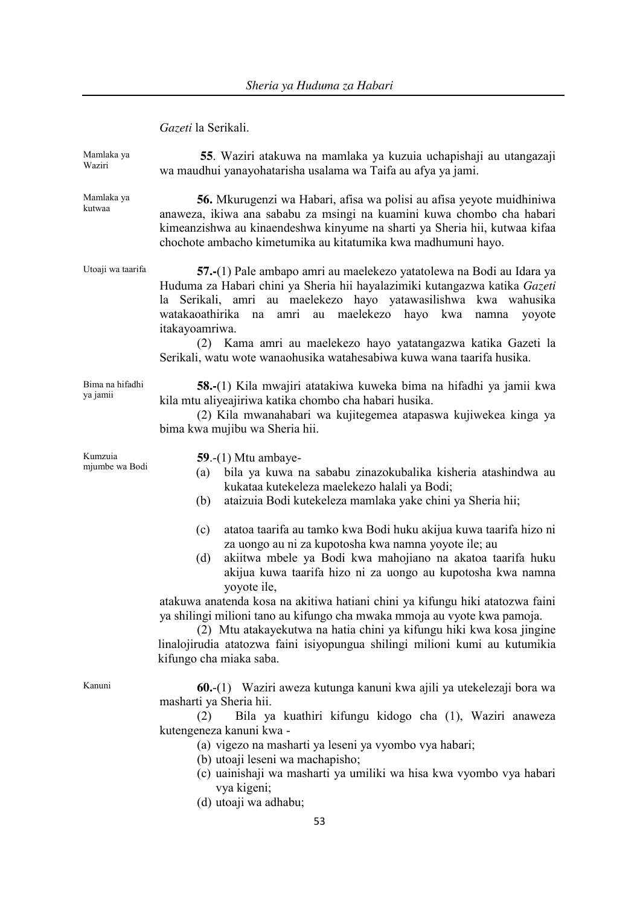*Gazeti* la Serikali.

Mamlaka ya Waziri

**55**. Waziri atakuwa na mamlaka ya kuzuia uchapishaji au utangazaji wa maudhui yanayohatarisha usalama wa Taifa au afya ya jami.

Mamlaka ya kutwaa

**56.** Mkurugenzi wa Habari, afisa wa polisi au afisa yeyote muidhiniwa anaweza, ikiwa ana sababu za msingi na kuamini kuwa chombo cha habari kimeanzishwa au kinaendeshwa kinyume na sharti ya Sheria hii, kutwaa kifaa chochote ambacho kimetumika au kitatumika kwa madhumuni hayo.

Utoaji wa taarifa

**57.-**(1) Pale ambapo amri au maelekezo yatatolewa na Bodi au Idara ya Huduma za Habari chini ya Sheria hii hayalazimiki kutangazwa katika *Gazeti* la Serikali, amri au maelekezo hayo yatawasilishwa kwa wahusika watakaoathirika na amri au maelekezo hayo kwa namna yoyote itakayoamriwa.

(2) Kama amri au maelekezo hayo yatatangazwa katika Gazeti la Serikali, watu wote wanaohusika watahesabiwa kuwa wana taarifa husika.

Bima na hifadhi ya jamii

**58.-**(1) Kila mwajiri atatakiwa kuweka bima na hifadhi ya jamii kwa kila mtu aliyeajiriwa katika chombo cha habari husika.

(2) Kila mwanahabari wa kujitegemea atapaswa kujiwekea kinga ya bima kwa mujibu wa Sheria hii.

Kumzuia mjumbe wa Bodi

**59**.-(1) Mtu ambaye-

(a) bila ya kuwa na sababu zinazokubalika kisheria atashindwa au kukataa kutekeleza maelekezo halali ya Bodi;

(b) ataizuia Bodi kutekeleza mamlaka yake chini ya Sheria hii;

(c) atatoa taarifa au tamko kwa Bodi huku akijua kuwa taarifa hizo ni za uongo au ni za kupotosha kwa namna yoyote ile; au

(d) akiitwa mbele ya Bodi kwa mahojiano na akatoa taarifa huku akijua kuwa taarifa hizo ni za uongo au kupotosha kwa namna yoyote ile,

atakuwa anatenda kosa na akitiwa hatiani chini ya kifungu hiki atatozwa faini ya shilingi milioni tano au kifungo cha mwaka mmoja au vyote kwa pamoja.

(2) Mtu atakayekutwa na hatia chini ya kifungu hiki kwa kosa jingine linalojirudia atatozwa faini isiyopungua shilingi milioni kumi au kutumikia kifungo cha miaka saba.

Kanuni

**60.**-(1) Waziri aweza kutunga kanuni kwa ajili ya utekelezaji bora wa masharti ya Sheria hii.

(2) Bila ya kuathiri kifungu kidogo cha (1), Waziri anaweza kutengeneza kanuni kwa -

(a) vigezo na masharti ya leseni ya vyombo vya habari;

(b) utoaji leseni wa machapisho;

(c) uainishaji wa masharti ya umiliki wa hisa kwa vyombo vya habari vya kigeni;

(d) utoaji wa adhabu;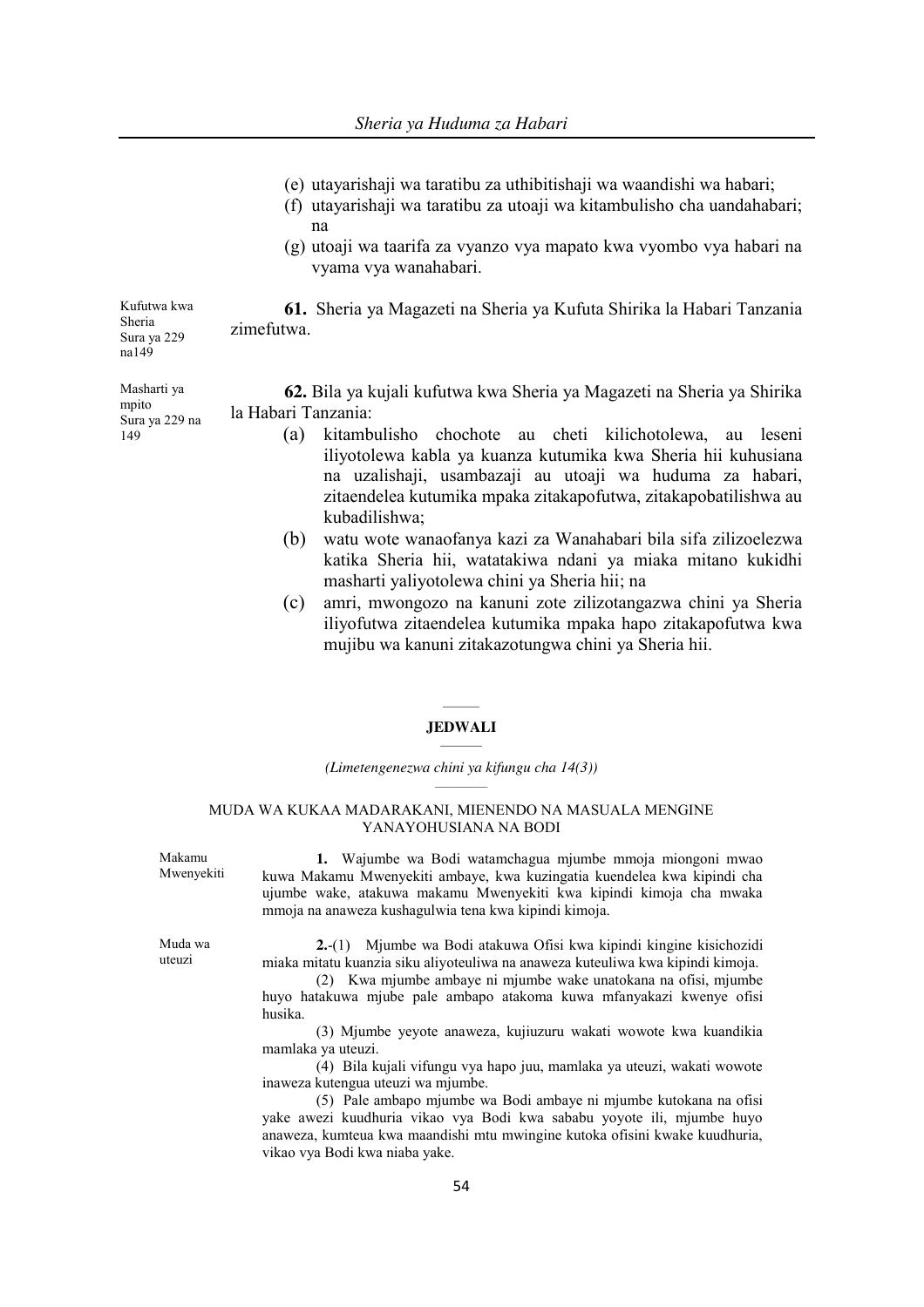(e) utayarishaji wa taratibu za uthibitishaji wa waandishi wa habari;

(f) utayarishaji wa taratibu za utoaji wa kitambulisho cha uandahabari; na

(g) utoaji wa taarifa za vyanzo vya mapato kwa vyombo vya habari na vyama vya wanahabari.

Kufutwa kwa Sheria Sura ya 229 na149

**61.** Sheria ya Magazeti na Sheria ya Kufuta Shirika la Habari Tanzania zimefutwa.

Masharti ya mpito Sura ya 229 na 149

**62.** Bila ya kujali kufutwa kwa Sheria ya Magazeti na Sheria ya Shirika la Habari Tanzania:

(a) kitambulisho chochote au cheti kilichotolewa, au leseni iliyotolewa kabla ya kuanza kutumika kwa Sheria hii kuhusiana na uzalishaji, usambazaji au utoaji wa huduma za habari, zitaendelea kutumika mpaka zitakapofutwa, zitakapobatilishwa au kubadilishwa;

(b) watu wote wanaofanya kazi za Wanahabari bila sifa zilizoelezwa katika Sheria hii, watatakiwa ndani ya miaka mitano kukidhi masharti yaliyotolewa chini ya Sheria hii; na

(c) amri, mwongozo na kanuni zote zilizotangazwa chini ya Sheria iliyofutwa zitaendelea kutumika mpaka hapo zitakapofutwa kwa mujibu wa kanuni zitakazotungwa chini ya Sheria hii.

## JEDWALI

*(Limetengenezwa chini ya kifungu cha 14(3))*

### MUDA WA KUKAA MADARAKANI, MIENENDO NA MASUALA MENGINE YANAYOHUSIANA NA BODI

Makamu Mwenyekiti

**1.** Wajumbe wa Bodi watamchagua mjumbe mmoja miongoni mwao kuwa Makamu Mwenyekiti ambaye, kwa kuzingatia kuendelea kwa kipindi cha ujumbe wake, atakuwa makamu Mwenyekiti kwa kipindi kimoja cha mwaka mmoja na anaweza kushagulwia tena kwa kipindi kimoja.

Muda wa uteuzi

**2.**-(1) Mjumbe wa Bodi atakuwa Ofisi kwa kipindi kingine kisichozidi miaka mitatu kuanzia siku aliyoteuliwa na anaweza kuteuliwa kwa kipindi kimoja.

(2) Kwa mjumbe ambaye ni mjumbe wake unatokana na ofisi, mjumbe huyo hatakuwa mjube pale ambapo atakoma kuwa mfanyakazi kwenye ofisi husika.

(3) Mjumbe yeyote anaweza, kujiuzuru wakati wowote kwa kuandikia mamlaka ya uteuzi.

(4) Bila kujali vifungu vya hapo juu, mamlaka ya uteuzi, wakati wowote inaweza kutengua uteuzi wa mjumbe.

(5) Pale ambapo mjumbe wa Bodi ambaye ni mjumbe kutokana na ofisi yake awezi kuudhuria vikao vya Bodi kwa sababu yoyote ili, mjumbe huyo anaweza, kumteua kwa maandishi mtu mwingine kutoka ofisini kwake kuudhuria, vikao vya Bodi kwa niaba yake.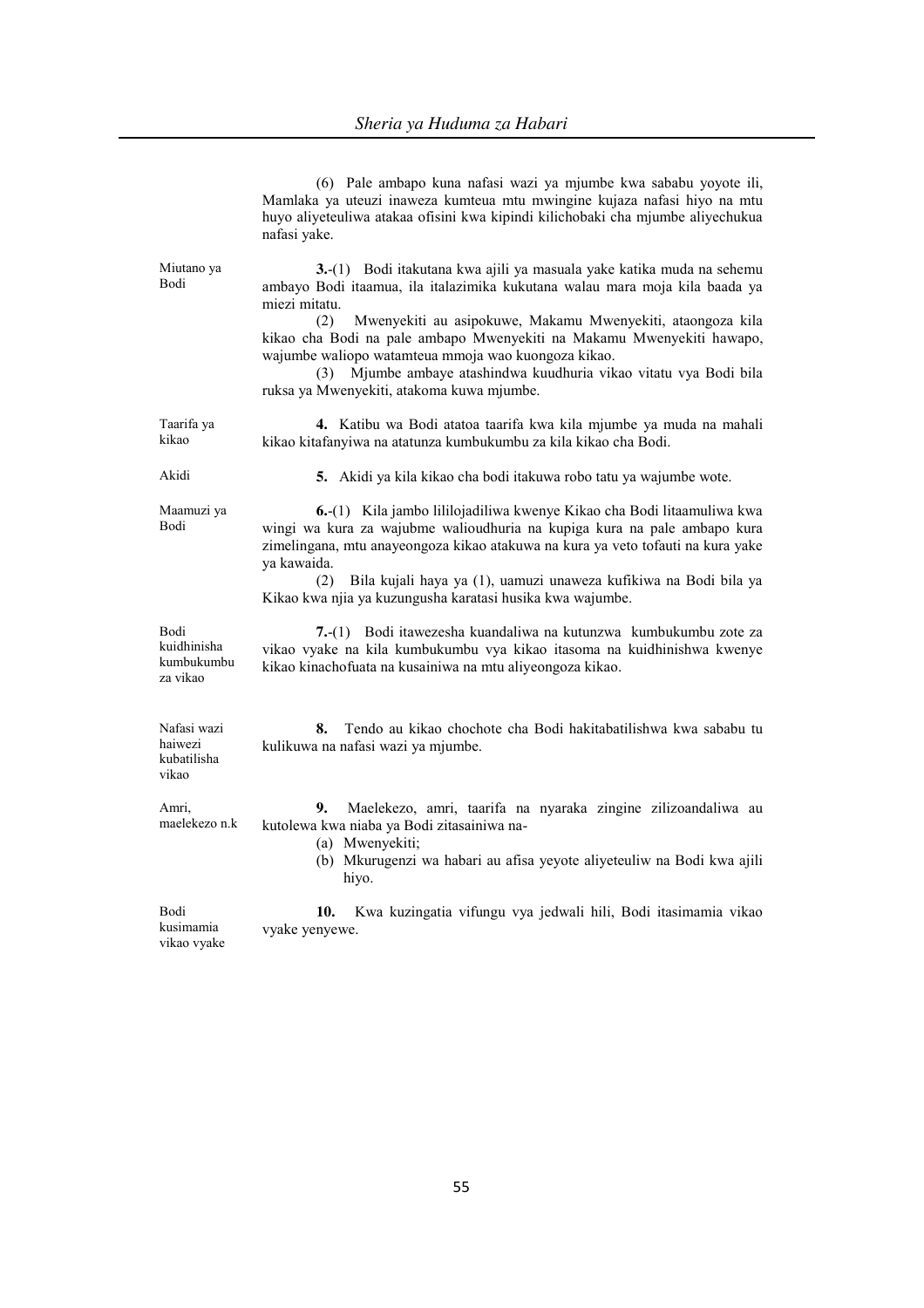(6) Pale ambapo kuna nafasi wazi ya mjumbe kwa sababu yoyote ili, Mamlaka ya uteuzi inaweza kumteua mtu mwingine kujaza nafasi hiyo na mtu huyo aliyeteuliwa atakaa ofisini kwa kipindi kilichobaki cha mjumbe aliyechukua nafasi yake.

Miutano ya Bodi

**3.**-(1) Bodi itakutana kwa ajili ya masuala yake katika muda na sehemu ambayo Bodi itaamua, ila italazimika kukutana walau mara moja kila baada ya miezi mitatu.

(2) Mwenyekiti au asipokuwe, Makamu Mwenyekiti, ataongoza kila kikao cha Bodi na pale ambapo Mwenyekiti na Makamu Mwenyekiti hawapo, wajumbe waliopo watamteua mmoja wao kuongoza kikao.

(3) Mjumbe ambaye atashindwa kuudhuria vikao vitatu vya Bodi bila ruksa ya Mwenyekiti, atakoma kuwa mjumbe.

Taarifa ya kikao

**4.** Katibu wa Bodi atatoa taarifa kwa kila mjumbe ya muda na mahali kikao kitafanyiwa na atatunza kumbukumbu za kila kikao cha Bodi.

Akidi

**5.** Akidi ya kila kikao cha bodi itakuwa robo tatu ya wajumbe wote.

Maamuzi ya Bodi

**6.**-(1) Kila jambo lililojadiliwa kwenye Kikao cha Bodi litaamuliwa kwa wingi wa kura za wajubme walioudhuria na kupiga kura na pale ambapo kura zimelingana, mtu anayeongoza kikao atakuwa na kura ya veto tofauti na kura yake ya kawaida.

(2) Bila kujali haya ya (1), uamuzi unaweza kufikiwa na Bodi bila ya Kikao kwa njia ya kuzungusha karatasi husika kwa wajumbe.

Bodi kuidhinisha kumbukumbu za vikao

**7.**-(1) Bodi itawezesha kuandaliwa na kutunzwa kumbukumbu zote za vikao vyake na kila kumbukumbu vya kikao itasoma na kuidhinishwa kwenye kikao kinachofuata na kusainiwa na mtu aliyeongoza kikao.

Nafasi wazi haiwezi kubatilisha vikao

**8.** Tendo au kikao chochote cha Bodi hakitabatilishwa kwa sababu tu kulikuwa na nafasi wazi ya mjumbe.

Amri, maelekezo n.k

**9.** Maelekezo, amri, taarifa na nyaraka zingine zilizoandaliwa au kutolewa kwa niaba ya Bodi zitasainiwa na-

(a) Mwenyekiti;

(b) Mkurugenzi wa habari au afisa yeyote aliyeteuliw na Bodi kwa ajili hiyo.

Bodi kusimamia vikao vyake

**10.** Kwa kuzingatia vifungu vya jedwali hili, Bodi itasimamia vikao vyake yenyewe.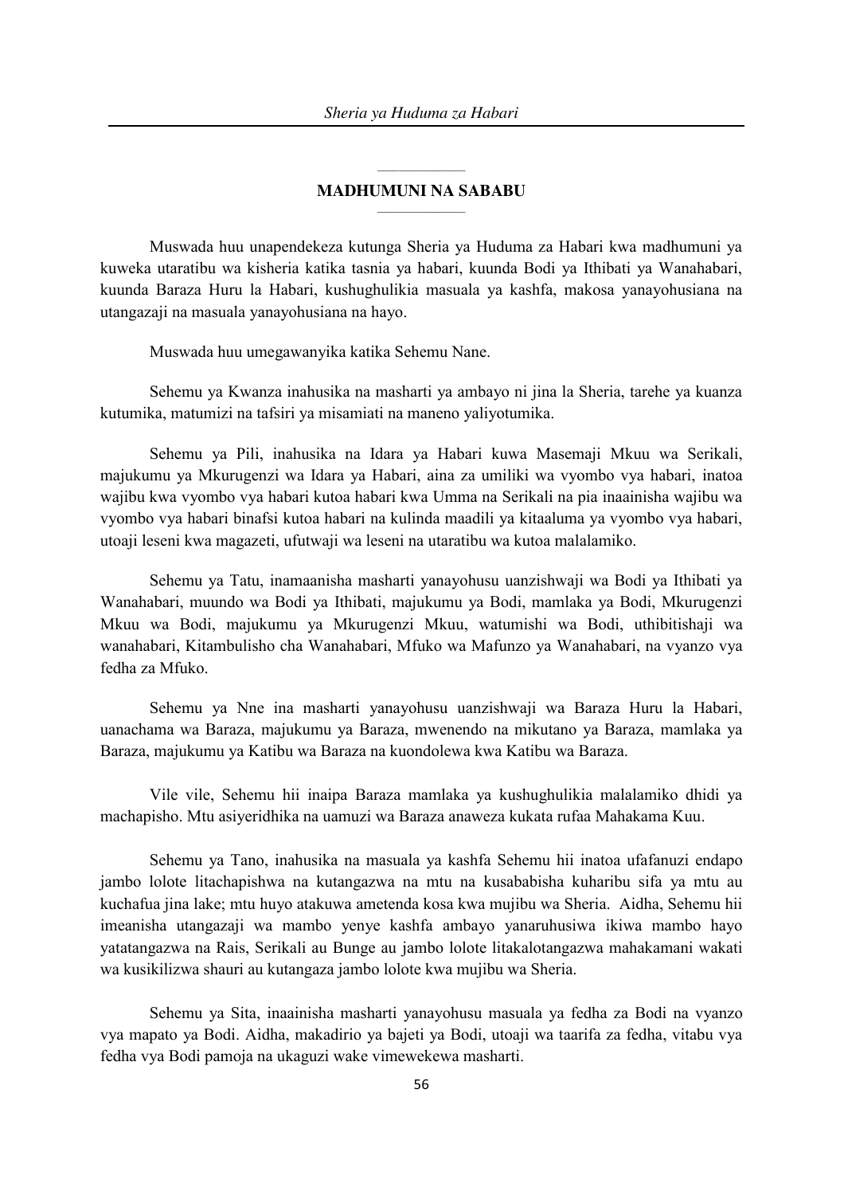## MADHUMUNI NA SABABU

Muswada huu unapendekeza kutunga Sheria ya Huduma za Habari kwa madhumuni ya kuweka utaratibu wa kisheria katika tasnia ya habari, kuunda Bodi ya Ithibati ya Wanahabari, kuunda Baraza Huru la Habari, kushughulikia masuala ya kashfa, makosa yanayohusiana na utangazaji na masuala yanayohusiana na hayo.

Muswada huu umegawanyika katika Sehemu Nane.

Sehemu ya Kwanza inahusika na masharti ya ambayo ni jina la Sheria, tarehe ya kuanza kutumika, matumizi na tafsiri ya misamiati na maneno yaliyotumika.

Sehemu ya Pili, inahusika na Idara ya Habari kuwa Masemaji Mkuu wa Serikali, majukumu ya Mkurugenzi wa Idara ya Habari, aina za umiliki wa vyombo vya habari, inatoa wajibu kwa vyombo vya habari kutoa habari kwa Umma na Serikali na pia inaainisha wajibu wa vyombo vya habari binafsi kutoa habari na kulinda maadili ya kitaaluma ya vyombo vya habari, utoaji leseni kwa magazeti, ufutwaji wa leseni na utaratibu wa kutoa malalamiko.

Sehemu ya Tatu, inamaanisha masharti yanayohusu uanzishwaji wa Bodi ya Ithibati ya Wanahabari, muundo wa Bodi ya Ithibati, majukumu ya Bodi, mamlaka ya Bodi, Mkurugenzi Mkuu wa Bodi, majukumu ya Mkurugenzi Mkuu, watumishi wa Bodi, uthibitishaji wa wanahabari, Kitambulisho cha Wanahabari, Mfuko wa Mafunzo ya Wanahabari, na vyanzo vya fedha za Mfuko.

Sehemu ya Nne ina masharti yanayohusu uanzishwaji wa Baraza Huru la Habari, uanachama wa Baraza, majukumu ya Baraza, mwenendo na mikutano ya Baraza, mamlaka ya Baraza, majukumu ya Katibu wa Baraza na kuondolewa kwa Katibu wa Baraza.

Vile vile, Sehemu hii inaipa Baraza mamlaka ya kushughulikia malalamiko dhidi ya machapisho. Mtu asiyeridhika na uamuzi wa Baraza anaweza kukata rufaa Mahakama Kuu.

Sehemu ya Tano, inahusika na masuala ya kashfa Sehemu hii inatoa ufafanuzi endapo jambo lolote litachapishwa na kutangazwa na mtu na kusababisha kuharibu sifa ya mtu au kuchafua jina lake; mtu huyo atakuwa ametenda kosa kwa mujibu wa Sheria. Aidha, Sehemu hii imeanisha utangazaji wa mambo yenye kashfa ambayo yanaruhusiwa ikiwa mambo hayo yatatangazwa na Rais, Serikali au Bunge au jambo lolote litakalotangazwa mahakamani wakati wa kusikilizwa shauri au kutangaza jambo lolote kwa mujibu wa Sheria.

Sehemu ya Sita, inaainisha masharti yanayohusu masuala ya fedha za Bodi na vyanzo vya mapato ya Bodi. Aidha, makadirio ya bajeti ya Bodi, utoaji wa taarifa za fedha, vitabu vya fedha vya Bodi pamoja na ukaguzi wake vimewekewa masharti.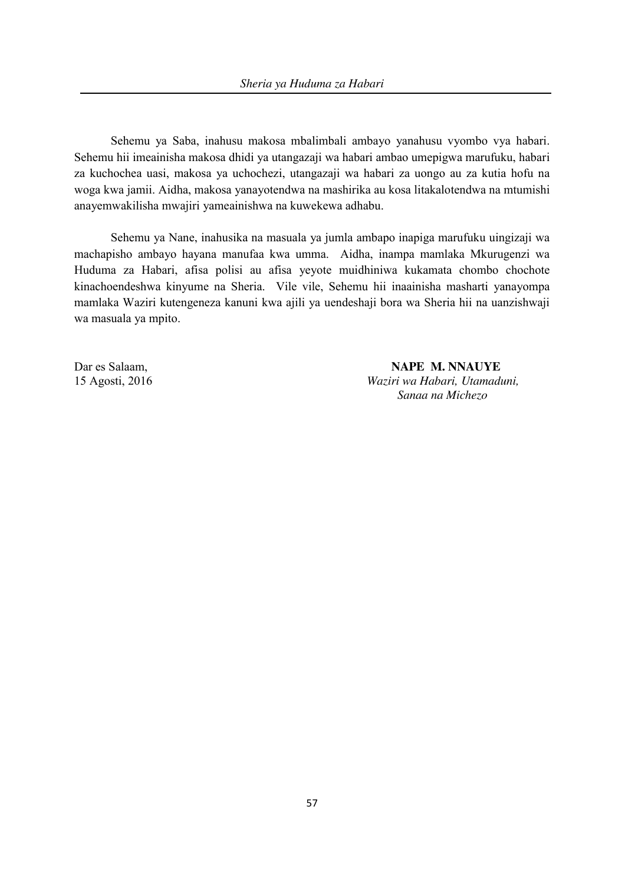Sehemu ya Saba, inahusu makosa mbalimbali ambayo yanahusu vyombo vya habari. Sehemu hii imeainisha makosa dhidi ya utangazaji wa habari ambao umepigwa marufuku, habari za kuchochea uasi, makosa ya uchochezi, utangazaji wa habari za uongo au za kutia hofu na woga kwa jamii. Aidha, makosa yanayotendwa na mashirika au kosa litakalotendwa na mtumishi anayemwakilisha mwajiri yameainishwa na kuwekewa adhabu.

Sehemu ya Nane, inahusika na masuala ya jumla ambapo inapiga marufuku uingizaji wa machapisho ambayo hayana manufaa kwa umma. Aidha, inampa mamlaka Mkurugenzi wa Huduma za Habari, afisa polisi au afisa yeyote muidhiniwa kukamata chombo chochote kinachoendeshwa kinyume na Sheria. Vile vile, Sehemu hii inaainisha masharti yanayompa mamlaka Waziri kutengeneza kanuni kwa ajili ya uendeshaji bora wa Sheria hii na uanzishwaji wa masuala ya mpito.

Dar es Salaam,
15 Agosti, 2016

**NAPE M. NNAUYE**
*Waziri wa Habari, Utamaduni, Sanaa na Michezo*